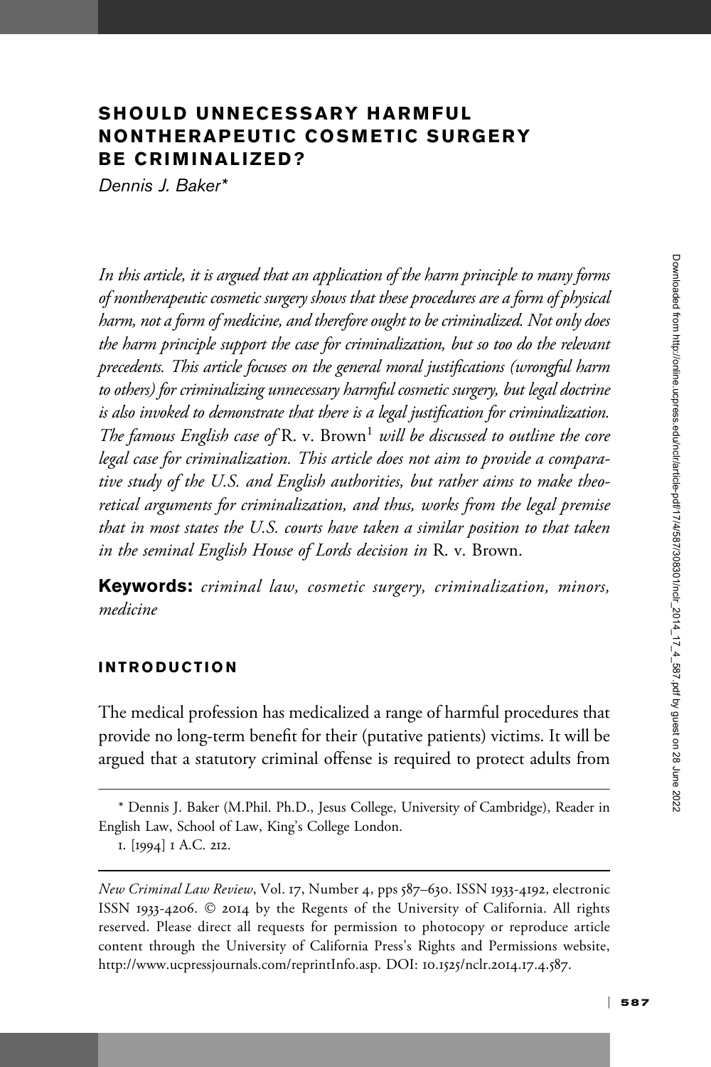# SHOULD UNNECESSARY HARMFUL NONTHERAPEUTIC COSMETIC SURGERY BE CRIMINALIZED?

*Dennis J. Baker**

*In this article, it is argued that an application of the harm principle to many forms of nontherapeutic cosmetic surgery shows that these procedures are a form of physical harm, not a form of medicine, and therefore ought to be criminalized. Not only does the harm principle support the case for criminalization, but so too do the relevant precedents. This article focuses on the general moral justifications (wrongful harm to others) for criminalizing unnecessary harmful cosmetic surgery, but legal doctrine is also invoked to demonstrate that there is a legal justification for criminalization. The famous English case of* R. v. Brown[1] *will be discussed to outline the core legal case for criminalization. This article does not aim to provide a comparative study of the U.S. and English authorities, but rather aims to make theoretical arguments for criminalization, and thus, works from the legal premise that in most states the U.S. courts have taken a similar position to that taken in the seminal English House of Lords decision in* R. v. Brown.

**Keywords:** *criminal law, cosmetic surgery, criminalization, minors, medicine*

## INTRODUCTION

The medical profession has medicalized a range of harmful procedures that provide no long-term benefit for their (putative patients) victims. It will be argued that a statutory criminal offense is required to protect adults from

---

\* Dennis J. Baker (M.Phil. Ph.D., Jesus College, University of Cambridge), Reader in English Law, School of Law, King's College London.

1. [1994] 1 A.C. 212.

---

*New Criminal Law Review*, Vol. 17, Number 4, pps 587–630. ISSN 1933-4192, electronic ISSN 1933-4206. © 2014 by the Regents of the University of California. All rights reserved. Please direct all requests for permission to photocopy or reproduce article content through the University of California Press's Rights and Permissions website, http://www.ucpressjournals.com/reprintInfo.asp. DOI: 10.1525/nclr.2014.17.4.587.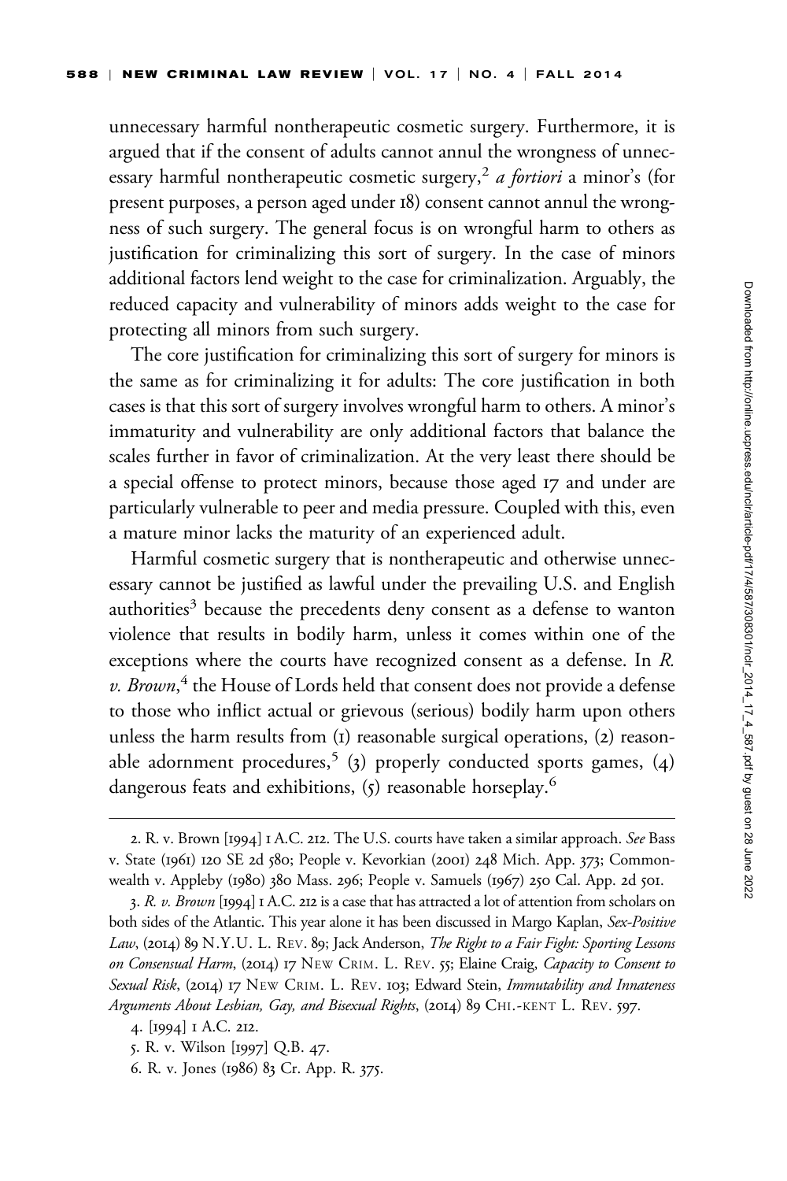unnecessary harmful nontherapeutic cosmetic surgery. Furthermore, it is argued that if the consent of adults cannot annul the wrongness of unnecessary harmful nontherapeutic cosmetic surgery,[2] *a fortiori* a minor's (for present purposes, a person aged under 18) consent cannot annul the wrongness of such surgery. The general focus is on wrongful harm to others as justification for criminalizing this sort of surgery. In the case of minors additional factors lend weight to the case for criminalization. Arguably, the reduced capacity and vulnerability of minors adds weight to the case for protecting all minors from such surgery.

The core justification for criminalizing this sort of surgery for minors is the same as for criminalizing it for adults: The core justification in both cases is that this sort of surgery involves wrongful harm to others. A minor's immaturity and vulnerability are only additional factors that balance the scales further in favor of criminalization. At the very least there should be a special offense to protect minors, because those aged 17 and under are particularly vulnerable to peer and media pressure. Coupled with this, even a mature minor lacks the maturity of an experienced adult.

Harmful cosmetic surgery that is nontherapeutic and otherwise unnecessary cannot be justified as lawful under the prevailing U.S. and English authorities[3] because the precedents deny consent as a defense to wanton violence that results in bodily harm, unless it comes within one of the exceptions where the courts have recognized consent as a defense. In *R. v. Brown*,[4] the House of Lords held that consent does not provide a defense to those who inflict actual or grievous (serious) bodily harm upon others unless the harm results from (1) reasonable surgical operations, (2) reasonable adornment procedures,[5] (3) properly conducted sports games, (4) dangerous feats and exhibitions, (5) reasonable horseplay.[6]

---

2. R. v. Brown [1994] 1 A.C. 212. The U.S. courts have taken a similar approach. *See* Bass v. State (1961) 120 SE 2d 580; People v. Kevorkian (2001) 248 Mich. App. 373; Commonwealth v. Appleby (1980) 380 Mass. 296; People v. Samuels (1967) 250 Cal. App. 2d 501.

3. *R. v. Brown* [1994] 1 A.C. 212 is a case that has attracted a lot of attention from scholars on both sides of the Atlantic. This year alone it has been discussed in Margo Kaplan, *Sex-Positive Law*, (2014) 89 N.Y.U. L. Rev. 89; Jack Anderson, *The Right to a Fair Fight: Sporting Lessons on Consensual Harm*, (2014) 17 New Crim. L. Rev. 55; Elaine Craig, *Capacity to Consent to Sexual Risk*, (2014) 17 New Crim. L. Rev. 103; Edward Stein, *Immutability and Innateness Arguments About Lesbian, Gay, and Bisexual Rights*, (2014) 89 Chi.-Kent L. Rev. 597.

4. [1994] 1 A.C. 212.

5. R. v. Wilson [1997] Q.B. 47.

6. R. v. Jones (1986) 83 Cr. App. R. 375.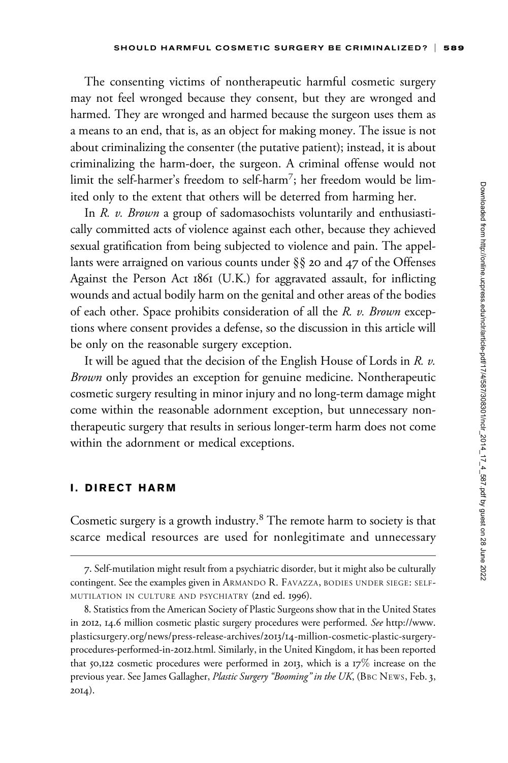The consenting victims of nontherapeutic harmful cosmetic surgery may not feel wronged because they consent, but they are wronged and harmed. They are wronged and harmed because the surgeon uses them as a means to an end, that is, as an object for making money. The issue is not about criminalizing the consenter (the putative patient); instead, it is about criminalizing the harm-doer, the surgeon. A criminal offense would not limit the self-harmer's freedom to self-harm[7]; her freedom would be limited only to the extent that others will be deterred from harming her.

In *R. v. Brown* a group of sadomasochists voluntarily and enthusiastically committed acts of violence against each other, because they achieved sexual gratification from being subjected to violence and pain. The appellants were arraigned on various counts under §§ 20 and 47 of the Offenses Against the Person Act 1861 (U.K.) for aggravated assault, for inflicting wounds and actual bodily harm on the genital and other areas of the bodies of each other. Space prohibits consideration of all the *R. v. Brown* exceptions where consent provides a defense, so the discussion in this article will be only on the reasonable surgery exception.

It will be agued that the decision of the English House of Lords in *R. v. Brown* only provides an exception for genuine medicine. Nontherapeutic cosmetic surgery resulting in minor injury and no long-term damage might come within the reasonable adornment exception, but unnecessary nontherapeutic surgery that results in serious longer-term harm does not come within the adornment or medical exceptions.

## I. DIRECT HARM

Cosmetic surgery is a growth industry.[8] The remote harm to society is that scarce medical resources are used for nonlegitimate and unnecessary

7. Self-mutilation might result from a psychiatric disorder, but it might also be culturally contingent. See the examples given in ARMANDO R. FAVAZZA, BODIES UNDER SIEGE: SELF-MUTILATION IN CULTURE AND PSYCHIATRY (2nd ed. 1996).

8. Statistics from the American Society of Plastic Surgeons show that in the United States in 2012, 14.6 million cosmetic plastic surgery procedures were performed. *See* http://www.plasticsurgery.org/news/press-release-archives/2013/14-million-cosmetic-plastic-surgery-procedures-performed-in-2012.html. Similarly, in the United Kingdom, it has been reported that 50,122 cosmetic procedures were performed in 2013, which is a 17% increase on the previous year. See James Gallagher, *Plastic Surgery "Booming" in the UK*, (BBC NEWS, Feb. 3, 2014).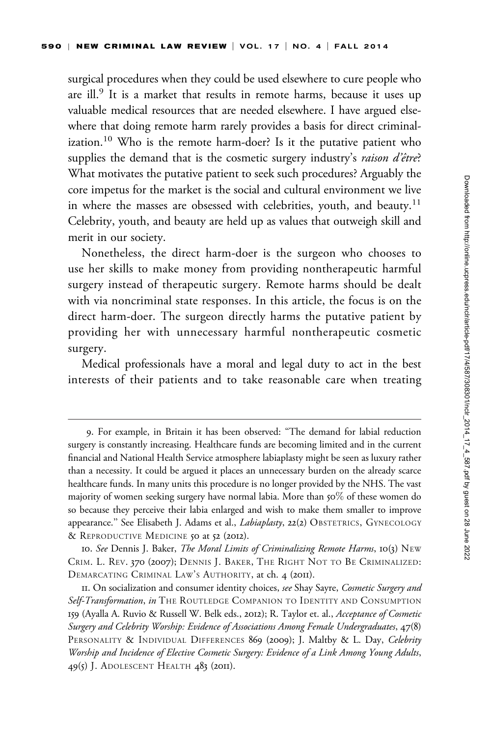surgical procedures when they could be used elsewhere to cure people who are ill.[9] It is a market that results in remote harms, because it uses up valuable medical resources that are needed elsewhere. I have argued elsewhere that doing remote harm rarely provides a basis for direct criminalization.[10] Who is the remote harm-doer? Is it the putative patient who supplies the demand that is the cosmetic surgery industry's *raison d'être*? What motivates the putative patient to seek such procedures? Arguably the core impetus for the market is the social and cultural environment we live in where the masses are obsessed with celebrities, youth, and beauty.[11] Celebrity, youth, and beauty are held up as values that outweigh skill and merit in our society.

Nonetheless, the direct harm-doer is the surgeon who chooses to use her skills to make money from providing nontherapeutic harmful surgery instead of therapeutic surgery. Remote harms should be dealt with via noncriminal state responses. In this article, the focus is on the direct harm-doer. The surgeon directly harms the putative patient by providing her with unnecessary harmful nontherapeutic cosmetic surgery.

Medical professionals have a moral and legal duty to act in the best interests of their patients and to take reasonable care when treating

---

9. For example, in Britain it has been observed: "The demand for labial reduction surgery is constantly increasing. Healthcare funds are becoming limited and in the current financial and National Health Service atmosphere labiaplasty might be seen as luxury rather than a necessity. It could be argued it places an unnecessary burden on the already scarce healthcare funds. In many units this procedure is no longer provided by the NHS. The vast majority of women seeking surgery have normal labia. More than 50% of these women do so because they perceive their labia enlarged and wish to make them smaller to improve appearance." See Elisabeth J. Adams et al., *Labiaplasty*, 22(2) Obstetrics, Gynecology & Reproductive Medicine 50 at 52 (2012).

10. *See* Dennis J. Baker, *The Moral Limits of Criminalizing Remote Harms*, 10(3) New Crim. L. Rev. 370 (2007); Dennis J. Baker, The Right Not to Be Criminalized: Demarcating Criminal Law's Authority, at ch. 4 (2011).

11. On socialization and consumer identity choices, *see* Shay Sayre, *Cosmetic Surgery and Self-Transformation*, *in* The Routledge Companion to Identity and Consumption 159 (Ayalla A. Ruvio & Russell W. Belk eds., 2012); R. Taylor et. al., *Acceptance of Cosmetic Surgery and Celebrity Worship: Evidence of Associations Among Female Undergraduates*, 47(8) Personality & Individual Differences 869 (2009); J. Maltby & L. Day, *Celebrity Worship and Incidence of Elective Cosmetic Surgery: Evidence of a Link Among Young Adults*, 49(5) J. Adolescent Health 483 (2011).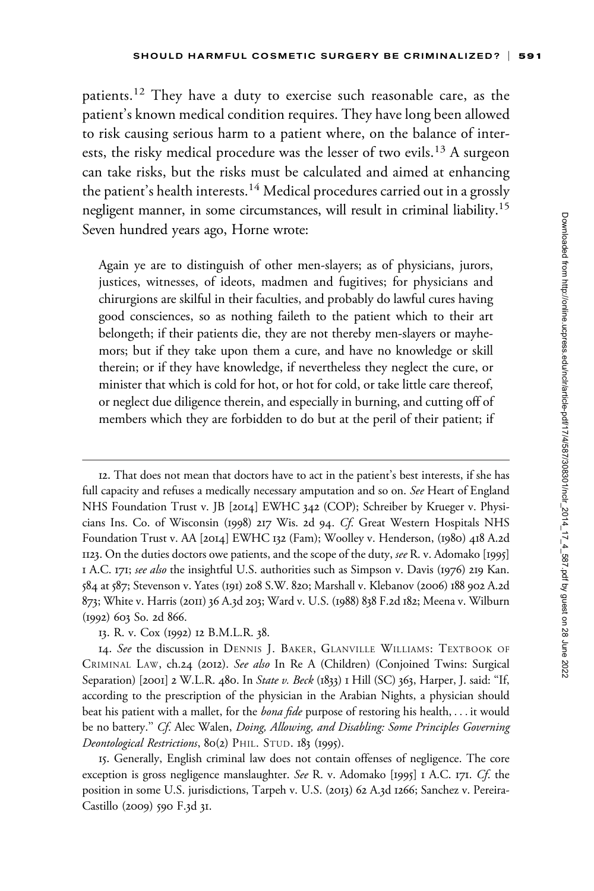patients.[12] They have a duty to exercise such reasonable care, as the patient's known medical condition requires. They have long been allowed to risk causing serious harm to a patient where, on the balance of interests, the risky medical procedure was the lesser of two evils.[13] A surgeon can take risks, but the risks must be calculated and aimed at enhancing the patient's health interests.[14] Medical procedures carried out in a grossly negligent manner, in some circumstances, will result in criminal liability.[15] Seven hundred years ago, Horne wrote:

> Again ye are to distinguish of other men-slayers; as of physicians, jurors, justices, witnesses, of ideots, madmen and fugitives; for physicians and chirurgions are skilful in their faculties, and probably do lawful cures having good consciences, so as nothing faileth to the patient which to their art belongeth; if their patients die, they are not thereby men-slayers or mayhemors; but if they take upon them a cure, and have no knowledge or skill therein; or if they have knowledge, if nevertheless they neglect the cure, or minister that which is cold for hot, or hot for cold, or take little care thereof, or neglect due diligence therein, and especially in burning, and cutting off of members which they are forbidden to do but at the peril of their patient; if

---

12. That does not mean that doctors have to act in the patient's best interests, if she has full capacity and refuses a medically necessary amputation and so on. *See* Heart of England NHS Foundation Trust v. JB [2014] EWHC 342 (COP); Schreiber by Krueger v. Physicians Ins. Co. of Wisconsin (1998) 217 Wis. 2d 94. *Cf.* Great Western Hospitals NHS Foundation Trust v. AA [2014] EWHC 132 (Fam); Woolley v. Henderson, (1980) 418 A.2d 1123. On the duties doctors owe patients, and the scope of the duty, *see* R. v. Adomako [1995] 1 A.C. 171; *see also* the insightful U.S. authorities such as Simpson v. Davis (1976) 219 Kan. 584 at 587; Stevenson v. Yates (191) 208 S.W. 820; Marshall v. Klebanov (2006) 188 902 A.2d 873; White v. Harris (2011) 36 A.3d 203; Ward v. U.S. (1988) 838 F.2d 182; Meena v. Wilburn (1992) 603 So. 2d 866.

13. R. v. Cox (1992) 12 B.M.L.R. 38.

14. *See* the discussion in DENNIS J. BAKER, GLANVILLE WILLIAMS: TEXTBOOK OF CRIMINAL LAW, ch.24 (2012). *See also* In Re A (Children) (Conjoined Twins: Surgical Separation) [2001] 2 W.L.R. 480. In *State v. Beck* (1833) 1 Hill (SC) 363, Harper, J. said: "If, according to the prescription of the physician in the Arabian Nights, a physician should beat his patient with a mallet, for the *bona fide* purpose of restoring his health, . . . it would be no battery." *Cf.* Alec Walen, *Doing, Allowing, and Disabling: Some Principles Governing Deontological Restrictions*, 80(2) PHIL. STUD. 183 (1995).

15. Generally, English criminal law does not contain offenses of negligence. The core exception is gross negligence manslaughter. *See* R. v. Adomako [1995] 1 A.C. 171. *Cf.* the position in some U.S. jurisdictions, Tarpeh v. U.S. (2013) 62 A.3d 1266; Sanchez v. Pereira-Castillo (2009) 590 F.3d 31.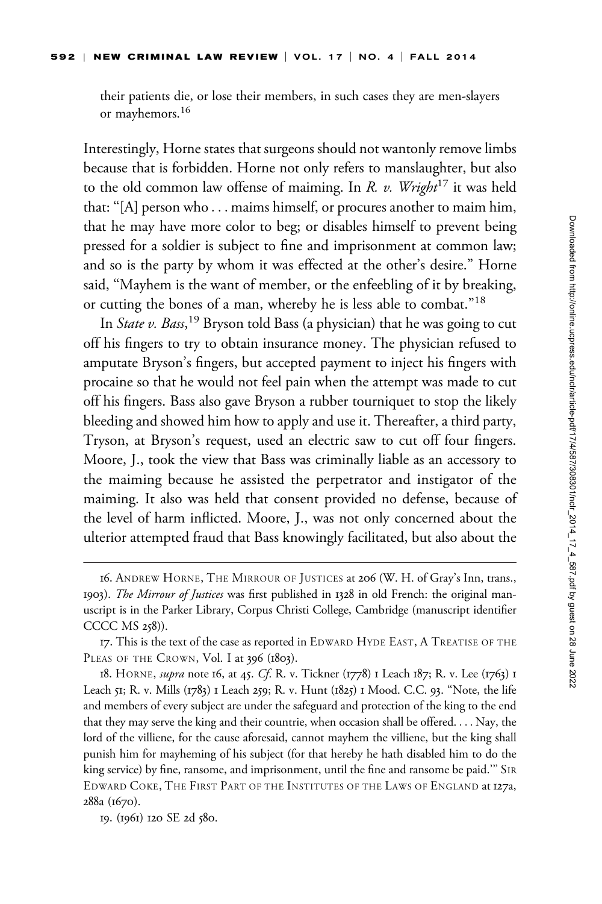their patients die, or lose their members, in such cases they are men-slayers or mayhemors.[16]

Interestingly, Horne states that surgeons should not wantonly remove limbs because that is forbidden. Horne not only refers to manslaughter, but also to the old common law offense of maiming. In *R. v. Wright*[17] it was held that: "[A] person who . . . maims himself, or procures another to maim him, that he may have more color to beg; or disables himself to prevent being pressed for a soldier is subject to fine and imprisonment at common law; and so is the party by whom it was effected at the other's desire." Horne said, "Mayhem is the want of member, or the enfeebling of it by breaking, or cutting the bones of a man, whereby he is less able to combat."[18]

In *State v. Bass*,[19] Bryson told Bass (a physician) that he was going to cut off his fingers to try to obtain insurance money. The physician refused to amputate Bryson's fingers, but accepted payment to inject his fingers with procaine so that he would not feel pain when the attempt was made to cut off his fingers. Bass also gave Bryson a rubber tourniquet to stop the likely bleeding and showed him how to apply and use it. Thereafter, a third party, Tryson, at Bryson's request, used an electric saw to cut off four fingers. Moore, J., took the view that Bass was criminally liable as an accessory to the maiming because he assisted the perpetrator and instigator of the maiming. It also was held that consent provided no defense, because of the level of harm inflicted. Moore, J., was not only concerned about the ulterior attempted fraud that Bass knowingly facilitated, but also about the

16. Andrew Horne, The Mirrour of Justices at 206 (W. H. of Gray's Inn, trans., 1903). *The Mirrour of Justices* was first published in 1328 in old French: the original manuscript is in the Parker Library, Corpus Christi College, Cambridge (manuscript identifier CCCC MS 258)).

17. This is the text of the case as reported in Edward Hyde East, A Treatise of the Pleas of the Crown, Vol. I at 396 (1803).

18. Horne, *supra* note 16, at 45. *Cf.* R. v. Tickner (1778) 1 Leach 187; R. v. Lee (1763) 1 Leach 51; R. v. Mills (1783) 1 Leach 259; R. v. Hunt (1825) 1 Mood. C.C. 93. "Note, the life and members of every subject are under the safeguard and protection of the king to the end that they may serve the king and their countrie, when occasion shall be offered. . . . Nay, the lord of the villiene, for the cause aforesaid, cannot mayhem the villiene, but the king shall punish him for mayheming of his subject (for that hereby he hath disabled him to do the king service) by fine, ransome, and imprisonment, until the fine and ransome be paid.'" Sir Edward Coke, The First Part of the Institutes of the Laws of England at 127a, 288a (1670).

19. (1961) 120 SE 2d 580.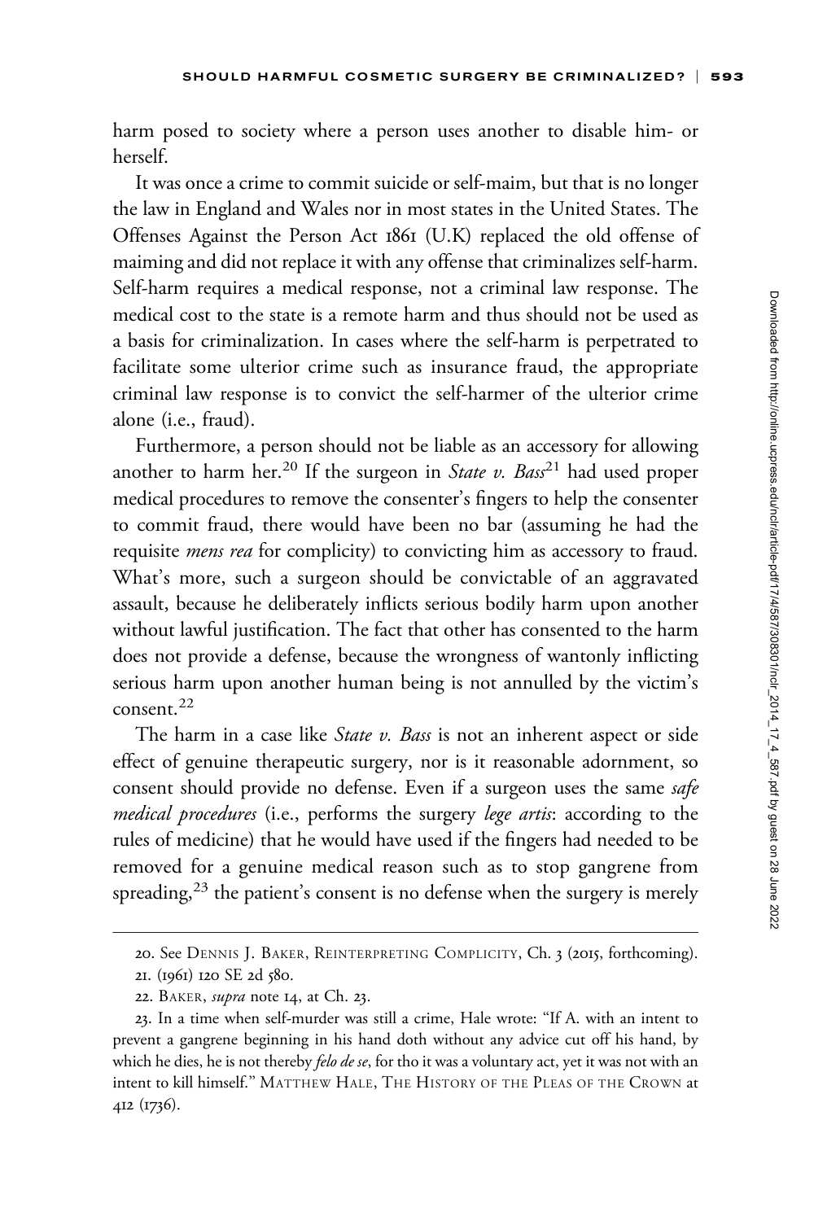harm posed to society where a person uses another to disable him- or herself.

It was once a crime to commit suicide or self-maim, but that is no longer the law in England and Wales nor in most states in the United States. The Offenses Against the Person Act 1861 (U.K) replaced the old offense of maiming and did not replace it with any offense that criminalizes self-harm. Self-harm requires a medical response, not a criminal law response. The medical cost to the state is a remote harm and thus should not be used as a basis for criminalization. In cases where the self-harm is perpetrated to facilitate some ulterior crime such as insurance fraud, the appropriate criminal law response is to convict the self-harmer of the ulterior crime alone (i.e., fraud).

Furthermore, a person should not be liable as an accessory for allowing another to harm her.[20] If the surgeon in *State v. Bass*[21] had used proper medical procedures to remove the consenter's fingers to help the consenter to commit fraud, there would have been no bar (assuming he had the requisite *mens rea* for complicity) to convicting him as accessory to fraud. What's more, such a surgeon should be convictable of an aggravated assault, because he deliberately inflicts serious bodily harm upon another without lawful justification. The fact that other has consented to the harm does not provide a defense, because the wrongness of wantonly inflicting serious harm upon another human being is not annulled by the victim's consent.[22]

The harm in a case like *State v. Bass* is not an inherent aspect or side effect of genuine therapeutic surgery, nor is it reasonable adornment, so consent should provide no defense. Even if a surgeon uses the same *safe medical procedures* (i.e., performs the surgery *lege artis*: according to the rules of medicine) that he would have used if the fingers had needed to be removed for a genuine medical reason such as to stop gangrene from spreading,[23] the patient's consent is no defense when the surgery is merely

---

20. See DENNIS J. BAKER, REINTERPRETING COMPLICITY, Ch. 3 (2015, forthcoming).

21. (1961) 120 SE 2d 580.

22. BAKER, *supra* note 14, at Ch. 23.

23. In a time when self-murder was still a crime, Hale wrote: "If A. with an intent to prevent a gangrene beginning in his hand doth without any advice cut off his hand, by which he dies, he is not thereby *felo de se*, for tho it was a voluntary act, yet it was not with an intent to kill himself." MATTHEW HALE, THE HISTORY OF THE PLEAS OF THE CROWN at 412 (1736).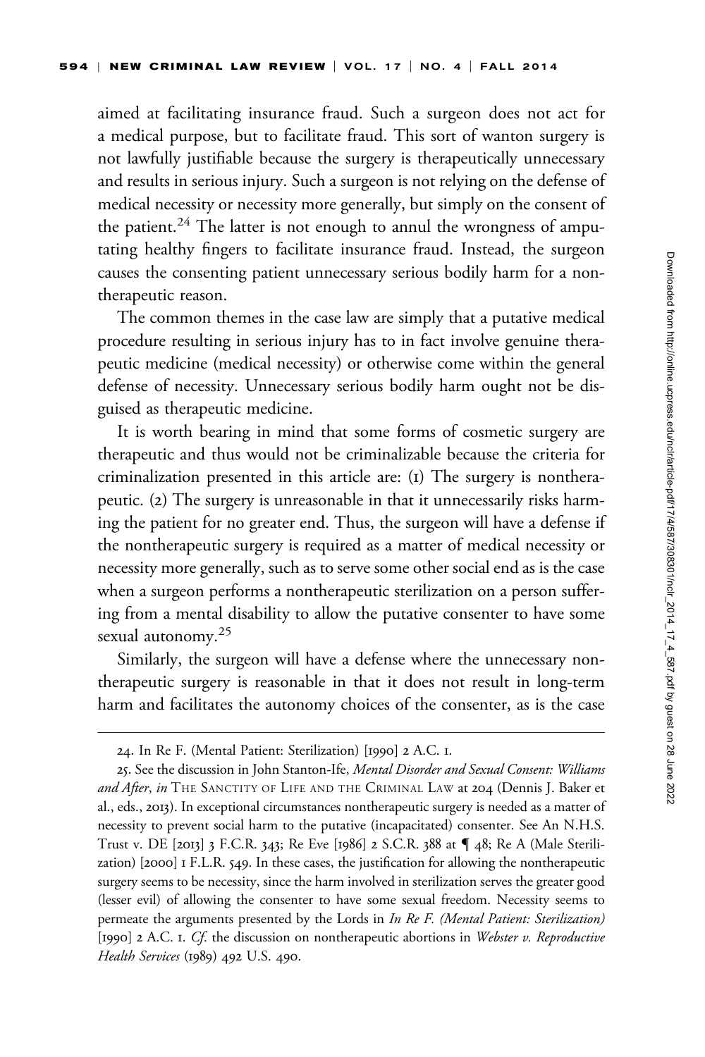aimed at facilitating insurance fraud. Such a surgeon does not act for a medical purpose, but to facilitate fraud. This sort of wanton surgery is not lawfully justifiable because the surgery is therapeutically unnecessary and results in serious injury. Such a surgeon is not relying on the defense of medical necessity or necessity more generally, but simply on the consent of the patient.[24] The latter is not enough to annul the wrongness of amputating healthy fingers to facilitate insurance fraud. Instead, the surgeon causes the consenting patient unnecessary serious bodily harm for a nontherapeutic reason.

The common themes in the case law are simply that a putative medical procedure resulting in serious injury has to in fact involve genuine therapeutic medicine (medical necessity) or otherwise come within the general defense of necessity. Unnecessary serious bodily harm ought not be disguised as therapeutic medicine.

It is worth bearing in mind that some forms of cosmetic surgery are therapeutic and thus would not be criminalizable because the criteria for criminalization presented in this article are: (1) The surgery is nontherapeutic. (2) The surgery is unreasonable in that it unnecessarily risks harming the patient for no greater end. Thus, the surgeon will have a defense if the nontherapeutic surgery is required as a matter of medical necessity or necessity more generally, such as to serve some other social end as is the case when a surgeon performs a nontherapeutic sterilization on a person suffering from a mental disability to allow the putative consenter to have some sexual autonomy.[25]

Similarly, the surgeon will have a defense where the unnecessary nontherapeutic surgery is reasonable in that it does not result in long-term harm and facilitates the autonomy choices of the consenter, as is the case

---

24. In Re F. (Mental Patient: Sterilization) [1990] 2 A.C. 1.

25. See the discussion in John Stanton-Ife, *Mental Disorder and Sexual Consent: Williams and After*, *in* THE SANCTITY OF LIFE AND THE CRIMINAL LAW at 204 (Dennis J. Baker et al., eds., 2013). In exceptional circumstances nontherapeutic surgery is needed as a matter of necessity to prevent social harm to the putative (incapacitated) consenter. See An N.H.S. Trust v. DE [2013] 3 F.C.R. 343; Re Eve [1986] 2 S.C.R. 388 at ¶ 48; Re A (Male Sterilization) [2000] 1 F.L.R. 549. In these cases, the justification for allowing the nontherapeutic surgery seems to be necessity, since the harm involved in sterilization serves the greater good (lesser evil) of allowing the consenter to have some sexual freedom. Necessity seems to permeate the arguments presented by the Lords in *In Re F. (Mental Patient: Sterilization)* [1990] 2 A.C. 1. *Cf.* the discussion on nontherapeutic abortions in *Webster v. Reproductive Health Services* (1989) 492 U.S. 490.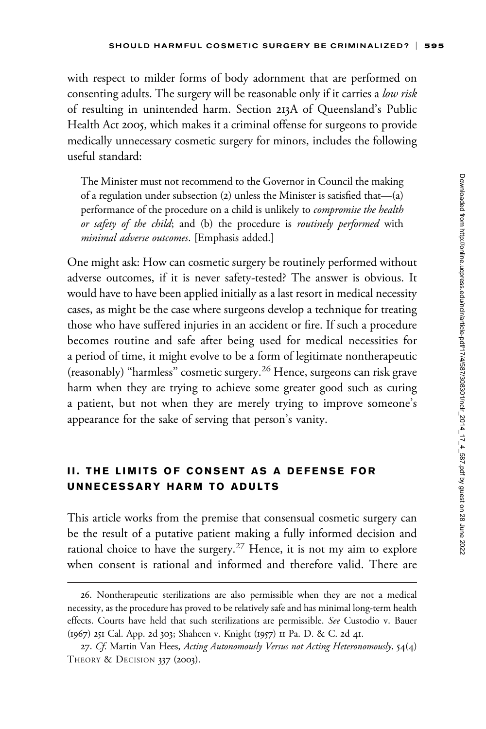with respect to milder forms of body adornment that are performed on consenting adults. The surgery will be reasonable only if it carries a *low risk* of resulting in unintended harm. Section 213A of Queensland's Public Health Act 2005, which makes it a criminal offense for surgeons to provide medically unnecessary cosmetic surgery for minors, includes the following useful standard:

> The Minister must not recommend to the Governor in Council the making of a regulation under subsection (2) unless the Minister is satisfied that—(a) performance of the procedure on a child is unlikely to *compromise the health or safety of the child*; and (b) the procedure is *routinely performed* with *minimal adverse outcomes*. [Emphasis added.]

One might ask: How can cosmetic surgery be routinely performed without adverse outcomes, if it is never safety-tested? The answer is obvious. It would have to have been applied initially as a last resort in medical necessity cases, as might be the case where surgeons develop a technique for treating those who have suffered injuries in an accident or fire. If such a procedure becomes routine and safe after being used for medical necessities for a period of time, it might evolve to be a form of legitimate nontherapeutic (reasonably) "harmless" cosmetic surgery.[26] Hence, surgeons can risk grave harm when they are trying to achieve some greater good such as curing a patient, but not when they are merely trying to improve someone's appearance for the sake of serving that person's vanity.

## II. THE LIMITS OF CONSENT AS A DEFENSE FOR UNNECESSARY HARM TO ADULTS

This article works from the premise that consensual cosmetic surgery can be the result of a putative patient making a fully informed decision and rational choice to have the surgery.[27] Hence, it is not my aim to explore when consent is rational and informed and therefore valid. There are

---

26. Nontherapeutic sterilizations are also permissible when they are not a medical necessity, as the procedure has proved to be relatively safe and has minimal long-term health effects. Courts have held that such sterilizations are permissible. *See* Custodio v. Bauer (1967) 251 Cal. App. 2d 303; Shaheen v. Knight (1957) 11 Pa. D. & C. 2d 41.

27. *Cf.* Martin Van Hees, *Acting Autonomously Versus not Acting Heteronomously*, 54(4) THEORY & DECISION 337 (2003).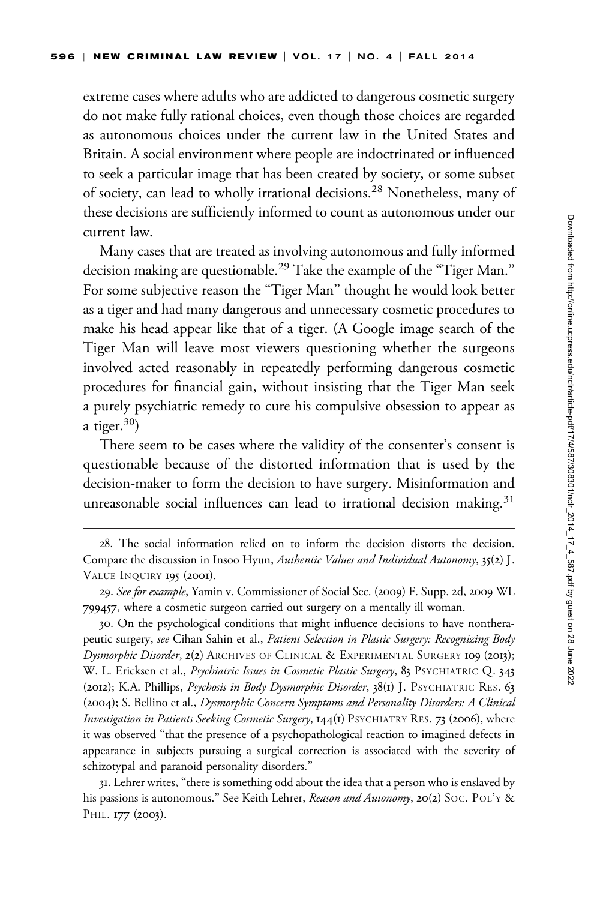extreme cases where adults who are addicted to dangerous cosmetic surgery do not make fully rational choices, even though those choices are regarded as autonomous choices under the current law in the United States and Britain. A social environment where people are indoctrinated or influenced to seek a particular image that has been created by society, or some subset of society, can lead to wholly irrational decisions.[28] Nonetheless, many of these decisions are sufficiently informed to count as autonomous under our current law.

Many cases that are treated as involving autonomous and fully informed decision making are questionable.[29] Take the example of the "Tiger Man." For some subjective reason the "Tiger Man" thought he would look better as a tiger and had many dangerous and unnecessary cosmetic procedures to make his head appear like that of a tiger. (A Google image search of the Tiger Man will leave most viewers questioning whether the surgeons involved acted reasonably in repeatedly performing dangerous cosmetic procedures for financial gain, without insisting that the Tiger Man seek a purely psychiatric remedy to cure his compulsive obsession to appear as a tiger.[30])

There seem to be cases where the validity of the consenter's consent is questionable because of the distorted information that is used by the decision-maker to form the decision to have surgery. Misinformation and unreasonable social influences can lead to irrational decision making.[31]

---

28. The social information relied on to inform the decision distorts the decision. Compare the discussion in Insoo Hyun, *Authentic Values and Individual Autonomy*, 35(2) J. Value Inquiry 195 (2001).

29. *See for example*, Yamin v. Commissioner of Social Sec. (2009) F. Supp. 2d, 2009 WL 799457, where a cosmetic surgeon carried out surgery on a mentally ill woman.

30. On the psychological conditions that might influence decisions to have nontherapeutic surgery, *see* Cihan Sahin et al., *Patient Selection in Plastic Surgery: Recognizing Body Dysmorphic Disorder*, 2(2) Archives of Clinical & Experimental Surgery 109 (2013); W. L. Ericksen et al., *Psychiatric Issues in Cosmetic Plastic Surgery*, 83 Psychiatric Q. 343 (2012); K.A. Phillips, *Psychosis in Body Dysmorphic Disorder*, 38(1) J. Psychiatric Res. 63 (2004); S. Bellino et al., *Dysmorphic Concern Symptoms and Personality Disorders: A Clinical Investigation in Patients Seeking Cosmetic Surgery*, 144(1) Psychiatry Res. 73 (2006), where it was observed "that the presence of a psychopathological reaction to imagined defects in appearance in subjects pursuing a surgical correction is associated with the severity of schizotypal and paranoid personality disorders."

31. Lehrer writes, "there is something odd about the idea that a person who is enslaved by his passions is autonomous." See Keith Lehrer, *Reason and Autonomy*, 20(2) Soc. Pol'y & Phil. 177 (2003).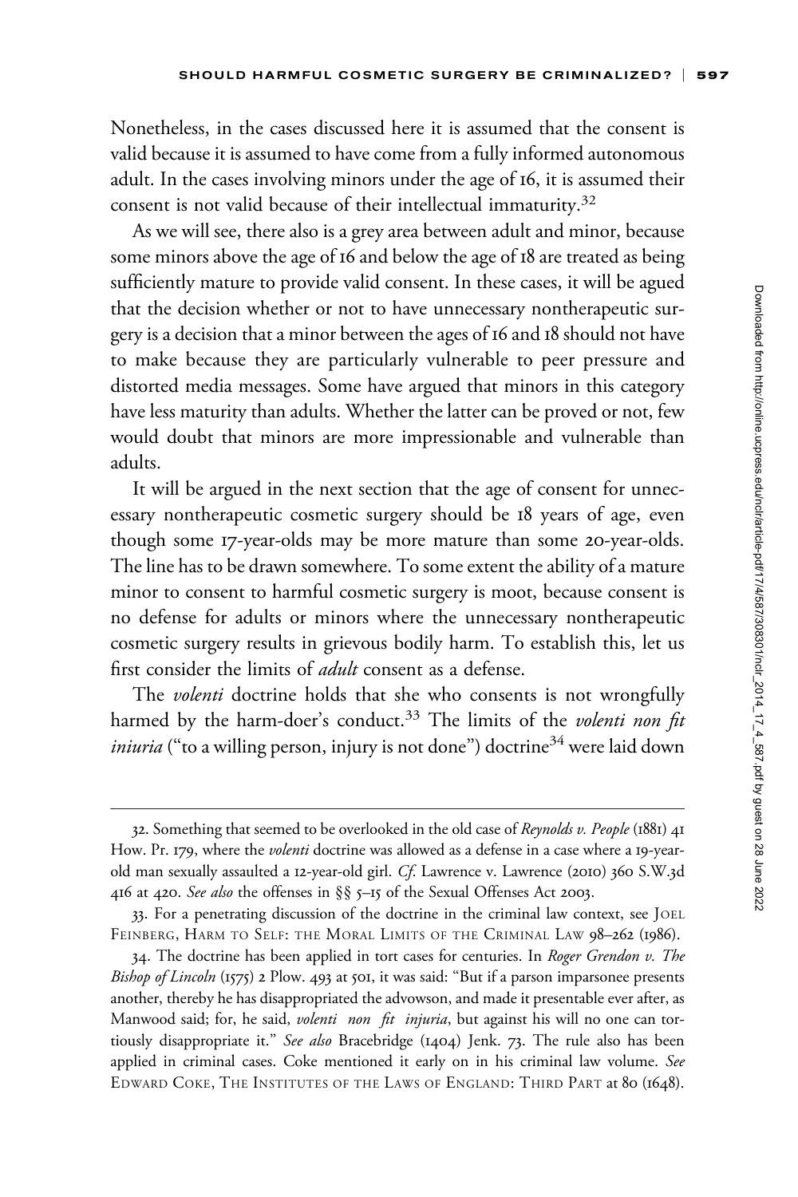Nonetheless, in the cases discussed here it is assumed that the consent is valid because it is assumed to have come from a fully informed autonomous adult. In the cases involving minors under the age of 16, it is assumed their consent is not valid because of their intellectual immaturity.[32]

As we will see, there also is a grey area between adult and minor, because some minors above the age of 16 and below the age of 18 are treated as being sufficiently mature to provide valid consent. In these cases, it will be agued that the decision whether or not to have unnecessary nontherapeutic surgery is a decision that a minor between the ages of 16 and 18 should not have to make because they are particularly vulnerable to peer pressure and distorted media messages. Some have argued that minors in this category have less maturity than adults. Whether the latter can be proved or not, few would doubt that minors are more impressionable and vulnerable than adults.

It will be argued in the next section that the age of consent for unnecessary nontherapeutic cosmetic surgery should be 18 years of age, even though some 17-year-olds may be more mature than some 20-year-olds. The line has to be drawn somewhere. To some extent the ability of a mature minor to consent to harmful cosmetic surgery is moot, because consent is no defense for adults or minors where the unnecessary nontherapeutic cosmetic surgery results in grievous bodily harm. To establish this, let us first consider the limits of *adult* consent as a defense.

The *volenti* doctrine holds that she who consents is not wrongfully harmed by the harm-doer's conduct.[33] The limits of the *volenti non fit iniuria* ("to a willing person, injury is not done") doctrine[34] were laid down

---

32. Something that seemed to be overlooked in the old case of *Reynolds v. People* (1881) 41 How. Pr. 179, where the *volenti* doctrine was allowed as a defense in a case where a 19-year-old man sexually assaulted a 12-year-old girl. *Cf.* Lawrence v. Lawrence (2010) 360 S.W.3d 416 at 420. *See also* the offenses in §§ 5–15 of the Sexual Offenses Act 2003.

33. For a penetrating discussion of the doctrine in the criminal law context, see JOEL FEINBERG, HARM TO SELF: THE MORAL LIMITS OF THE CRIMINAL LAW 98–262 (1986).

34. The doctrine has been applied in tort cases for centuries. In *Roger Grendon v. The Bishop of Lincoln* (1575) 2 Plow. 493 at 501, it was said: "But if a parson imparsonee presents another, thereby he has disappropriated the advowson, and made it presentable ever after, as Manwood said; for, he said, *volenti non fit injuria*, but against his will no one can tortiously disappropriate it." *See also* Bracebridge (1404) Jenk. 73. The rule also has been applied in criminal cases. Coke mentioned it early on in his criminal law volume. *See* EDWARD COKE, THE INSTITUTES OF THE LAWS OF ENGLAND: THIRD PART at 80 (1648).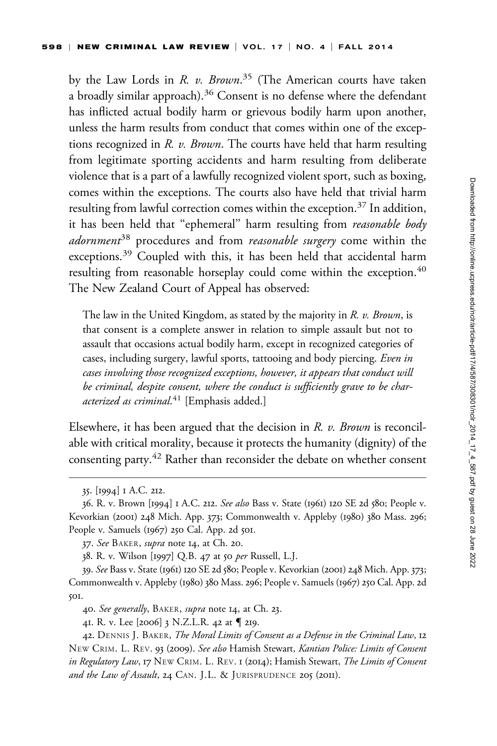by the Law Lords in *R. v. Brown*.[35] (The American courts have taken a broadly similar approach).[36] Consent is no defense where the defendant has inflicted actual bodily harm or grievous bodily harm upon another, unless the harm results from conduct that comes within one of the exceptions recognized in *R. v. Brown*. The courts have held that harm resulting from legitimate sporting accidents and harm resulting from deliberate violence that is a part of a lawfully recognized violent sport, such as boxing, comes within the exceptions. The courts also have held that trivial harm resulting from lawful correction comes within the exception.[37] In addition, it has been held that "ephemeral" harm resulting from *reasonable body adornment*[38] procedures and from *reasonable surgery* come within the exceptions.[39] Coupled with this, it has been held that accidental harm resulting from reasonable horseplay could come within the exception.[40] The New Zealand Court of Appeal has observed:

> The law in the United Kingdom, as stated by the majority in *R. v. Brown*, is that consent is a complete answer in relation to simple assault but not to assault that occasions actual bodily harm, except in recognized categories of cases, including surgery, lawful sports, tattooing and body piercing. *Even in cases involving those recognized exceptions, however, it appears that conduct will be criminal, despite consent, where the conduct is sufficiently grave to be characterized as criminal.*[41] [Emphasis added.]

Elsewhere, it has been argued that the decision in *R. v. Brown* is reconcilable with critical morality, because it protects the humanity (dignity) of the consenting party.[42] Rather than reconsider the debate on whether consent

---

35. [1994] 1 A.C. 212.

36. R. v. Brown [1994] 1 A.C. 212. *See also* Bass v. State (1961) 120 SE 2d 580; People v. Kevorkian (2001) 248 Mich. App. 373; Commonwealth v. Appleby (1980) 380 Mass. 296; People v. Samuels (1967) 250 Cal. App. 2d 501.

37. *See* BAKER, *supra* note 14, at Ch. 20.

38. R. v. Wilson [1997] Q.B. 47 at 50 *per* Russell, L.J.

39. *See* Bass v. State (1961) 120 SE 2d 580; People v. Kevorkian (2001) 248 Mich. App. 373; Commonwealth v. Appleby (1980) 380 Mass. 296; People v. Samuels (1967) 250 Cal. App. 2d 501.

40. *See generally*, BAKER, *supra* note 14, at Ch. 23.

41. R. v. Lee [2006] 3 N.Z.L.R. 42 at ¶ 219.

42. DENNIS J. BAKER, *The Moral Limits of Consent as a Defense in the Criminal Law*, 12 NEW CRIM. L. REV. 93 (2009). *See also* Hamish Stewart, *Kantian Police: Limits of Consent in Regulatory Law*, 17 NEW CRIM. L. REV. 1 (2014); Hamish Stewart, *The Limits of Consent and the Law of Assault*, 24 CAN. J.L. & JURISPRUDENCE 205 (2011).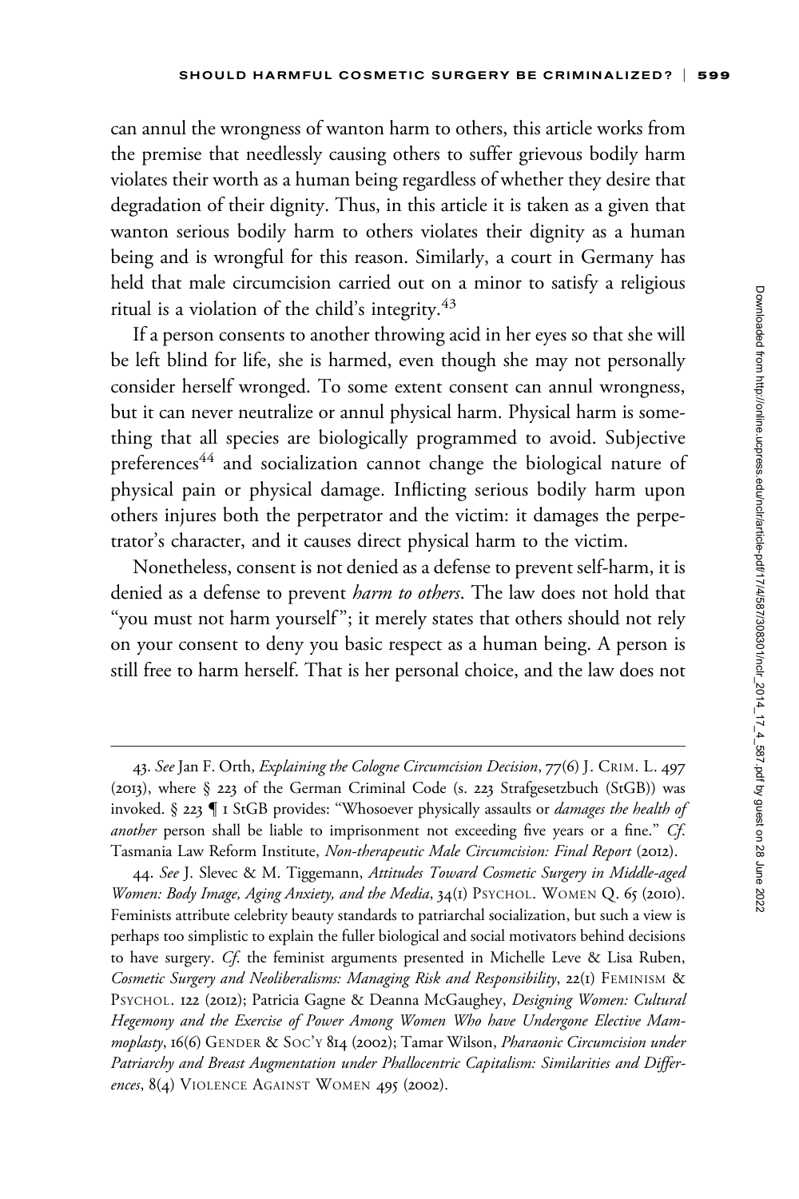can annul the wrongness of wanton harm to others, this article works from the premise that needlessly causing others to suffer grievous bodily harm violates their worth as a human being regardless of whether they desire that degradation of their dignity. Thus, in this article it is taken as a given that wanton serious bodily harm to others violates their dignity as a human being and is wrongful for this reason. Similarly, a court in Germany has held that male circumcision carried out on a minor to satisfy a religious ritual is a violation of the child's integrity.[43]

If a person consents to another throwing acid in her eyes so that she will be left blind for life, she is harmed, even though she may not personally consider herself wronged. To some extent consent can annul wrongness, but it can never neutralize or annul physical harm. Physical harm is something that all species are biologically programmed to avoid. Subjective preferences[44] and socialization cannot change the biological nature of physical pain or physical damage. Inflicting serious bodily harm upon others injures both the perpetrator and the victim: it damages the perpetrator's character, and it causes direct physical harm to the victim.

Nonetheless, consent is not denied as a defense to prevent self-harm, it is denied as a defense to prevent *harm to others*. The law does not hold that "you must not harm yourself"; it merely states that others should not rely on your consent to deny you basic respect as a human being. A person is still free to harm herself. That is her personal choice, and the law does not

---

43. *See* Jan F. Orth, *Explaining the Cologne Circumcision Decision*, 77(6) J. CRIM. L. 497 (2013), where § 223 of the German Criminal Code (s. 223 Strafgesetzbuch (StGB)) was invoked. § 223 ¶ 1 StGB provides: "Whosoever physically assaults or *damages the health of another* person shall be liable to imprisonment not exceeding five years or a fine." *Cf.* Tasmania Law Reform Institute, *Non-therapeutic Male Circumcision: Final Report* (2012).

44. *See* J. Slevec & M. Tiggemann, *Attitudes Toward Cosmetic Surgery in Middle-aged Women: Body Image, Aging Anxiety, and the Media*, 34(1) PSYCHOL. WOMEN Q. 65 (2010). Feminists attribute celebrity beauty standards to patriarchal socialization, but such a view is perhaps too simplistic to explain the fuller biological and social motivators behind decisions to have surgery. *Cf.* the feminist arguments presented in Michelle Leve & Lisa Ruben, *Cosmetic Surgery and Neoliberalisms: Managing Risk and Responsibility*, 22(1) FEMINISM & PSYCHOL. 122 (2012); Patricia Gagne & Deanna McGaughey, *Designing Women: Cultural Hegemony and the Exercise of Power Among Women Who have Undergone Elective Mammoplasty*, 16(6) GENDER & SOC'Y 814 (2002); Tamar Wilson, *Pharaonic Circumcision under Patriarchy and Breast Augmentation under Phallocentric Capitalism: Similarities and Differences*, 8(4) VIOLENCE AGAINST WOMEN 495 (2002).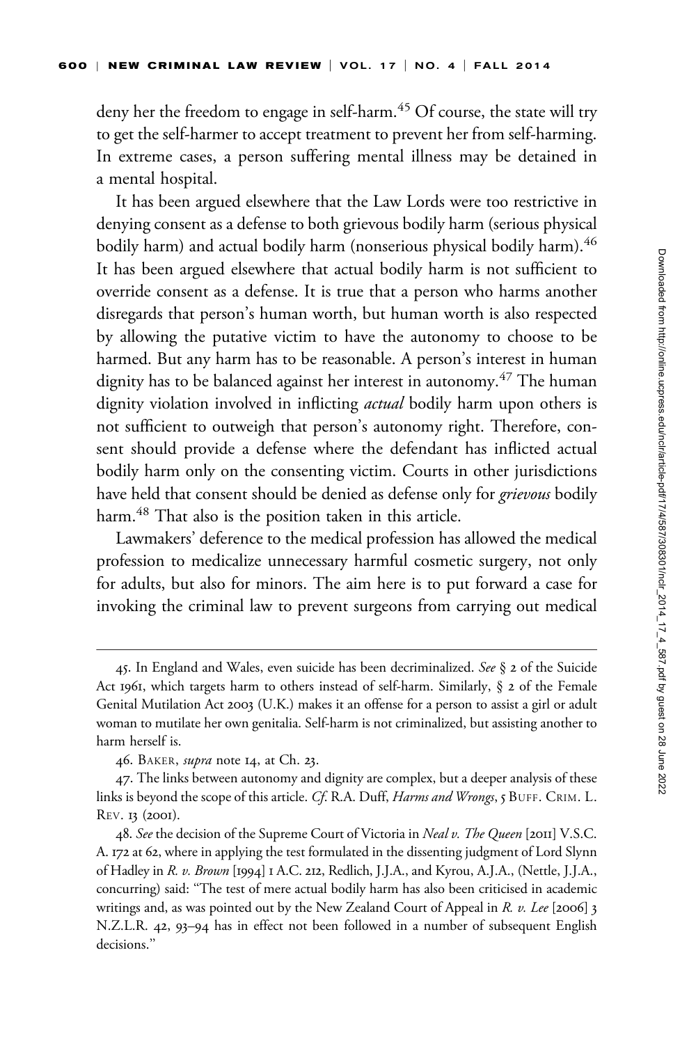deny her the freedom to engage in self-harm.[45] Of course, the state will try to get the self-harmer to accept treatment to prevent her from self-harming. In extreme cases, a person suffering mental illness may be detained in a mental hospital.

It has been argued elsewhere that the Law Lords were too restrictive in denying consent as a defense to both grievous bodily harm (serious physical bodily harm) and actual bodily harm (nonserious physical bodily harm).[46] It has been argued elsewhere that actual bodily harm is not sufficient to override consent as a defense. It is true that a person who harms another disregards that person's human worth, but human worth is also respected by allowing the putative victim to have the autonomy to choose to be harmed. But any harm has to be reasonable. A person's interest in human dignity has to be balanced against her interest in autonomy.[47] The human dignity violation involved in inflicting *actual* bodily harm upon others is not sufficient to outweigh that person's autonomy right. Therefore, consent should provide a defense where the defendant has inflicted actual bodily harm only on the consenting victim. Courts in other jurisdictions have held that consent should be denied as defense only for *grievous* bodily harm.[48] That also is the position taken in this article.

Lawmakers' deference to the medical profession has allowed the medical profession to medicalize unnecessary harmful cosmetic surgery, not only for adults, but also for minors. The aim here is to put forward a case for invoking the criminal law to prevent surgeons from carrying out medical

---

45. In England and Wales, even suicide has been decriminalized. *See* § 2 of the Suicide Act 1961, which targets harm to others instead of self-harm. Similarly, § 2 of the Female Genital Mutilation Act 2003 (U.K.) makes it an offense for a person to assist a girl or adult woman to mutilate her own genitalia. Self-harm is not criminalized, but assisting another to harm herself is.

46. BAKER, *supra* note 14, at Ch. 23.

47. The links between autonomy and dignity are complex, but a deeper analysis of these links is beyond the scope of this article. *Cf.* R.A. Duff, *Harms and Wrongs*, 5 BUFF. CRIM. L. REV. 13 (2001).

48. *See* the decision of the Supreme Court of Victoria in *Neal v. The Queen* [2011] V.S.C. A. 172 at 62, where in applying the test formulated in the dissenting judgment of Lord Slynn of Hadley in *R. v. Brown* [1994] 1 A.C. 212, Redlich, J.J.A., and Kyrou, A.J.A., (Nettle, J.J.A., concurring) said: "The test of mere actual bodily harm has also been criticised in academic writings and, as was pointed out by the New Zealand Court of Appeal in *R. v. Lee* [2006] 3 N.Z.L.R. 42, 93–94 has in effect not been followed in a number of subsequent English decisions."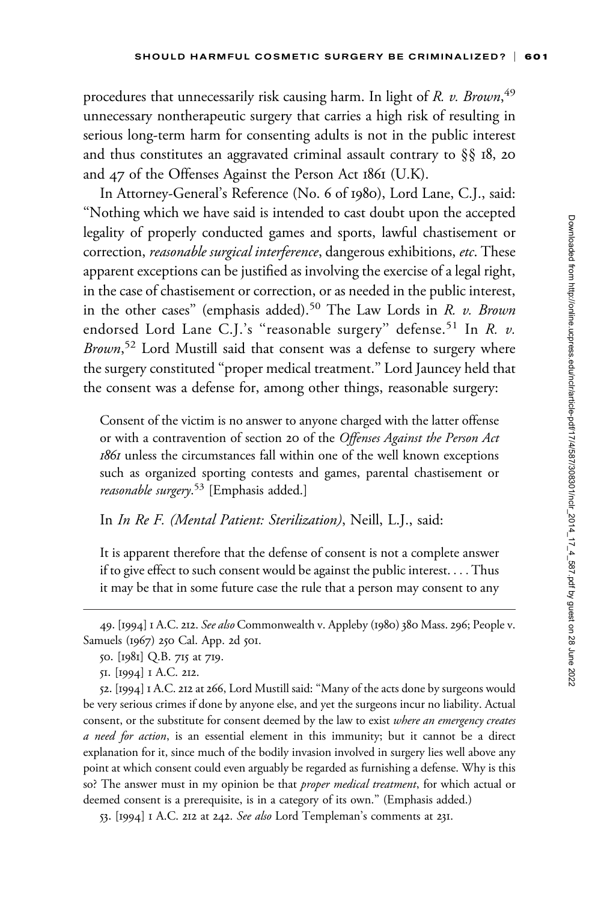procedures that unnecessarily risk causing harm. In light of *R. v. Brown*,[49] unnecessary nontherapeutic surgery that carries a high risk of resulting in serious long-term harm for consenting adults is not in the public interest and thus constitutes an aggravated criminal assault contrary to §§ 18, 20 and 47 of the Offenses Against the Person Act 1861 (U.K).

In Attorney-General's Reference (No. 6 of 1980), Lord Lane, C.J., said: "Nothing which we have said is intended to cast doubt upon the accepted legality of properly conducted games and sports, lawful chastisement or correction, *reasonable surgical interference*, dangerous exhibitions, *etc*. These apparent exceptions can be justified as involving the exercise of a legal right, in the case of chastisement or correction, or as needed in the public interest, in the other cases" (emphasis added).[50] The Law Lords in *R. v. Brown* endorsed Lord Lane C.J.'s "reasonable surgery" defense.[51] In *R. v. Brown*,[52] Lord Mustill said that consent was a defense to surgery where the surgery constituted "proper medical treatment." Lord Jauncey held that the consent was a defense for, among other things, reasonable surgery:

> Consent of the victim is no answer to anyone charged with the latter offense or with a contravention of section 20 of the *Offenses Against the Person Act 1861* unless the circumstances fall within one of the well known exceptions such as organized sporting contests and games, parental chastisement or *reasonable surgery*.[53] [Emphasis added.]

In *In Re F. (Mental Patient: Sterilization)*, Neill, L.J., said:

> It is apparent therefore that the defense of consent is not a complete answer if to give effect to such consent would be against the public interest. . . . Thus it may be that in some future case the rule that a person may consent to any

---

49. [1994] 1 A.C. 212. *See also* Commonwealth v. Appleby (1980) 380 Mass. 296; People v. Samuels (1967) 250 Cal. App. 2d 501.

50. [1981] Q.B. 715 at 719.

51. [1994] 1 A.C. 212.

52. [1994] 1 A.C. 212 at 266, Lord Mustill said: "Many of the acts done by surgeons would be very serious crimes if done by anyone else, and yet the surgeons incur no liability. Actual consent, or the substitute for consent deemed by the law to exist *where an emergency creates a need for action*, is an essential element in this immunity; but it cannot be a direct explanation for it, since much of the bodily invasion involved in surgery lies well above any point at which consent could even arguably be regarded as furnishing a defense. Why is this so? The answer must in my opinion be that *proper medical treatment*, for which actual or deemed consent is a prerequisite, is in a category of its own." (Emphasis added.)

53. [1994] 1 A.C. 212 at 242. *See also* Lord Templeman's comments at 231.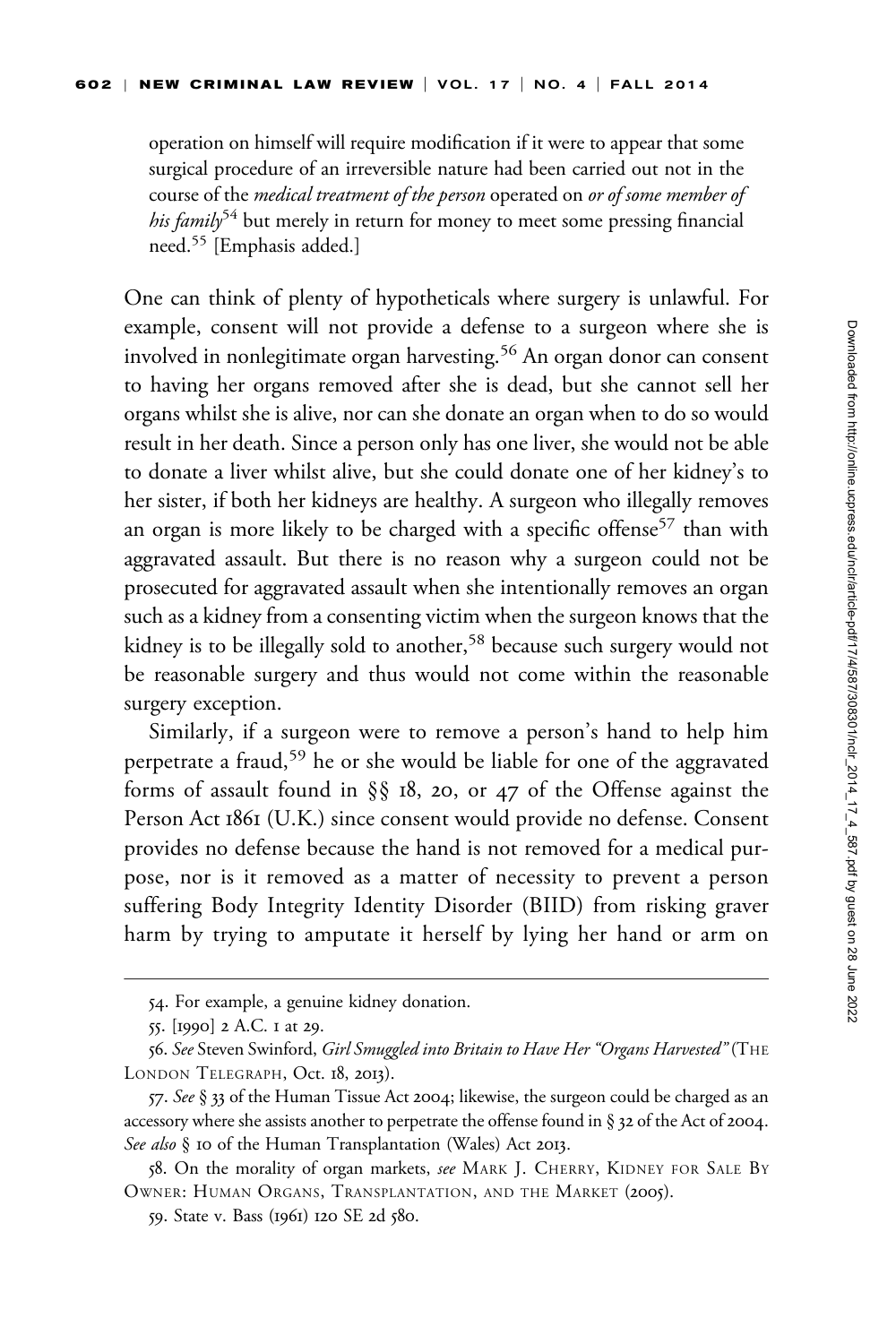operation on himself will require modification if it were to appear that some surgical procedure of an irreversible nature had been carried out not in the course of the *medical treatment of the person* operated on *or of some member of his family*[54] but merely in return for money to meet some pressing financial need.[55] [Emphasis added.]

One can think of plenty of hypotheticals where surgery is unlawful. For example, consent will not provide a defense to a surgeon where she is involved in nonlegitimate organ harvesting.[56] An organ donor can consent to having her organs removed after she is dead, but she cannot sell her organs whilst she is alive, nor can she donate an organ when to do so would result in her death. Since a person only has one liver, she would not be able to donate a liver whilst alive, but she could donate one of her kidney's to her sister, if both her kidneys are healthy. A surgeon who illegally removes an organ is more likely to be charged with a specific offense[57] than with aggravated assault. But there is no reason why a surgeon could not be prosecuted for aggravated assault when she intentionally removes an organ such as a kidney from a consenting victim when the surgeon knows that the kidney is to be illegally sold to another,[58] because such surgery would not be reasonable surgery and thus would not come within the reasonable surgery exception.

Similarly, if a surgeon were to remove a person's hand to help him perpetrate a fraud,[59] he or she would be liable for one of the aggravated forms of assault found in §§ 18, 20, or 47 of the Offense against the Person Act 1861 (U.K.) since consent would provide no defense. Consent provides no defense because the hand is not removed for a medical purpose, nor is it removed as a matter of necessity to prevent a person suffering Body Integrity Identity Disorder (BIID) from risking graver harm by trying to amputate it herself by lying her hand or arm on

54. For example, a genuine kidney donation.

55. [1990] 2 A.C. 1 at 29.

56. *See* Steven Swinford, *Girl Smuggled into Britain to Have Her "Organs Harvested"* (The London Telegraph, Oct. 18, 2013).

57. *See* § 33 of the Human Tissue Act 2004; likewise, the surgeon could be charged as an accessory where she assists another to perpetrate the offense found in § 32 of the Act of 2004. *See also* § 10 of the Human Transplantation (Wales) Act 2013.

58. On the morality of organ markets, *see* Mark J. Cherry, Kidney for Sale By Owner: Human Organs, Transplantation, and the Market (2005).

59. State v. Bass (1961) 120 SE 2d 580.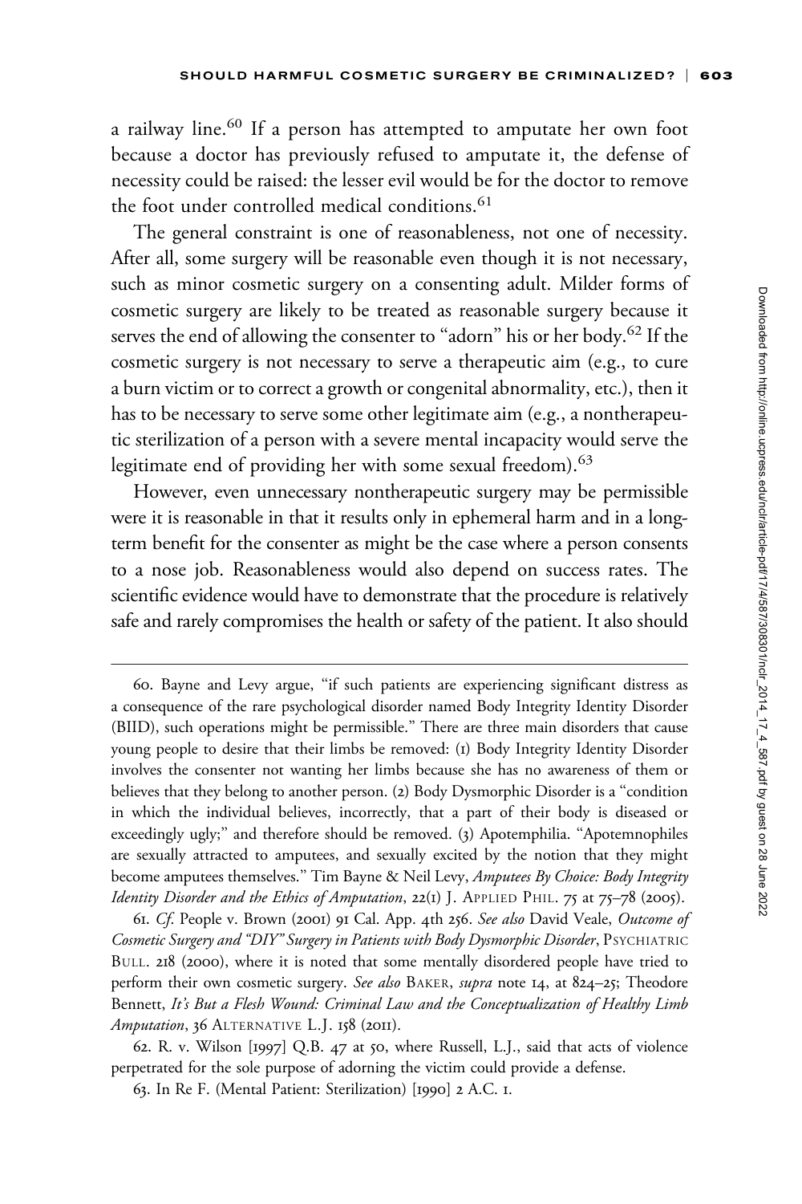a railway line.[60] If a person has attempted to amputate her own foot because a doctor has previously refused to amputate it, the defense of necessity could be raised: the lesser evil would be for the doctor to remove the foot under controlled medical conditions.[61]

The general constraint is one of reasonableness, not one of necessity. After all, some surgery will be reasonable even though it is not necessary, such as minor cosmetic surgery on a consenting adult. Milder forms of cosmetic surgery are likely to be treated as reasonable surgery because it serves the end of allowing the consenter to "adorn" his or her body.[62] If the cosmetic surgery is not necessary to serve a therapeutic aim (e.g., to cure a burn victim or to correct a growth or congenital abnormality, etc.), then it has to be necessary to serve some other legitimate aim (e.g., a nontherapeutic sterilization of a person with a severe mental incapacity would serve the legitimate end of providing her with some sexual freedom).[63]

However, even unnecessary nontherapeutic surgery may be permissible were it is reasonable in that it results only in ephemeral harm and in a long-term benefit for the consenter as might be the case where a person consents to a nose job. Reasonableness would also depend on success rates. The scientific evidence would have to demonstrate that the procedure is relatively safe and rarely compromises the health or safety of the patient. It also should

---

60. Bayne and Levy argue, "if such patients are experiencing significant distress as a consequence of the rare psychological disorder named Body Integrity Identity Disorder (BIID), such operations might be permissible." There are three main disorders that cause young people to desire that their limbs be removed: (1) Body Integrity Identity Disorder involves the consenter not wanting her limbs because she has no awareness of them or believes that they belong to another person. (2) Body Dysmorphic Disorder is a "condition in which the individual believes, incorrectly, that a part of their body is diseased or exceedingly ugly;" and therefore should be removed. (3) Apotemphilia. "Apotemnophiles are sexually attracted to amputees, and sexually excited by the notion that they might become amputees themselves." Tim Bayne & Neil Levy, *Amputees By Choice: Body Integrity Identity Disorder and the Ethics of Amputation*, 22(1) J. APPLIED PHIL. 75 at 75–78 (2005).

61. *Cf.* People v. Brown (2001) 91 Cal. App. 4th 256. *See also* David Veale, *Outcome of Cosmetic Surgery and "DIY" Surgery in Patients with Body Dysmorphic Disorder*, PSYCHIATRIC BULL. 218 (2000), where it is noted that some mentally disordered people have tried to perform their own cosmetic surgery. *See also* BAKER, *supra* note 14, at 824–25; Theodore Bennett, *It's But a Flesh Wound: Criminal Law and the Conceptualization of Healthy Limb Amputation*, 36 ALTERNATIVE L.J. 158 (2011).

62. R. v. Wilson [1997] Q.B. 47 at 50, where Russell, L.J., said that acts of violence perpetrated for the sole purpose of adorning the victim could provide a defense.

63. In Re F. (Mental Patient: Sterilization) [1990] 2 A.C. 1.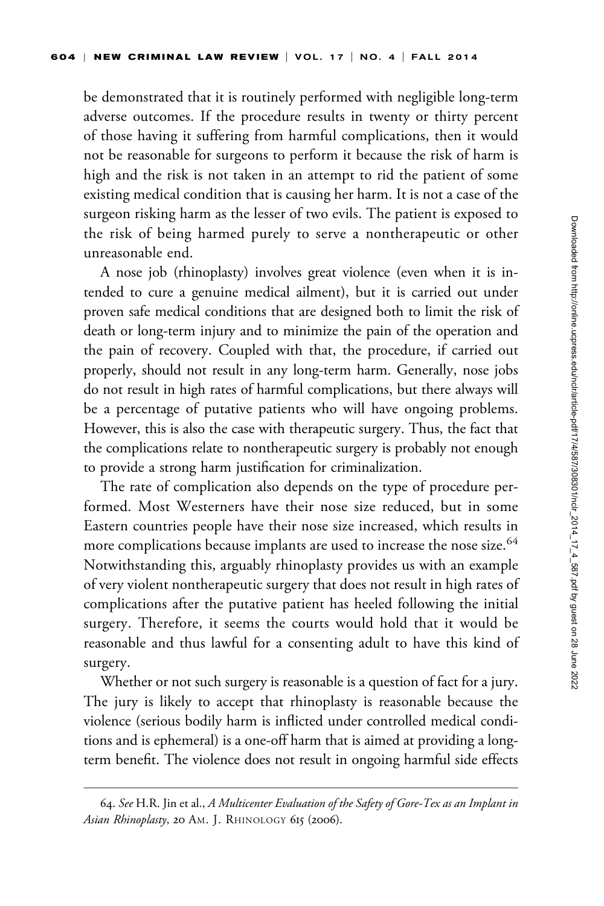be demonstrated that it is routinely performed with negligible long-term adverse outcomes. If the procedure results in twenty or thirty percent of those having it suffering from harmful complications, then it would not be reasonable for surgeons to perform it because the risk of harm is high and the risk is not taken in an attempt to rid the patient of some existing medical condition that is causing her harm. It is not a case of the surgeon risking harm as the lesser of two evils. The patient is exposed to the risk of being harmed purely to serve a nontherapeutic or other unreasonable end.

A nose job (rhinoplasty) involves great violence (even when it is intended to cure a genuine medical ailment), but it is carried out under proven safe medical conditions that are designed both to limit the risk of death or long-term injury and to minimize the pain of the operation and the pain of recovery. Coupled with that, the procedure, if carried out properly, should not result in any long-term harm. Generally, nose jobs do not result in high rates of harmful complications, but there always will be a percentage of putative patients who will have ongoing problems. However, this is also the case with therapeutic surgery. Thus, the fact that the complications relate to nontherapeutic surgery is probably not enough to provide a strong harm justification for criminalization.

The rate of complication also depends on the type of procedure performed. Most Westerners have their nose size reduced, but in some Eastern countries people have their nose size increased, which results in more complications because implants are used to increase the nose size.[64] Notwithstanding this, arguably rhinoplasty provides us with an example of very violent nontherapeutic surgery that does not result in high rates of complications after the putative patient has heeled following the initial surgery. Therefore, it seems the courts would hold that it would be reasonable and thus lawful for a consenting adult to have this kind of surgery.

Whether or not such surgery is reasonable is a question of fact for a jury. The jury is likely to accept that rhinoplasty is reasonable because the violence (serious bodily harm is inflicted under controlled medical conditions and is ephemeral) is a one-off harm that is aimed at providing a long-term benefit. The violence does not result in ongoing harmful side effects

64. *See* H.R. Jin et al., *A Multicenter Evaluation of the Safety of Gore-Tex as an Implant in Asian Rhinoplasty*, 20 AM. J. RHINOLOGY 615 (2006).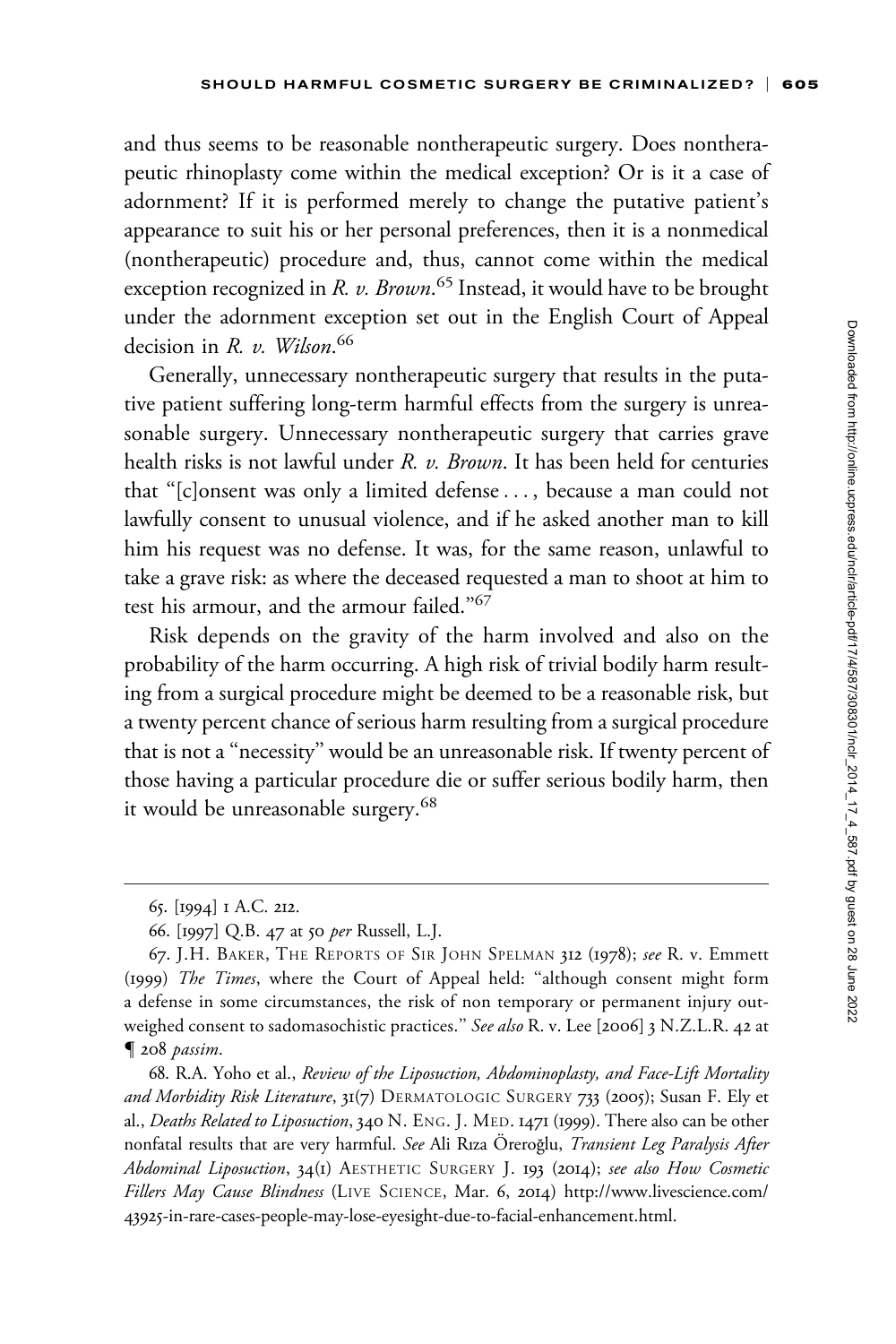and thus seems to be reasonable nontherapeutic surgery. Does nontherapeutic rhinoplasty come within the medical exception? Or is it a case of adornment? If it is performed merely to change the putative patient's appearance to suit his or her personal preferences, then it is a nonmedical (nontherapeutic) procedure and, thus, cannot come within the medical exception recognized in *R. v. Brown*.[65] Instead, it would have to be brought under the adornment exception set out in the English Court of Appeal decision in *R. v. Wilson*.[66]

Generally, unnecessary nontherapeutic surgery that results in the putative patient suffering long-term harmful effects from the surgery is unreasonable surgery. Unnecessary nontherapeutic surgery that carries grave health risks is not lawful under *R. v. Brown*. It has been held for centuries that "[c]onsent was only a limited defense . . . , because a man could not lawfully consent to unusual violence, and if he asked another man to kill him his request was no defense. It was, for the same reason, unlawful to take a grave risk: as where the deceased requested a man to shoot at him to test his armour, and the armour failed."[67]

Risk depends on the gravity of the harm involved and also on the probability of the harm occurring. A high risk of trivial bodily harm resulting from a surgical procedure might be deemed to be a reasonable risk, but a twenty percent chance of serious harm resulting from a surgical procedure that is not a "necessity" would be an unreasonable risk. If twenty percent of those having a particular procedure die or suffer serious bodily harm, then it would be unreasonable surgery.[68]

---

65. [1994] 1 A.C. 212.

66. [1997] Q.B. 47 at 50 *per* Russell, L.J.

67. J.H. Baker, The Reports of Sir John Spelman 312 (1978); *see* R. v. Emmett (1999) *The Times*, where the Court of Appeal held: "although consent might form a defense in some circumstances, the risk of non temporary or permanent injury outweighed consent to sadomasochistic practices." *See also* R. v. Lee [2006] 3 N.Z.L.R. 42 at ¶ 208 *passim*.

68. R.A. Yoho et al., *Review of the Liposuction, Abdominoplasty, and Face-Lift Mortality and Morbidity Risk Literature*, 31(7) Dermatologic Surgery 733 (2005); Susan F. Ely et al., *Deaths Related to Liposuction*, 340 N. Eng. J. Med. 1471 (1999). There also can be other nonfatal results that are very harmful. *See* Ali Rıza Öreroğlu, *Transient Leg Paralysis After Abdominal Liposuction*, 34(1) Aesthetic Surgery J. 193 (2014); *see also How Cosmetic Fillers May Cause Blindness* (Live Science, Mar. 6, 2014) http://www.livescience.com/43925-in-rare-cases-people-may-lose-eyesight-due-to-facial-enhancement.html.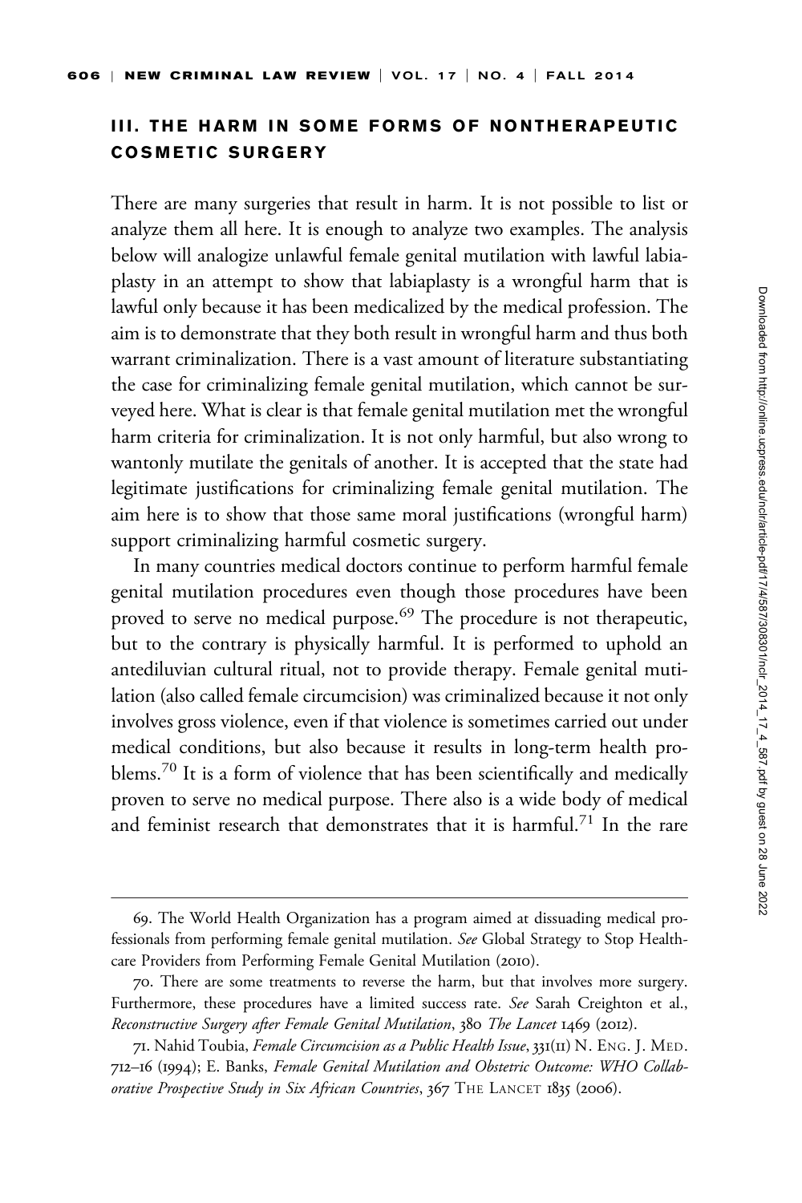## III. THE HARM IN SOME FORMS OF NONTHERAPEUTIC COSMETIC SURGERY

There are many surgeries that result in harm. It is not possible to list or analyze them all here. It is enough to analyze two examples. The analysis below will analogize unlawful female genital mutilation with lawful labiaplasty in an attempt to show that labiaplasty is a wrongful harm that is lawful only because it has been medicalized by the medical profession. The aim is to demonstrate that they both result in wrongful harm and thus both warrant criminalization. There is a vast amount of literature substantiating the case for criminalizing female genital mutilation, which cannot be surveyed here. What is clear is that female genital mutilation met the wrongful harm criteria for criminalization. It is not only harmful, but also wrong to wantonly mutilate the genitals of another. It is accepted that the state had legitimate justifications for criminalizing female genital mutilation. The aim here is to show that those same moral justifications (wrongful harm) support criminalizing harmful cosmetic surgery.

In many countries medical doctors continue to perform harmful female genital mutilation procedures even though those procedures have been proved to serve no medical purpose.[69] The procedure is not therapeutic, but to the contrary is physically harmful. It is performed to uphold an antediluvian cultural ritual, not to provide therapy. Female genital mutilation (also called female circumcision) was criminalized because it not only involves gross violence, even if that violence is sometimes carried out under medical conditions, but also because it results in long-term health problems.[70] It is a form of violence that has been scientifically and medically proven to serve no medical purpose. There also is a wide body of medical and feminist research that demonstrates that it is harmful.[71] In the rare

69. The World Health Organization has a program aimed at dissuading medical professionals from performing female genital mutilation. *See* Global Strategy to Stop Healthcare Providers from Performing Female Genital Mutilation (2010).

70. There are some treatments to reverse the harm, but that involves more surgery. Furthermore, these procedures have a limited success rate. *See* Sarah Creighton et al., *Reconstructive Surgery after Female Genital Mutilation*, 380 *The Lancet* 1469 (2012).

71. Nahid Toubia, *Female Circumcision as a Public Health Issue*, 331(11) N. ENG. J. MED. 712–16 (1994); E. Banks, *Female Genital Mutilation and Obstetric Outcome: WHO Collaborative Prospective Study in Six African Countries*, 367 THE LANCET 1835 (2006).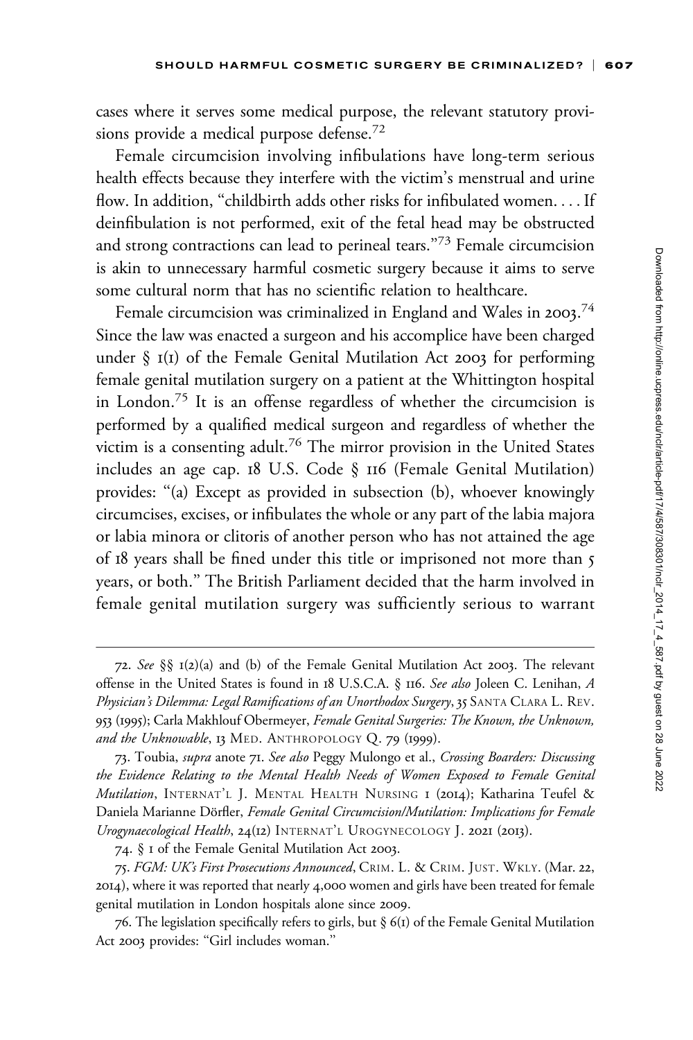cases where it serves some medical purpose, the relevant statutory provisions provide a medical purpose defense.[72]

Female circumcision involving infibulations have long-term serious health effects because they interfere with the victim's menstrual and urine flow. In addition, "childbirth adds other risks for infibulated women. . . . If deinfibulation is not performed, exit of the fetal head may be obstructed and strong contractions can lead to perineal tears."[73] Female circumcision is akin to unnecessary harmful cosmetic surgery because it aims to serve some cultural norm that has no scientific relation to healthcare.

Female circumcision was criminalized in England and Wales in 2003.[74] Since the law was enacted a surgeon and his accomplice have been charged under § 1(1) of the Female Genital Mutilation Act 2003 for performing female genital mutilation surgery on a patient at the Whittington hospital in London.[75] It is an offense regardless of whether the circumcision is performed by a qualified medical surgeon and regardless of whether the victim is a consenting adult.[76] The mirror provision in the United States includes an age cap. 18 U.S. Code § 116 (Female Genital Mutilation) provides: "(a) Except as provided in subsection (b), whoever knowingly circumcises, excises, or infibulates the whole or any part of the labia majora or labia minora or clitoris of another person who has not attained the age of 18 years shall be fined under this title or imprisoned not more than 5 years, or both." The British Parliament decided that the harm involved in female genital mutilation surgery was sufficiently serious to warrant

---

72. *See* §§ 1(2)(a) and (b) of the Female Genital Mutilation Act 2003. The relevant offense in the United States is found in 18 U.S.C.A. § 116. *See also* Joleen C. Lenihan, *A Physician's Dilemma: Legal Ramifications of an Unorthodox Surgery*, 35 SANTA CLARA L. REV. 953 (1995); Carla Makhlouf Obermeyer, *Female Genital Surgeries: The Known, the Unknown, and the Unknowable*, 13 MED. ANTHROPOLOGY Q. 79 (1999).

73. Toubia, *supra* anote 71. *See also* Peggy Mulongo et al., *Crossing Boarders: Discussing the Evidence Relating to the Mental Health Needs of Women Exposed to Female Genital Mutilation*, INTERNAT'L J. MENTAL HEALTH NURSING 1 (2014); Katharina Teufel & Daniela Marianne Dörfler, *Female Genital Circumcision/Mutilation: Implications for Female Urogynaecological Health*, 24(12) INTERNAT'L UROGYNECOLOGY J. 2021 (2013).

74. § 1 of the Female Genital Mutilation Act 2003.

75. *FGM: UK's First Prosecutions Announced*, CRIM. L. & CRIM. JUST. WKLY. (Mar. 22, 2014), where it was reported that nearly 4,000 women and girls have been treated for female genital mutilation in London hospitals alone since 2009.

76. The legislation specifically refers to girls, but § 6(1) of the Female Genital Mutilation Act 2003 provides: "Girl includes woman."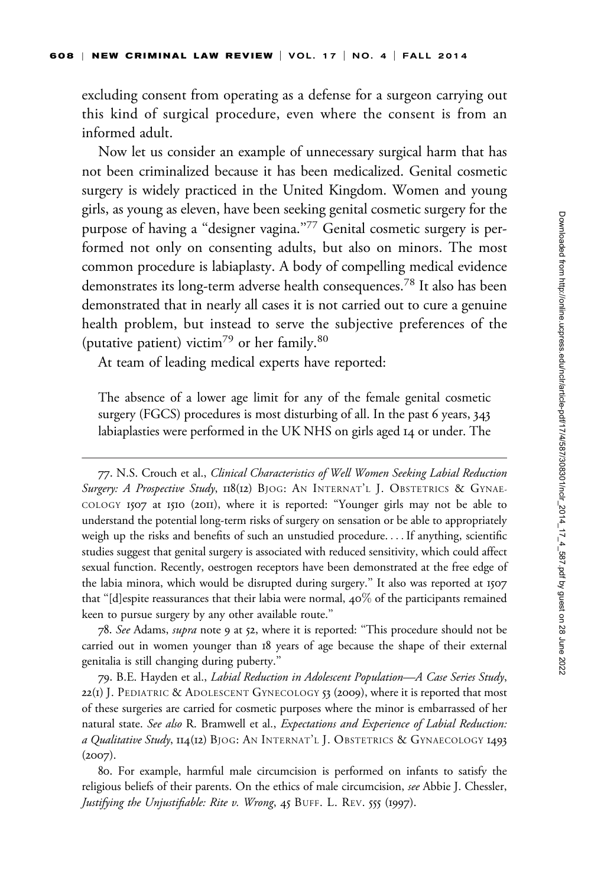excluding consent from operating as a defense for a surgeon carrying out this kind of surgical procedure, even where the consent is from an informed adult.

Now let us consider an example of unnecessary surgical harm that has not been criminalized because it has been medicalized. Genital cosmetic surgery is widely practiced in the United Kingdom. Women and young girls, as young as eleven, have been seeking genital cosmetic surgery for the purpose of having a "designer vagina."[77] Genital cosmetic surgery is performed not only on consenting adults, but also on minors. The most common procedure is labiaplasty. A body of compelling medical evidence demonstrates its long-term adverse health consequences.[78] It also has been demonstrated that in nearly all cases it is not carried out to cure a genuine health problem, but instead to serve the subjective preferences of the (putative patient) victim[79] or her family.[80]

At team of leading medical experts have reported:

> The absence of a lower age limit for any of the female genital cosmetic surgery (FGCS) procedures is most disturbing of all. In the past 6 years, 343 labiaplasties were performed in the UK NHS on girls aged 14 or under. The

---

77. N.S. Crouch et al., *Clinical Characteristics of Well Women Seeking Labial Reduction Surgery: A Prospective Study*, 118(12) BJOG: AN INTERNAT'L J. OBSTETRICS & GYNAECOLOGY 1507 at 1510 (2011), where it is reported: "Younger girls may not be able to understand the potential long-term risks of surgery on sensation or be able to appropriately weigh up the risks and benefits of such an unstudied procedure. . . . If anything, scientific studies suggest that genital surgery is associated with reduced sensitivity, which could affect sexual function. Recently, oestrogen receptors have been demonstrated at the free edge of the labia minora, which would be disrupted during surgery." It also was reported at 1507 that "[d]espite reassurances that their labia were normal, 40% of the participants remained keen to pursue surgery by any other available route."

78. *See* Adams, *supra* note 9 at 52, where it is reported: "This procedure should not be carried out in women younger than 18 years of age because the shape of their external genitalia is still changing during puberty."

79. B.E. Hayden et al., *Labial Reduction in Adolescent Population—A Case Series Study*, 22(1) J. PEDIATRIC & ADOLESCENT GYNECOLOGY 53 (2009), where it is reported that most of these surgeries are carried for cosmetic purposes where the minor is embarrassed of her natural state. *See also* R. Bramwell et al., *Expectations and Experience of Labial Reduction: a Qualitative Study*, 114(12) BJOG: AN INTERNAT'L J. OBSTETRICS & GYNAECOLOGY 1493 (2007).

80. For example, harmful male circumcision is performed on infants to satisfy the religious beliefs of their parents. On the ethics of male circumcision, *see* Abbie J. Chessler, *Justifying the Unjustifiable: Rite v. Wrong*, 45 BUFF. L. REV. 555 (1997).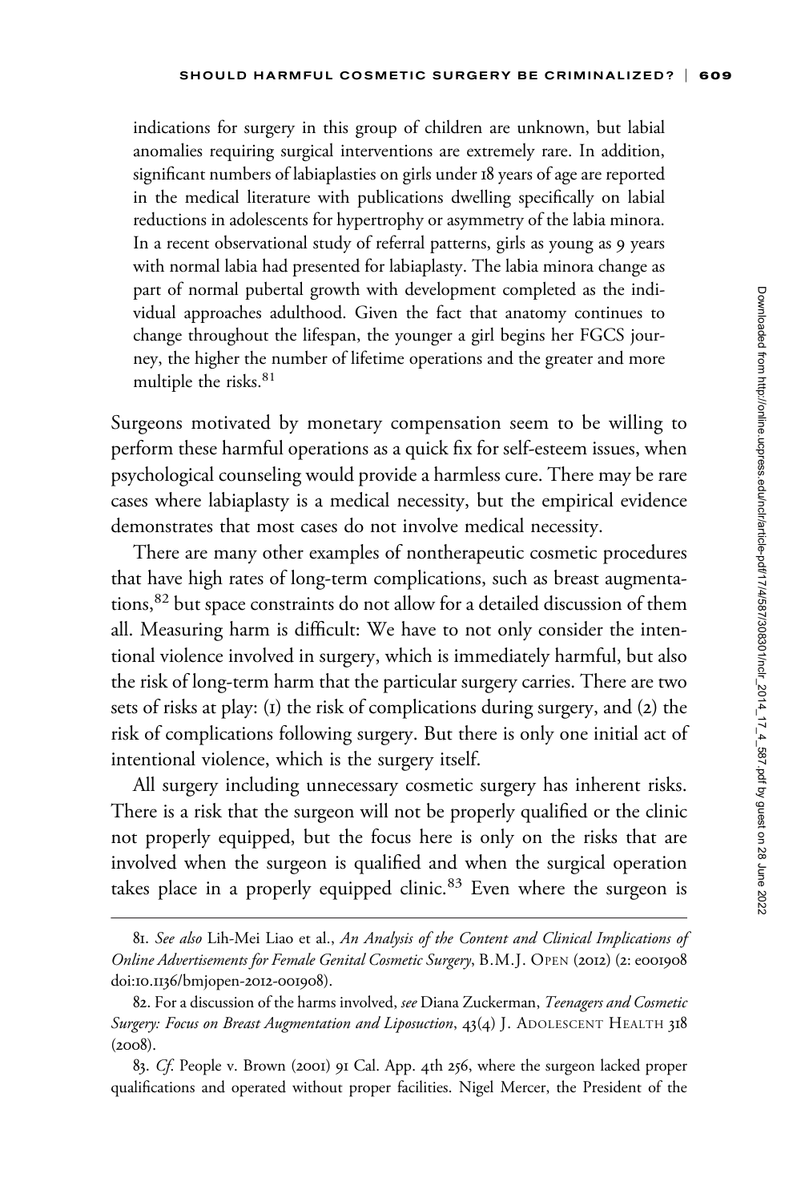indications for surgery in this group of children are unknown, but labial anomalies requiring surgical interventions are extremely rare. In addition, significant numbers of labiaplasties on girls under 18 years of age are reported in the medical literature with publications dwelling specifically on labial reductions in adolescents for hypertrophy or asymmetry of the labia minora. In a recent observational study of referral patterns, girls as young as 9 years with normal labia had presented for labiaplasty. The labia minora change as part of normal pubertal growth with development completed as the individual approaches adulthood. Given the fact that anatomy continues to change throughout the lifespan, the younger a girl begins her FGCS journey, the higher the number of lifetime operations and the greater and more multiple the risks.[81]

Surgeons motivated by monetary compensation seem to be willing to perform these harmful operations as a quick fix for self-esteem issues, when psychological counseling would provide a harmless cure. There may be rare cases where labiaplasty is a medical necessity, but the empirical evidence demonstrates that most cases do not involve medical necessity.

There are many other examples of nontherapeutic cosmetic procedures that have high rates of long-term complications, such as breast augmentations,[82] but space constraints do not allow for a detailed discussion of them all. Measuring harm is difficult: We have to not only consider the intentional violence involved in surgery, which is immediately harmful, but also the risk of long-term harm that the particular surgery carries. There are two sets of risks at play: (1) the risk of complications during surgery, and (2) the risk of complications following surgery. But there is only one initial act of intentional violence, which is the surgery itself.

All surgery including unnecessary cosmetic surgery has inherent risks. There is a risk that the surgeon will not be properly qualified or the clinic not properly equipped, but the focus here is only on the risks that are involved when the surgeon is qualified and when the surgical operation takes place in a properly equipped clinic.[83] Even where the surgeon is

81. *See also* Lih-Mei Liao et al., *An Analysis of the Content and Clinical Implications of Online Advertisements for Female Genital Cosmetic Surgery*, B.M.J. OPEN (2012) (2: e001908 doi:10.1136/bmjopen-2012-001908).

82. For a discussion of the harms involved, *see* Diana Zuckerman, *Teenagers and Cosmetic Surgery: Focus on Breast Augmentation and Liposuction*, 43(4) J. ADOLESCENT HEALTH 318 (2008).

83. *Cf.* People v. Brown (2001) 91 Cal. App. 4th 256, where the surgeon lacked proper qualifications and operated without proper facilities. Nigel Mercer, the President of the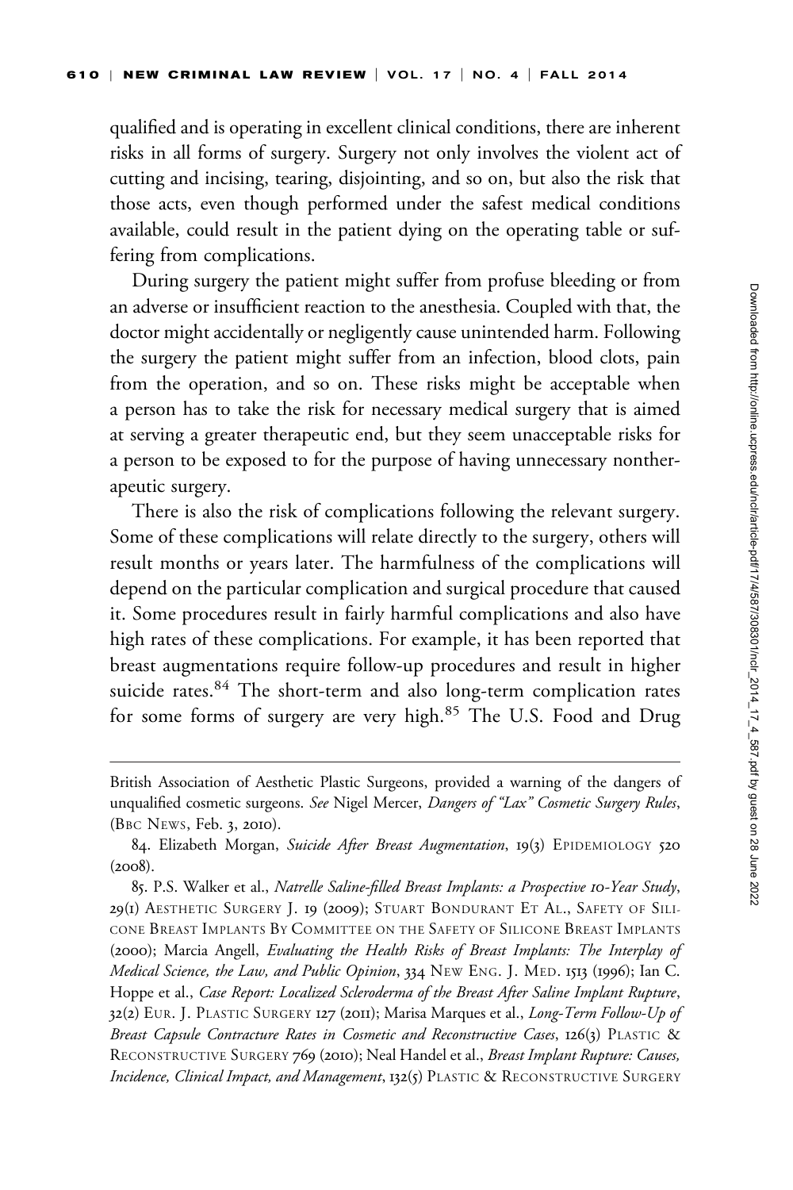qualified and is operating in excellent clinical conditions, there are inherent risks in all forms of surgery. Surgery not only involves the violent act of cutting and incising, tearing, disjointing, and so on, but also the risk that those acts, even though performed under the safest medical conditions available, could result in the patient dying on the operating table or suffering from complications.

During surgery the patient might suffer from profuse bleeding or from an adverse or insufficient reaction to the anesthesia. Coupled with that, the doctor might accidentally or negligently cause unintended harm. Following the surgery the patient might suffer from an infection, blood clots, pain from the operation, and so on. These risks might be acceptable when a person has to take the risk for necessary medical surgery that is aimed at serving a greater therapeutic end, but they seem unacceptable risks for a person to be exposed to for the purpose of having unnecessary nontherapeutic surgery.

There is also the risk of complications following the relevant surgery. Some of these complications will relate directly to the surgery, others will result months or years later. The harmfulness of the complications will depend on the particular complication and surgical procedure that caused it. Some procedures result in fairly harmful complications and also have high rates of these complications. For example, it has been reported that breast augmentations require follow-up procedures and result in higher suicide rates.[84] The short-term and also long-term complication rates for some forms of surgery are very high.[85] The U.S. Food and Drug

---

British Association of Aesthetic Plastic Surgeons, provided a warning of the dangers of unqualified cosmetic surgeons. *See* Nigel Mercer, *Dangers of "Lax" Cosmetic Surgery Rules*, (BBC NEWS, Feb. 3, 2010).

84. Elizabeth Morgan, *Suicide After Breast Augmentation*, 19(3) EPIDEMIOLOGY 520 (2008).

85. P.S. Walker et al., *Natrelle Saline-filled Breast Implants: a Prospective 10-Year Study*, 29(1) AESTHETIC SURGERY J. 19 (2009); STUART BONDURANT ET AL., SAFETY OF SILICONE BREAST IMPLANTS BY COMMITTEE ON THE SAFETY OF SILICONE BREAST IMPLANTS (2000); Marcia Angell, *Evaluating the Health Risks of Breast Implants: The Interplay of Medical Science, the Law, and Public Opinion*, 334 NEW ENG. J. MED. 1513 (1996); Ian C. Hoppe et al., *Case Report: Localized Scleroderma of the Breast After Saline Implant Rupture*, 32(2) EUR. J. PLASTIC SURGERY 127 (2011); Marisa Marques et al., *Long-Term Follow-Up of Breast Capsule Contracture Rates in Cosmetic and Reconstructive Cases*, 126(3) PLASTIC & RECONSTRUCTIVE SURGERY 769 (2010); Neal Handel et al., *Breast Implant Rupture: Causes, Incidence, Clinical Impact, and Management*, 132(5) PLASTIC & RECONSTRUCTIVE SURGERY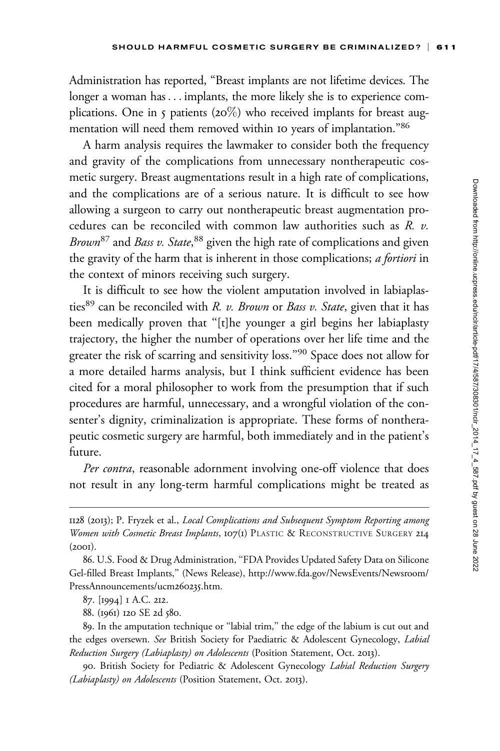Administration has reported, "Breast implants are not lifetime devices. The longer a woman has . . . implants, the more likely she is to experience complications. One in 5 patients (20%) who received implants for breast augmentation will need them removed within 10 years of implantation."[86]

A harm analysis requires the lawmaker to consider both the frequency and gravity of the complications from unnecessary nontherapeutic cosmetic surgery. Breast augmentations result in a high rate of complications, and the complications are of a serious nature. It is difficult to see how allowing a surgeon to carry out nontherapeutic breast augmentation procedures can be reconciled with common law authorities such as *R. v. Brown*[87] and *Bass v. State*,[88] given the high rate of complications and given the gravity of the harm that is inherent in those complications; *a fortiori* in the context of minors receiving such surgery.

It is difficult to see how the violent amputation involved in labiaplasties[89] can be reconciled with *R. v. Brown* or *Bass v. State*, given that it has been medically proven that "[t]he younger a girl begins her labiaplasty trajectory, the higher the number of operations over her life time and the greater the risk of scarring and sensitivity loss."[90] Space does not allow for a more detailed harms analysis, but I think sufficient evidence has been cited for a moral philosopher to work from the presumption that if such procedures are harmful, unnecessary, and a wrongful violation of the consenter's dignity, criminalization is appropriate. These forms of nontherapeutic cosmetic surgery are harmful, both immediately and in the patient's future.

*Per contra*, reasonable adornment involving one-off violence that does not result in any long-term harmful complications might be treated as

---

1128 (2013); P. Fryzek et al., *Local Complications and Subsequent Symptom Reporting among Women with Cosmetic Breast Implants*, 107(1) Plastic & Reconstructive Surgery 214 (2001).

86. U.S. Food & Drug Administration, "FDA Provides Updated Safety Data on Silicone Gel-filled Breast Implants," (News Release), http://www.fda.gov/NewsEvents/Newsroom/PressAnnouncements/ucm260235.htm.

87. [1994] 1 A.C. 212.

88. (1961) 120 SE 2d 580.

89. In the amputation technique or "labial trim," the edge of the labium is cut out and the edges oversewn. *See* British Society for Paediatric & Adolescent Gynecology, *Labial Reduction Surgery (Labiaplasty) on Adolescents* (Position Statement, Oct. 2013).

90. British Society for Pediatric & Adolescent Gynecology *Labial Reduction Surgery (Labiaplasty) on Adolescents* (Position Statement, Oct. 2013).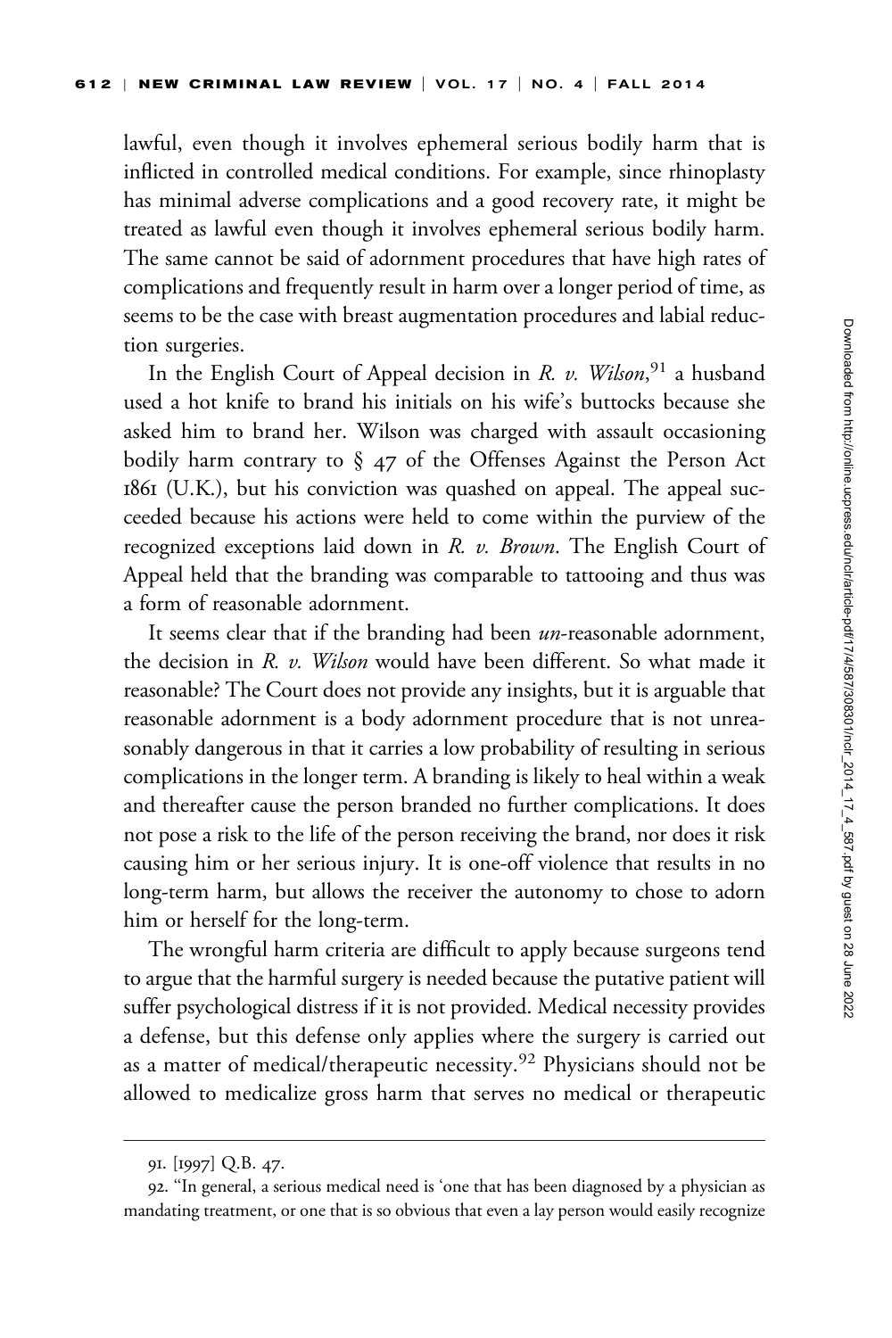lawful, even though it involves ephemeral serious bodily harm that is inflicted in controlled medical conditions. For example, since rhinoplasty has minimal adverse complications and a good recovery rate, it might be treated as lawful even though it involves ephemeral serious bodily harm. The same cannot be said of adornment procedures that have high rates of complications and frequently result in harm over a longer period of time, as seems to be the case with breast augmentation procedures and labial reduction surgeries.

In the English Court of Appeal decision in *R. v. Wilson*,[91] a husband used a hot knife to brand his initials on his wife's buttocks because she asked him to brand her. Wilson was charged with assault occasioning bodily harm contrary to § 47 of the Offenses Against the Person Act 1861 (U.K.), but his conviction was quashed on appeal. The appeal succeeded because his actions were held to come within the purview of the recognized exceptions laid down in *R. v. Brown*. The English Court of Appeal held that the branding was comparable to tattooing and thus was a form of reasonable adornment.

It seems clear that if the branding had been *un*-reasonable adornment, the decision in *R. v. Wilson* would have been different. So what made it reasonable? The Court does not provide any insights, but it is arguable that reasonable adornment is a body adornment procedure that is not unreasonably dangerous in that it carries a low probability of resulting in serious complications in the longer term. A branding is likely to heal within a weak and thereafter cause the person branded no further complications. It does not pose a risk to the life of the person receiving the brand, nor does it risk causing him or her serious injury. It is one-off violence that results in no long-term harm, but allows the receiver the autonomy to chose to adorn him or herself for the long-term.

The wrongful harm criteria are difficult to apply because surgeons tend to argue that the harmful surgery is needed because the putative patient will suffer psychological distress if it is not provided. Medical necessity provides a defense, but this defense only applies where the surgery is carried out as a matter of medical/therapeutic necessity.[92] Physicians should not be allowed to medicalize gross harm that serves no medical or therapeutic

---

91. [1997] Q.B. 47.

92. "In general, a serious medical need is 'one that has been diagnosed by a physician as mandating treatment, or one that is so obvious that even a lay person would easily recognize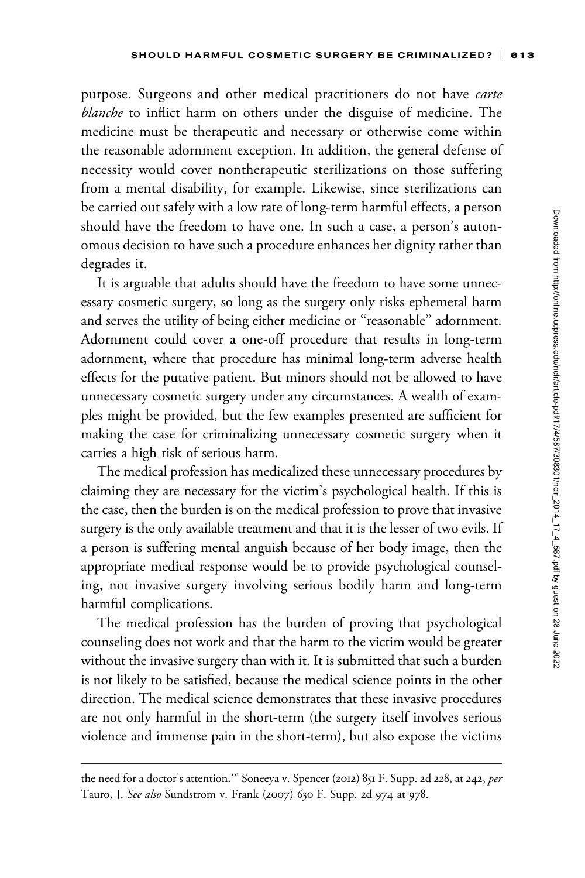purpose. Surgeons and other medical practitioners do not have *carte blanche* to inflict harm on others under the disguise of medicine. The medicine must be therapeutic and necessary or otherwise come within the reasonable adornment exception. In addition, the general defense of necessity would cover nontherapeutic sterilizations on those suffering from a mental disability, for example. Likewise, since sterilizations can be carried out safely with a low rate of long-term harmful effects, a person should have the freedom to have one. In such a case, a person's autonomous decision to have such a procedure enhances her dignity rather than degrades it.

It is arguable that adults should have the freedom to have some unnecessary cosmetic surgery, so long as the surgery only risks ephemeral harm and serves the utility of being either medicine or "reasonable" adornment. Adornment could cover a one-off procedure that results in long-term adornment, where that procedure has minimal long-term adverse health effects for the putative patient. But minors should not be allowed to have unnecessary cosmetic surgery under any circumstances. A wealth of examples might be provided, but the few examples presented are sufficient for making the case for criminalizing unnecessary cosmetic surgery when it carries a high risk of serious harm.

The medical profession has medicalized these unnecessary procedures by claiming they are necessary for the victim's psychological health. If this is the case, then the burden is on the medical profession to prove that invasive surgery is the only available treatment and that it is the lesser of two evils. If a person is suffering mental anguish because of her body image, then the appropriate medical response would be to provide psychological counseling, not invasive surgery involving serious bodily harm and long-term harmful complications.

The medical profession has the burden of proving that psychological counseling does not work and that the harm to the victim would be greater without the invasive surgery than with it. It is submitted that such a burden is not likely to be satisfied, because the medical science points in the other direction. The medical science demonstrates that these invasive procedures are not only harmful in the short-term (the surgery itself involves serious violence and immense pain in the short-term), but also expose the victims

---

the need for a doctor's attention.'" Soneeya v. Spencer (2012) 851 F. Supp. 2d 228, at 242, *per* Tauro, J. *See also* Sundstrom v. Frank (2007) 630 F. Supp. 2d 974 at 978.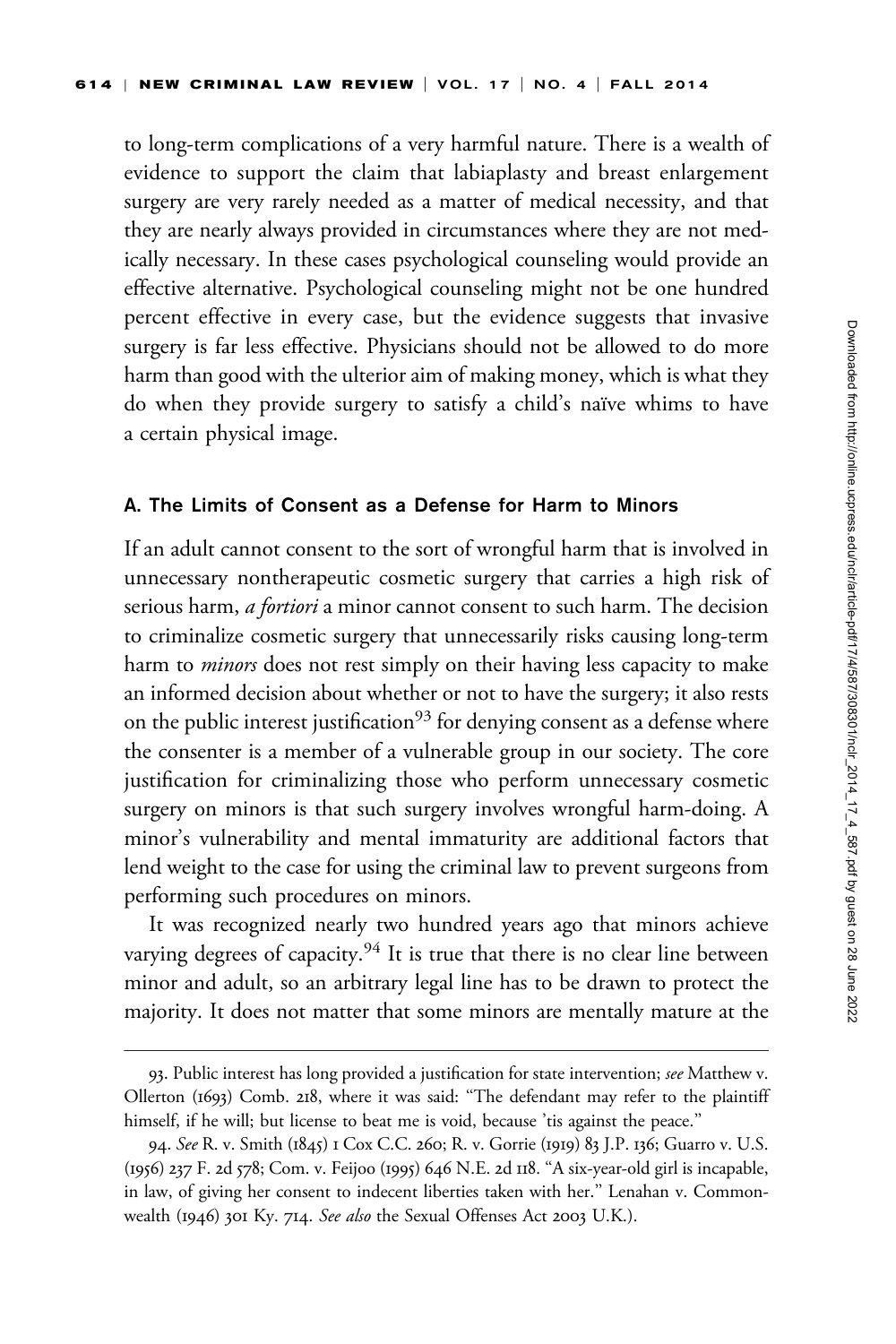to long-term complications of a very harmful nature. There is a wealth of evidence to support the claim that labiaplasty and breast enlargement surgery are very rarely needed as a matter of medical necessity, and that they are nearly always provided in circumstances where they are not medically necessary. In these cases psychological counseling would provide an effective alternative. Psychological counseling might not be one hundred percent effective in every case, but the evidence suggests that invasive surgery is far less effective. Physicians should not be allowed to do more harm than good with the ulterior aim of making money, which is what they do when they provide surgery to satisfy a child's naïve whims to have a certain physical image.

### A. The Limits of Consent as a Defense for Harm to Minors

If an adult cannot consent to the sort of wrongful harm that is involved in unnecessary nontherapeutic cosmetic surgery that carries a high risk of serious harm, *a fortiori* a minor cannot consent to such harm. The decision to criminalize cosmetic surgery that unnecessarily risks causing long-term harm to *minors* does not rest simply on their having less capacity to make an informed decision about whether or not to have the surgery; it also rests on the public interest justification[93] for denying consent as a defense where the consenter is a member of a vulnerable group in our society. The core justification for criminalizing those who perform unnecessary cosmetic surgery on minors is that such surgery involves wrongful harm-doing. A minor's vulnerability and mental immaturity are additional factors that lend weight to the case for using the criminal law to prevent surgeons from performing such procedures on minors.

It was recognized nearly two hundred years ago that minors achieve varying degrees of capacity.[94] It is true that there is no clear line between minor and adult, so an arbitrary legal line has to be drawn to protect the majority. It does not matter that some minors are mentally mature at the

---

93. Public interest has long provided a justification for state intervention; *see* Matthew v. Ollerton (1693) Comb. 218, where it was said: "The defendant may refer to the plaintiff himself, if he will; but license to beat me is void, because 'tis against the peace."

94. *See* R. v. Smith (1845) 1 Cox C.C. 260; R. v. Gorrie (1919) 83 J.P. 136; Guarro v. U.S. (1956) 237 F. 2d 578; Com. v. Feijoo (1995) 646 N.E. 2d 118. "A six-year-old girl is incapable, in law, of giving her consent to indecent liberties taken with her." Lenahan v. Commonwealth (1946) 301 Ky. 714. *See also* the Sexual Offenses Act 2003 U.K.).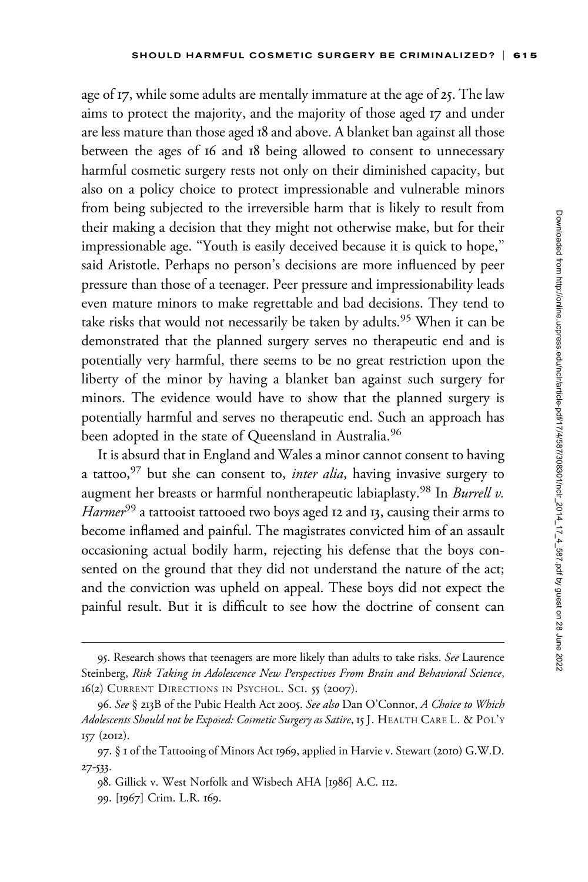age of 17, while some adults are mentally immature at the age of 25. The law aims to protect the majority, and the majority of those aged 17 and under are less mature than those aged 18 and above. A blanket ban against all those between the ages of 16 and 18 being allowed to consent to unnecessary harmful cosmetic surgery rests not only on their diminished capacity, but also on a policy choice to protect impressionable and vulnerable minors from being subjected to the irreversible harm that is likely to result from their making a decision that they might not otherwise make, but for their impressionable age. "Youth is easily deceived because it is quick to hope," said Aristotle. Perhaps no person's decisions are more influenced by peer pressure than those of a teenager. Peer pressure and impressionability leads even mature minors to make regrettable and bad decisions. They tend to take risks that would not necessarily be taken by adults.[95] When it can be demonstrated that the planned surgery serves no therapeutic end and is potentially very harmful, there seems to be no great restriction upon the liberty of the minor by having a blanket ban against such surgery for minors. The evidence would have to show that the planned surgery is potentially harmful and serves no therapeutic end. Such an approach has been adopted in the state of Queensland in Australia.[96]

It is absurd that in England and Wales a minor cannot consent to having a tattoo,[97] but she can consent to, *inter alia*, having invasive surgery to augment her breasts or harmful nontherapeutic labiaplasty.[98] In *Burrell v. Harmer*[99] a tattooist tattooed two boys aged 12 and 13, causing their arms to become inflamed and painful. The magistrates convicted him of an assault occasioning actual bodily harm, rejecting his defense that the boys consented on the ground that they did not understand the nature of the act; and the conviction was upheld on appeal. These boys did not expect the painful result. But it is difficult to see how the doctrine of consent can

---

95. Research shows that teenagers are more likely than adults to take risks. *See* Laurence Steinberg, *Risk Taking in Adolescence New Perspectives From Brain and Behavioral Science*, 16(2) CURRENT DIRECTIONS IN PSYCHOL. SCI. 55 (2007).

96. *See* § 213B of the Pubic Health Act 2005. *See also* Dan O'Connor, *A Choice to Which Adolescents Should not be Exposed: Cosmetic Surgery as Satire*, 15 J. HEALTH CARE L. & POL'Y 157 (2012).

97. § 1 of the Tattooing of Minors Act 1969, applied in Harvie v. Stewart (2010) G.W.D. 27-533.

98. Gillick v. West Norfolk and Wisbech AHA [1986] A.C. 112.

99. [1967] Crim. L.R. 169.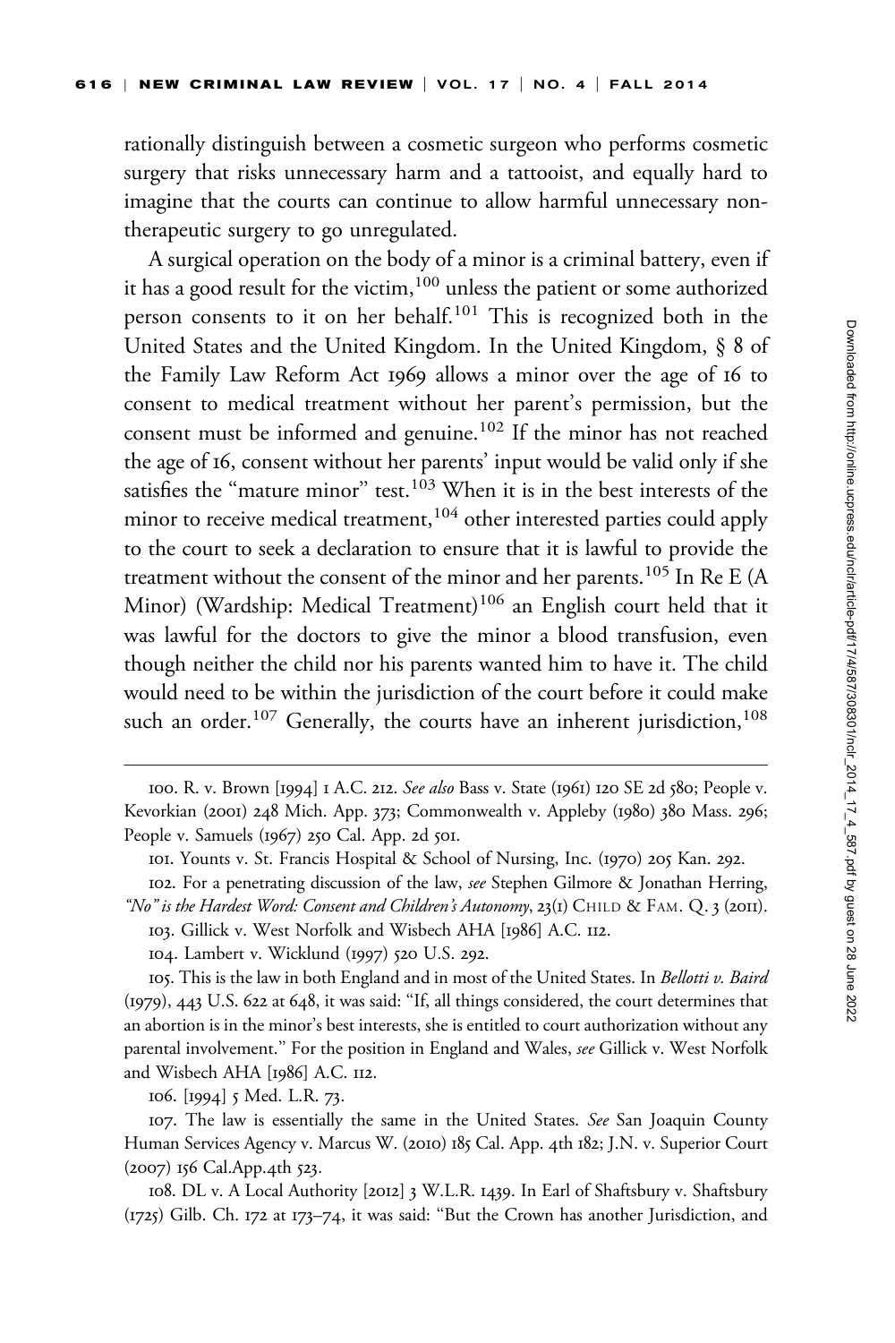rationally distinguish between a cosmetic surgeon who performs cosmetic surgery that risks unnecessary harm and a tattooist, and equally hard to imagine that the courts can continue to allow harmful unnecessary non-therapeutic surgery to go unregulated.

A surgical operation on the body of a minor is a criminal battery, even if it has a good result for the victim,[100] unless the patient or some authorized person consents to it on her behalf.[101] This is recognized both in the United States and the United Kingdom. In the United Kingdom, § 8 of the Family Law Reform Act 1969 allows a minor over the age of 16 to consent to medical treatment without her parent's permission, but the consent must be informed and genuine.[102] If the minor has not reached the age of 16, consent without her parents' input would be valid only if she satisfies the "mature minor" test.[103] When it is in the best interests of the minor to receive medical treatment,[104] other interested parties could apply to the court to seek a declaration to ensure that it is lawful to provide the treatment without the consent of the minor and her parents.[105] In Re E (A Minor) (Wardship: Medical Treatment)[106] an English court held that it was lawful for the doctors to give the minor a blood transfusion, even though neither the child nor his parents wanted him to have it. The child would need to be within the jurisdiction of the court before it could make such an order.[107] Generally, the courts have an inherent jurisdiction,[108]

---

100. R. v. Brown [1994] 1 A.C. 212. *See also* Bass v. State (1961) 120 SE 2d 580; People v. Kevorkian (2001) 248 Mich. App. 373; Commonwealth v. Appleby (1980) 380 Mass. 296; People v. Samuels (1967) 250 Cal. App. 2d 501.

101. Younts v. St. Francis Hospital & School of Nursing, Inc. (1970) 205 Kan. 292.

102. For a penetrating discussion of the law, *see* Stephen Gilmore & Jonathan Herring, *"No" is the Hardest Word: Consent and Children's Autonomy*, 23(1) CHILD & FAM. Q. 3 (2011).

103. Gillick v. West Norfolk and Wisbech AHA [1986] A.C. 112.

104. Lambert v. Wicklund (1997) 520 U.S. 292.

105. This is the law in both England and in most of the United States. In *Bellotti v. Baird* (1979), 443 U.S. 622 at 648, it was said: "If, all things considered, the court determines that an abortion is in the minor's best interests, she is entitled to court authorization without any parental involvement." For the position in England and Wales, *see* Gillick v. West Norfolk and Wisbech AHA [1986] A.C. 112.

106. [1994] 5 Med. L.R. 73.

107. The law is essentially the same in the United States. *See* San Joaquin County Human Services Agency v. Marcus W. (2010) 185 Cal. App. 4th 182; J.N. v. Superior Court (2007) 156 Cal.App.4th 523.

108. DL v. A Local Authority [2012] 3 W.L.R. 1439. In Earl of Shaftsbury v. Shaftsbury (1725) Gilb. Ch. 172 at 173–74, it was said: "But the Crown has another Jurisdiction, and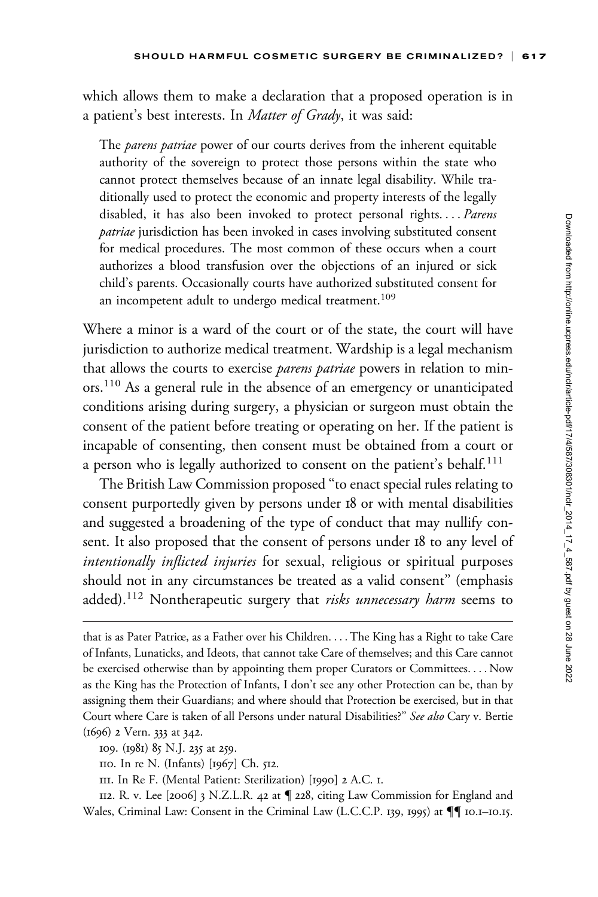which allows them to make a declaration that a proposed operation is in a patient's best interests. In *Matter of Grady*, it was said:

> The *parens patriae* power of our courts derives from the inherent equitable authority of the sovereign to protect those persons within the state who cannot protect themselves because of an innate legal disability. While traditionally used to protect the economic and property interests of the legally disabled, it has also been invoked to protect personal rights. . . . *Parens patriae* jurisdiction has been invoked in cases involving substituted consent for medical procedures. The most common of these occurs when a court authorizes a blood transfusion over the objections of an injured or sick child's parents. Occasionally courts have authorized substituted consent for an incompetent adult to undergo medical treatment.[109]

Where a minor is a ward of the court or of the state, the court will have jurisdiction to authorize medical treatment. Wardship is a legal mechanism that allows the courts to exercise *parens patriae* powers in relation to minors.[110] As a general rule in the absence of an emergency or unanticipated conditions arising during surgery, a physician or surgeon must obtain the consent of the patient before treating or operating on her. If the patient is incapable of consenting, then consent must be obtained from a court or a person who is legally authorized to consent on the patient's behalf.[111]

The British Law Commission proposed "to enact special rules relating to consent purportedly given by persons under 18 or with mental disabilities and suggested a broadening of the type of conduct that may nullify consent. It also proposed that the consent of persons under 18 to any level of *intentionally inflicted injuries* for sexual, religious or spiritual purposes should not in any circumstances be treated as a valid consent" (emphasis added).[112] Nontherapeutic surgery that *risks unnecessary harm* seems to

---

that is as Pater Patriæ, as a Father over his Children. . . . The King has a Right to take Care of Infants, Lunaticks, and Ideots, that cannot take Care of themselves; and this Care cannot be exercised otherwise than by appointing them proper Curators or Committees. . . . Now as the King has the Protection of Infants, I don't see any other Protection can be, than by assigning them their Guardians; and where should that Protection be exercised, but in that Court where Care is taken of all Persons under natural Disabilities?" *See also* Cary v. Bertie (1696) 2 Vern. 333 at 342.

109. (1981) 85 N.J. 235 at 259.

110. In re N. (Infants) [1967] Ch. 512.

111. In Re F. (Mental Patient: Sterilization) [1990] 2 A.C. 1.

112. R. v. Lee [2006] 3 N.Z.L.R. 42 at ¶ 228, citing Law Commission for England and Wales, Criminal Law: Consent in the Criminal Law (L.C.C.P. 139, 1995) at ¶¶ 10.1–10.15.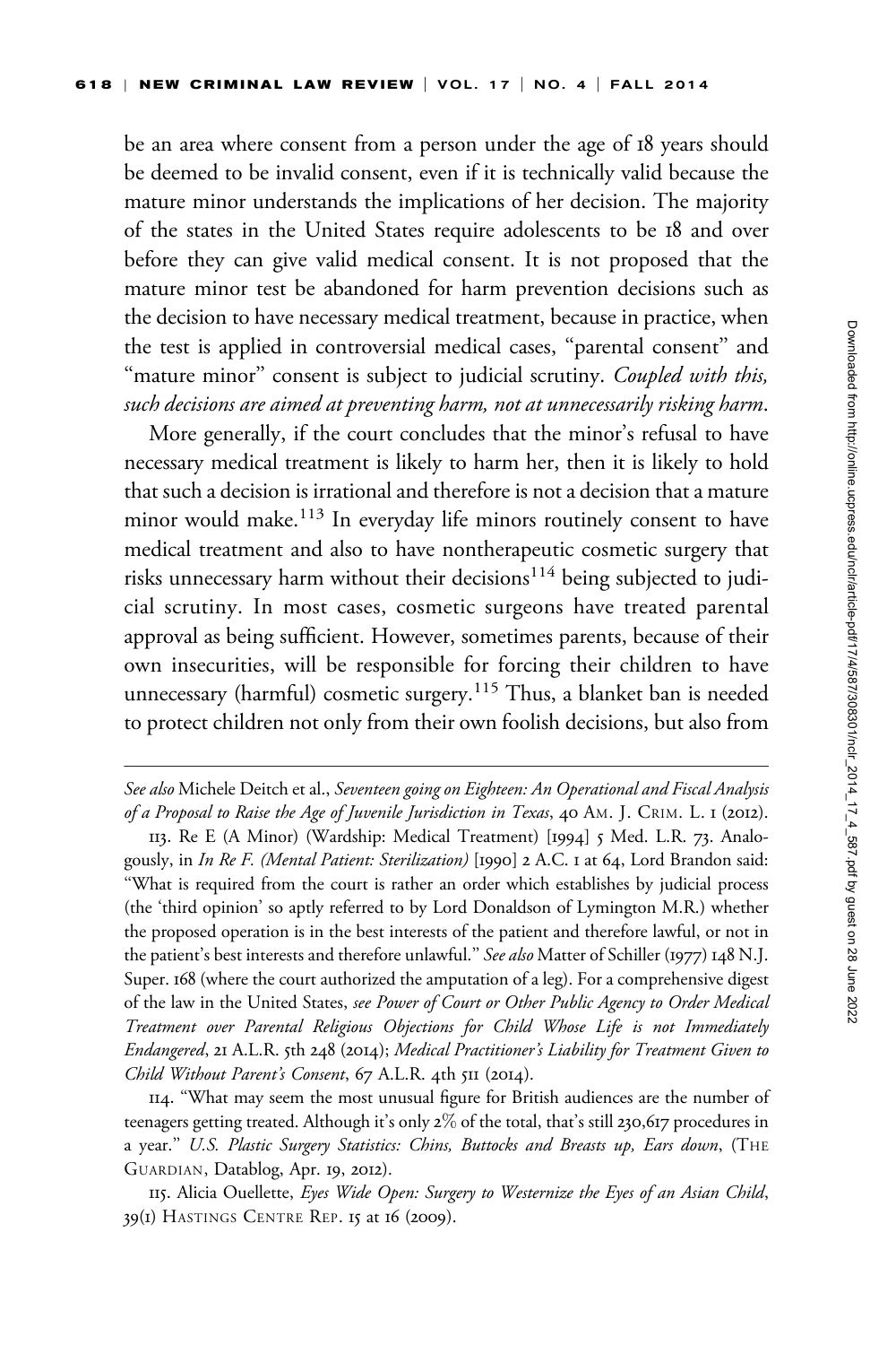be an area where consent from a person under the age of 18 years should be deemed to be invalid consent, even if it is technically valid because the mature minor understands the implications of her decision. The majority of the states in the United States require adolescents to be 18 and over before they can give valid medical consent. It is not proposed that the mature minor test be abandoned for harm prevention decisions such as the decision to have necessary medical treatment, because in practice, when the test is applied in controversial medical cases, "parental consent" and "mature minor" consent is subject to judicial scrutiny. *Coupled with this, such decisions are aimed at preventing harm, not at unnecessarily risking harm.*

More generally, if the court concludes that the minor's refusal to have necessary medical treatment is likely to harm her, then it is likely to hold that such a decision is irrational and therefore is not a decision that a mature minor would make.[113] In everyday life minors routinely consent to have medical treatment and also to have nontherapeutic cosmetic surgery that risks unnecessary harm without their decisions[114] being subjected to judicial scrutiny. In most cases, cosmetic surgeons have treated parental approval as being sufficient. However, sometimes parents, because of their own insecurities, will be responsible for forcing their children to have unnecessary (harmful) cosmetic surgery.[115] Thus, a blanket ban is needed to protect children not only from their own foolish decisions, but also from

---

*See also* Michele Deitch et al., *Seventeen going on Eighteen: An Operational and Fiscal Analysis of a Proposal to Raise the Age of Juvenile Jurisdiction in Texas*, 40 AM. J. CRIM. L. 1 (2012).

113. Re E (A Minor) (Wardship: Medical Treatment) [1994] 5 Med. L.R. 73. Analogously, in *In Re F. (Mental Patient: Sterilization)* [1990] 2 A.C. 1 at 64, Lord Brandon said: "What is required from the court is rather an order which establishes by judicial process (the 'third opinion' so aptly referred to by Lord Donaldson of Lymington M.R.) whether the proposed operation is in the best interests of the patient and therefore lawful, or not in the patient's best interests and therefore unlawful." *See also* Matter of Schiller (1977) 148 N.J. Super. 168 (where the court authorized the amputation of a leg). For a comprehensive digest of the law in the United States, *see Power of Court or Other Public Agency to Order Medical Treatment over Parental Religious Objections for Child Whose Life is not Immediately Endangered*, 21 A.L.R. 5th 248 (2014); *Medical Practitioner's Liability for Treatment Given to Child Without Parent's Consent*, 67 A.L.R. 4th 511 (2014).

114. "What may seem the most unusual figure for British audiences are the number of teenagers getting treated. Although it's only 2% of the total, that's still 230,617 procedures in a year." *U.S. Plastic Surgery Statistics: Chins, Buttocks and Breasts up, Ears down*, (THE GUARDIAN, Datablog, Apr. 19, 2012).

115. Alicia Ouellette, *Eyes Wide Open: Surgery to Westernize the Eyes of an Asian Child*, 39(1) HASTINGS CENTRE REP. 15 at 16 (2009).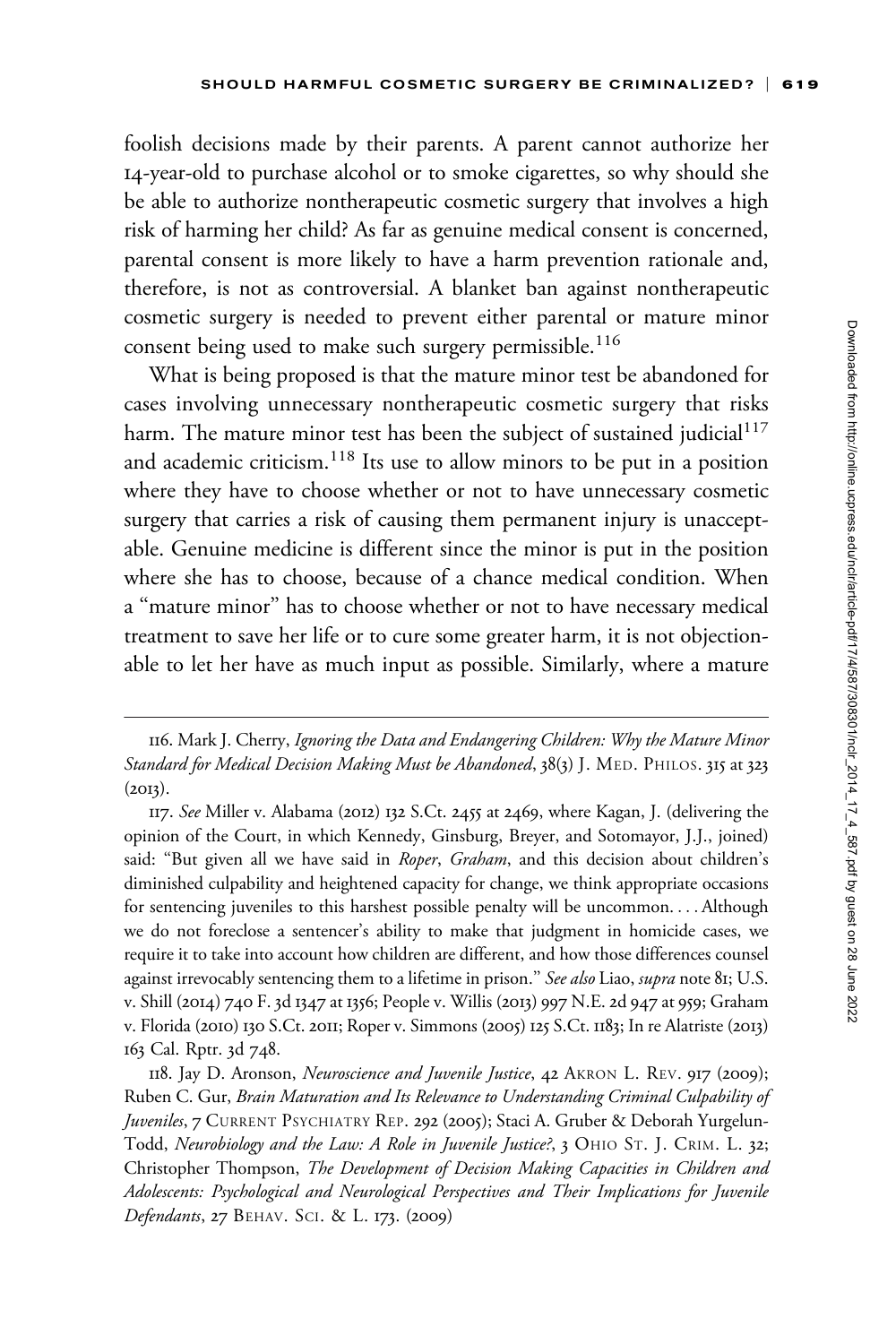foolish decisions made by their parents. A parent cannot authorize her 14-year-old to purchase alcohol or to smoke cigarettes, so why should she be able to authorize nontherapeutic cosmetic surgery that involves a high risk of harming her child? As far as genuine medical consent is concerned, parental consent is more likely to have a harm prevention rationale and, therefore, is not as controversial. A blanket ban against nontherapeutic cosmetic surgery is needed to prevent either parental or mature minor consent being used to make such surgery permissible.[116]

What is being proposed is that the mature minor test be abandoned for cases involving unnecessary nontherapeutic cosmetic surgery that risks harm. The mature minor test has been the subject of sustained judicial[117] and academic criticism.[118] Its use to allow minors to be put in a position where they have to choose whether or not to have unnecessary cosmetic surgery that carries a risk of causing them permanent injury is unacceptable. Genuine medicine is different since the minor is put in the position where she has to choose, because of a chance medical condition. When a "mature minor" has to choose whether or not to have necessary medical treatment to save her life or to cure some greater harm, it is not objectionable to let her have as much input as possible. Similarly, where a mature

---

116. Mark J. Cherry, *Ignoring the Data and Endangering Children: Why the Mature Minor Standard for Medical Decision Making Must be Abandoned*, 38(3) J. MED. PHILOS. 315 at 323 (2013).

117. *See* Miller v. Alabama (2012) 132 S.Ct. 2455 at 2469, where Kagan, J. (delivering the opinion of the Court, in which Kennedy, Ginsburg, Breyer, and Sotomayor, J.J., joined) said: "But given all we have said in *Roper*, *Graham*, and this decision about children's diminished culpability and heightened capacity for change, we think appropriate occasions for sentencing juveniles to this harshest possible penalty will be uncommon. . . . Although we do not foreclose a sentencer's ability to make that judgment in homicide cases, we require it to take into account how children are different, and how those differences counsel against irrevocably sentencing them to a lifetime in prison." *See also* Liao, *supra* note 81; U.S. v. Shill (2014) 740 F. 3d 1347 at 1356; People v. Willis (2013) 997 N.E. 2d 947 at 959; Graham v. Florida (2010) 130 S.Ct. 2011; Roper v. Simmons (2005) 125 S.Ct. 1183; In re Alatriste (2013) 163 Cal. Rptr. 3d 748.

118. Jay D. Aronson, *Neuroscience and Juvenile Justice*, 42 AKRON L. REV. 917 (2009); Ruben C. Gur, *Brain Maturation and Its Relevance to Understanding Criminal Culpability of Juveniles*, 7 CURRENT PSYCHIATRY REP. 292 (2005); Staci A. Gruber & Deborah Yurgelun-Todd, *Neurobiology and the Law: A Role in Juvenile Justice?*, 3 OHIO ST. J. CRIM. L. 32; Christopher Thompson, *The Development of Decision Making Capacities in Children and Adolescents: Psychological and Neurological Perspectives and Their Implications for Juvenile Defendants*, 27 BEHAV. SCI. & L. 173. (2009)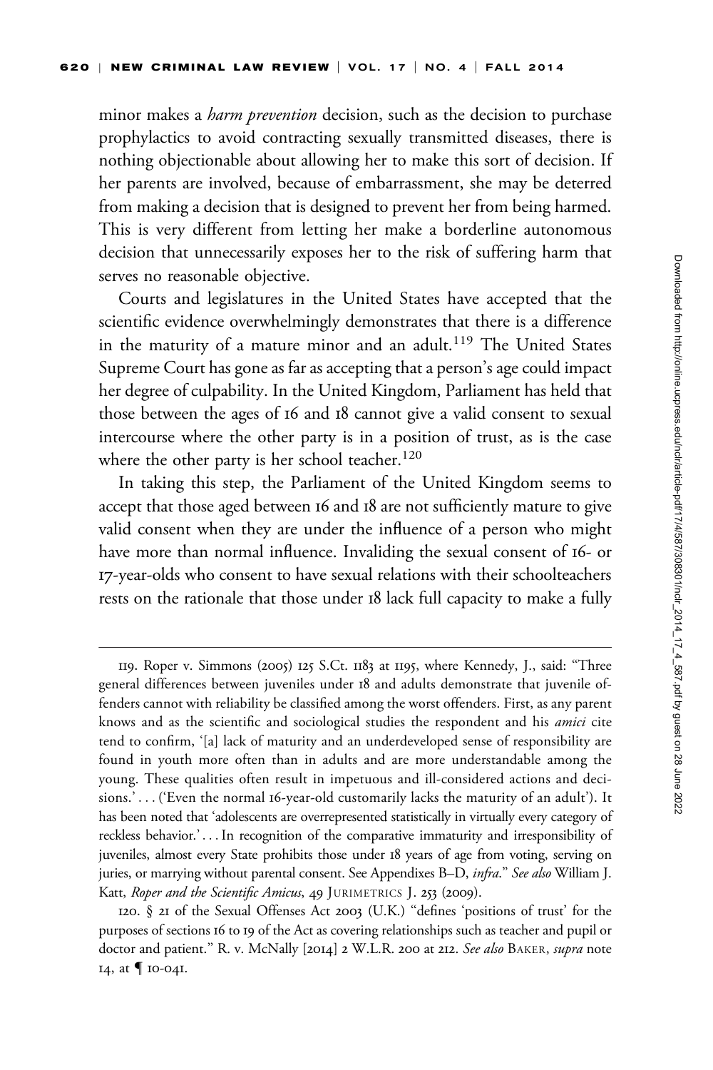minor makes a *harm prevention* decision, such as the decision to purchase prophylactics to avoid contracting sexually transmitted diseases, there is nothing objectionable about allowing her to make this sort of decision. If her parents are involved, because of embarrassment, she may be deterred from making a decision that is designed to prevent her from being harmed. This is very different from letting her make a borderline autonomous decision that unnecessarily exposes her to the risk of suffering harm that serves no reasonable objective.

Courts and legislatures in the United States have accepted that the scientific evidence overwhelmingly demonstrates that there is a difference in the maturity of a mature minor and an adult.[119] The United States Supreme Court has gone as far as accepting that a person's age could impact her degree of culpability. In the United Kingdom, Parliament has held that those between the ages of 16 and 18 cannot give a valid consent to sexual intercourse where the other party is in a position of trust, as is the case where the other party is her school teacher.[120]

In taking this step, the Parliament of the United Kingdom seems to accept that those aged between 16 and 18 are not sufficiently mature to give valid consent when they are under the influence of a person who might have more than normal influence. Invaliding the sexual consent of 16- or 17-year-olds who consent to have sexual relations with their schoolteachers rests on the rationale that those under 18 lack full capacity to make a fully

---

119. Roper v. Simmons (2005) 125 S.Ct. 1183 at 1195, where Kennedy, J., said: "Three general differences between juveniles under 18 and adults demonstrate that juvenile offenders cannot with reliability be classified among the worst offenders. First, as any parent knows and as the scientific and sociological studies the respondent and his *amici* cite tend to confirm, '[a] lack of maturity and an underdeveloped sense of responsibility are found in youth more often than in adults and are more understandable among the young. These qualities often result in impetuous and ill-considered actions and decisions.' . . . ('Even the normal 16-year-old customarily lacks the maturity of an adult'). It has been noted that 'adolescents are overrepresented statistically in virtually every category of reckless behavior.' . . . In recognition of the comparative immaturity and irresponsibility of juveniles, almost every State prohibits those under 18 years of age from voting, serving on juries, or marrying without parental consent. See Appendixes B–D, *infra*." *See also* William J. Katt, *Roper and the Scientific Amicus*, 49 JURIMETRICS J. 253 (2009).

120. § 21 of the Sexual Offenses Act 2003 (U.K.) "defines 'positions of trust' for the purposes of sections 16 to 19 of the Act as covering relationships such as teacher and pupil or doctor and patient." R. v. McNally [2014] 2 W.L.R. 200 at 212. *See also* BAKER, *supra* note 14, at ¶ 10-041.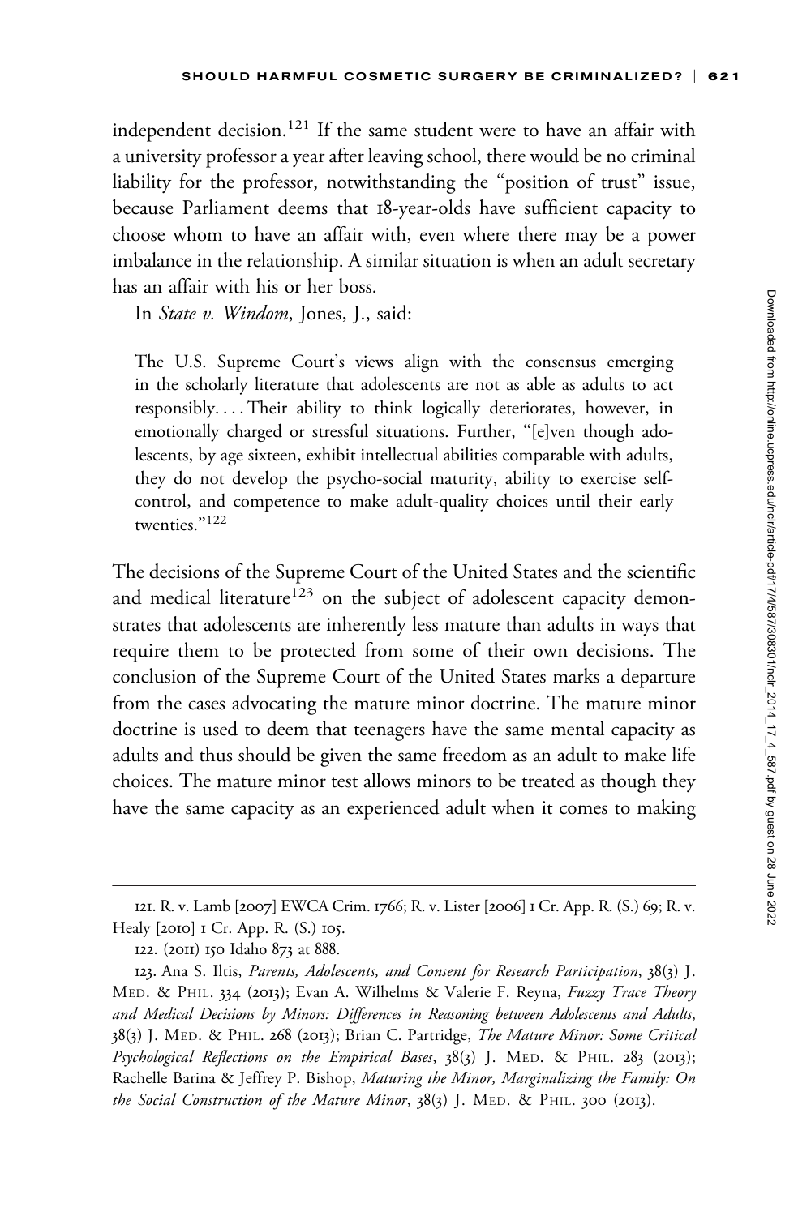independent decision.[121] If the same student were to have an affair with a university professor a year after leaving school, there would be no criminal liability for the professor, notwithstanding the "position of trust" issue, because Parliament deems that 18-year-olds have sufficient capacity to choose whom to have an affair with, even where there may be a power imbalance in the relationship. A similar situation is when an adult secretary has an affair with his or her boss.

In *State v. Windom*, Jones, J., said:

> The U.S. Supreme Court's views align with the consensus emerging in the scholarly literature that adolescents are not as able as adults to act responsibly. . . . Their ability to think logically deteriorates, however, in emotionally charged or stressful situations. Further, "[e]ven though adolescents, by age sixteen, exhibit intellectual abilities comparable with adults, they do not develop the psycho-social maturity, ability to exercise self-control, and competence to make adult-quality choices until their early twenties."[122]

The decisions of the Supreme Court of the United States and the scientific and medical literature[123] on the subject of adolescent capacity demonstrates that adolescents are inherently less mature than adults in ways that require them to be protected from some of their own decisions. The conclusion of the Supreme Court of the United States marks a departure from the cases advocating the mature minor doctrine. The mature minor doctrine is used to deem that teenagers have the same mental capacity as adults and thus should be given the same freedom as an adult to make life choices. The mature minor test allows minors to be treated as though they have the same capacity as an experienced adult when it comes to making

---

121. R. v. Lamb [2007] EWCA Crim. 1766; R. v. Lister [2006] 1 Cr. App. R. (S.) 69; R. v. Healy [2010] 1 Cr. App. R. (S.) 105.

122. (2011) 150 Idaho 873 at 888.

123. Ana S. Iltis, *Parents, Adolescents, and Consent for Research Participation*, 38(3) J. Med. & Phil. 334 (2013); Evan A. Wilhelms & Valerie F. Reyna, *Fuzzy Trace Theory and Medical Decisions by Minors: Differences in Reasoning between Adolescents and Adults*, 38(3) J. Med. & Phil. 268 (2013); Brian C. Partridge, *The Mature Minor: Some Critical Psychological Reflections on the Empirical Bases*, 38(3) J. Med. & Phil. 283 (2013); Rachelle Barina & Jeffrey P. Bishop, *Maturing the Minor, Marginalizing the Family: On the Social Construction of the Mature Minor*, 38(3) J. Med. & Phil. 300 (2013).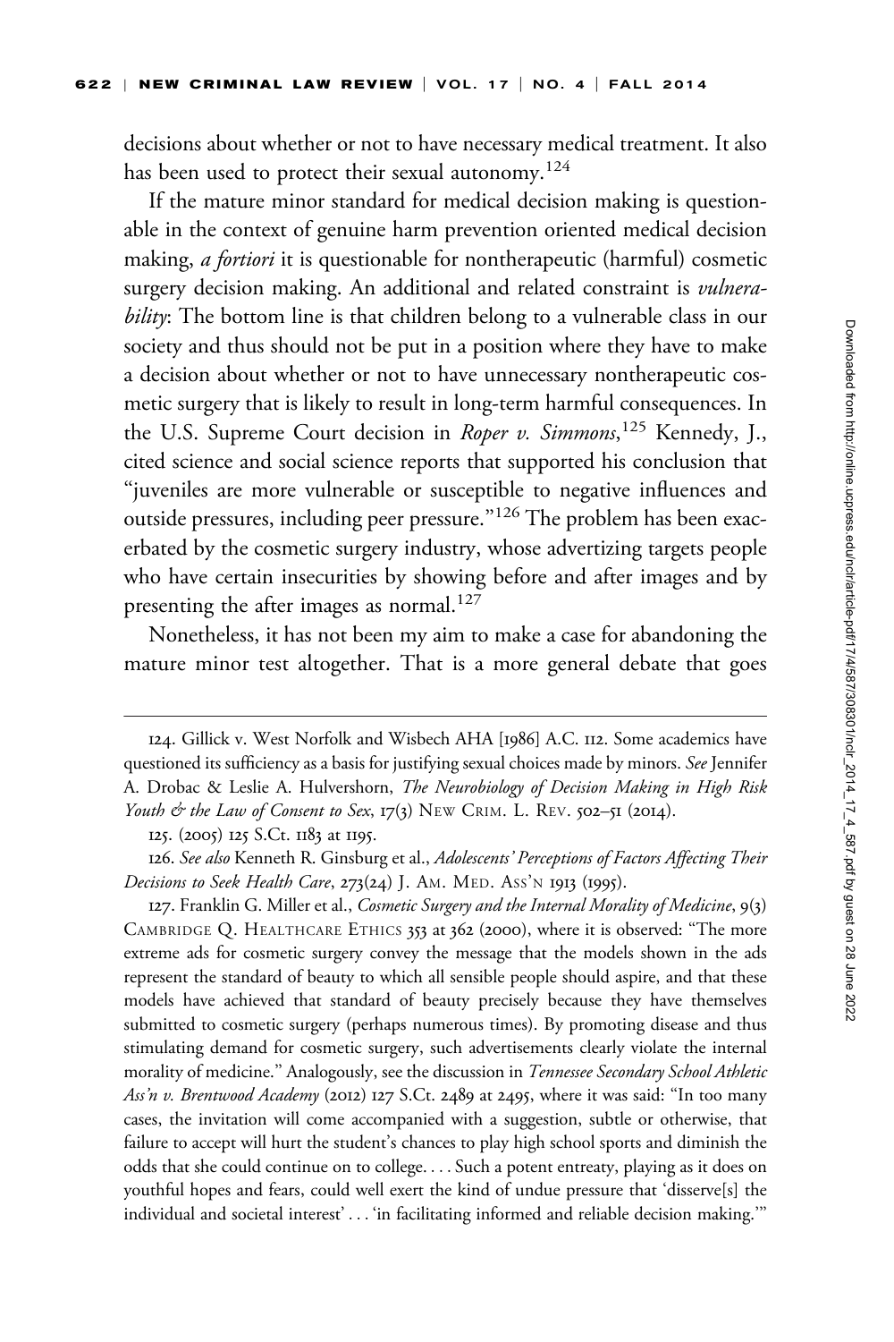decisions about whether or not to have necessary medical treatment. It also has been used to protect their sexual autonomy.[124]

If the mature minor standard for medical decision making is questionable in the context of genuine harm prevention oriented medical decision making, *a fortiori* it is questionable for nontherapeutic (harmful) cosmetic surgery decision making. An additional and related constraint is *vulnerability*: The bottom line is that children belong to a vulnerable class in our society and thus should not be put in a position where they have to make a decision about whether or not to have unnecessary nontherapeutic cosmetic surgery that is likely to result in long-term harmful consequences. In the U.S. Supreme Court decision in *Roper v. Simmons*,[125] Kennedy, J., cited science and social science reports that supported his conclusion that "juveniles are more vulnerable or susceptible to negative influences and outside pressures, including peer pressure."[126] The problem has been exacerbated by the cosmetic surgery industry, whose advertizing targets people who have certain insecurities by showing before and after images and by presenting the after images as normal.[127]

Nonetheless, it has not been my aim to make a case for abandoning the mature minor test altogether. That is a more general debate that goes

---

124. Gillick v. West Norfolk and Wisbech AHA [1986] A.C. 112. Some academics have questioned its sufficiency as a basis for justifying sexual choices made by minors. *See* Jennifer A. Drobac & Leslie A. Hulvershorn, *The Neurobiology of Decision Making in High Risk Youth & the Law of Consent to Sex*, 17(3) NEW CRIM. L. REV. 502–51 (2014).

125. (2005) 125 S.Ct. 1183 at 1195.

126. *See also* Kenneth R. Ginsburg et al., *Adolescents' Perceptions of Factors Affecting Their Decisions to Seek Health Care*, 273(24) J. AM. MED. ASS'N 1913 (1995).

127. Franklin G. Miller et al., *Cosmetic Surgery and the Internal Morality of Medicine*, 9(3) CAMBRIDGE Q. HEALTHCARE ETHICS 353 at 362 (2000), where it is observed: "The more extreme ads for cosmetic surgery convey the message that the models shown in the ads represent the standard of beauty to which all sensible people should aspire, and that these models have achieved that standard of beauty precisely because they have themselves submitted to cosmetic surgery (perhaps numerous times). By promoting disease and thus stimulating demand for cosmetic surgery, such advertisements clearly violate the internal morality of medicine." Analogously, see the discussion in *Tennessee Secondary School Athletic Ass'n v. Brentwood Academy* (2012) 127 S.Ct. 2489 at 2495, where it was said: "In too many cases, the invitation will come accompanied with a suggestion, subtle or otherwise, that failure to accept will hurt the student's chances to play high school sports and diminish the odds that she could continue on to college. . . . Such a potent entreaty, playing as it does on youthful hopes and fears, could well exert the kind of undue pressure that 'disserve[s] the individual and societal interest' . . . 'in facilitating informed and reliable decision making.'"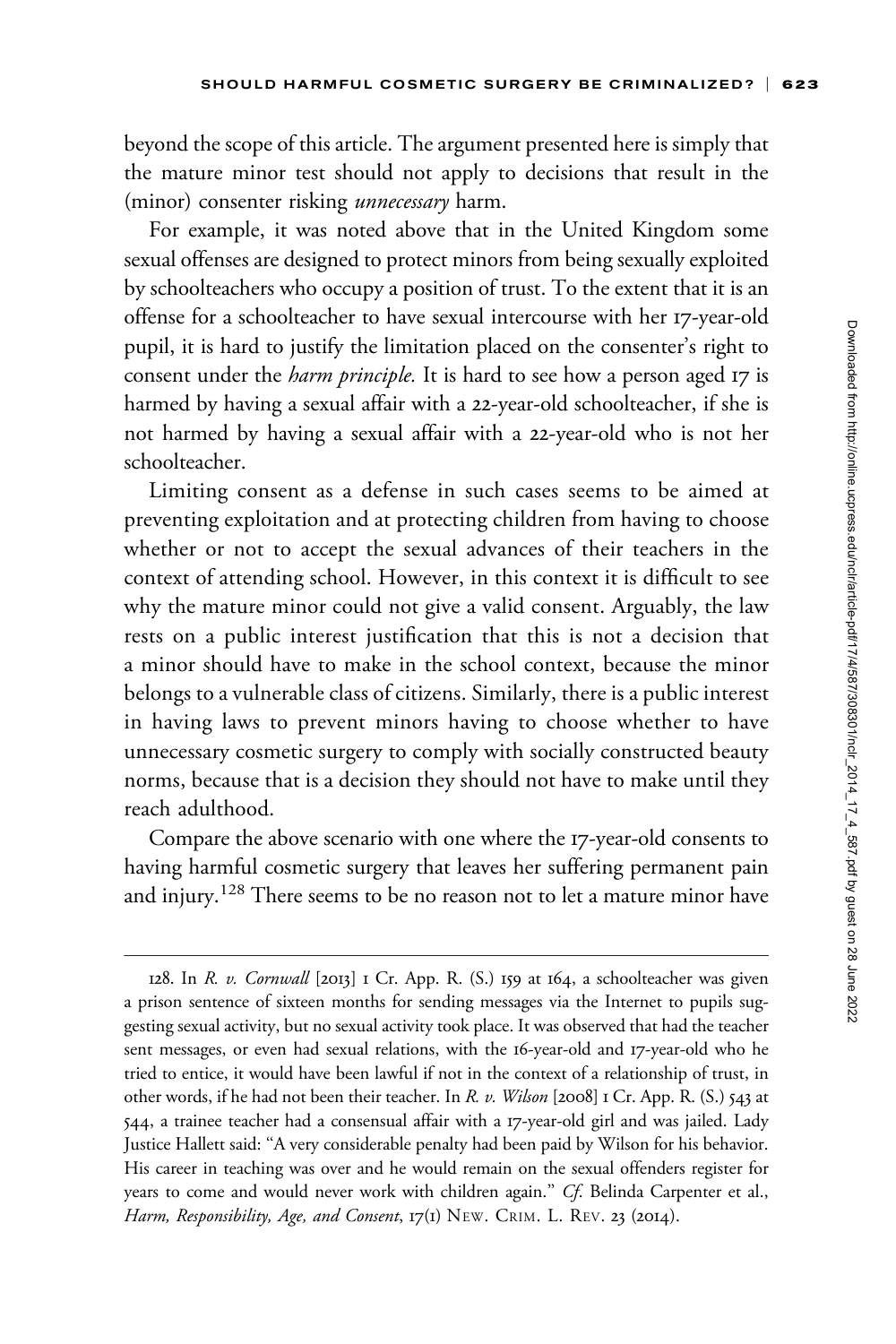beyond the scope of this article. The argument presented here is simply that the mature minor test should not apply to decisions that result in the (minor) consenter risking *unnecessary* harm.

For example, it was noted above that in the United Kingdom some sexual offenses are designed to protect minors from being sexually exploited by schoolteachers who occupy a position of trust. To the extent that it is an offense for a schoolteacher to have sexual intercourse with her 17-year-old pupil, it is hard to justify the limitation placed on the consenter's right to consent under the *harm principle.* It is hard to see how a person aged 17 is harmed by having a sexual affair with a 22-year-old schoolteacher, if she is not harmed by having a sexual affair with a 22-year-old who is not her schoolteacher.

Limiting consent as a defense in such cases seems to be aimed at preventing exploitation and at protecting children from having to choose whether or not to accept the sexual advances of their teachers in the context of attending school. However, in this context it is difficult to see why the mature minor could not give a valid consent. Arguably, the law rests on a public interest justification that this is not a decision that a minor should have to make in the school context, because the minor belongs to a vulnerable class of citizens. Similarly, there is a public interest in having laws to prevent minors having to choose whether to have unnecessary cosmetic surgery to comply with socially constructed beauty norms, because that is a decision they should not have to make until they reach adulthood.

Compare the above scenario with one where the 17-year-old consents to having harmful cosmetic surgery that leaves her suffering permanent pain and injury.[128] There seems to be no reason not to let a mature minor have

---

128. In *R. v. Cornwall* [2013] 1 Cr. App. R. (S.) 159 at 164, a schoolteacher was given a prison sentence of sixteen months for sending messages via the Internet to pupils suggesting sexual activity, but no sexual activity took place. It was observed that had the teacher sent messages, or even had sexual relations, with the 16-year-old and 17-year-old who he tried to entice, it would have been lawful if not in the context of a relationship of trust, in other words, if he had not been their teacher. In *R. v. Wilson* [2008] 1 Cr. App. R. (S.) 543 at 544, a trainee teacher had a consensual affair with a 17-year-old girl and was jailed. Lady Justice Hallett said: "A very considerable penalty had been paid by Wilson for his behavior. His career in teaching was over and he would remain on the sexual offenders register for years to come and would never work with children again." *Cf.* Belinda Carpenter et al., *Harm, Responsibility, Age, and Consent*, 17(1) New. Crim. L. Rev. 23 (2014).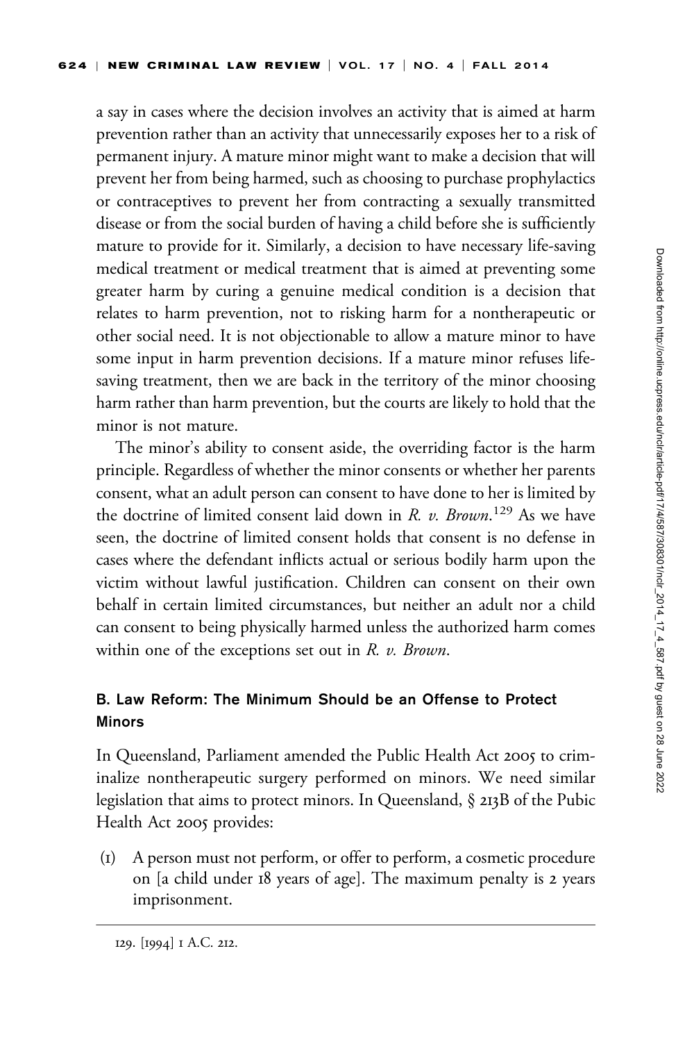a say in cases where the decision involves an activity that is aimed at harm prevention rather than an activity that unnecessarily exposes her to a risk of permanent injury. A mature minor might want to make a decision that will prevent her from being harmed, such as choosing to purchase prophylactics or contraceptives to prevent her from contracting a sexually transmitted disease or from the social burden of having a child before she is sufficiently mature to provide for it. Similarly, a decision to have necessary life-saving medical treatment or medical treatment that is aimed at preventing some greater harm by curing a genuine medical condition is a decision that relates to harm prevention, not to risking harm for a nontherapeutic or other social need. It is not objectionable to allow a mature minor to have some input in harm prevention decisions. If a mature minor refuses life-saving treatment, then we are back in the territory of the minor choosing harm rather than harm prevention, but the courts are likely to hold that the minor is not mature.

The minor's ability to consent aside, the overriding factor is the harm principle. Regardless of whether the minor consents or whether her parents consent, what an adult person can consent to have done to her is limited by the doctrine of limited consent laid down in *R. v. Brown*.[129] As we have seen, the doctrine of limited consent holds that consent is no defense in cases where the defendant inflicts actual or serious bodily harm upon the victim without lawful justification. Children can consent on their own behalf in certain limited circumstances, but neither an adult nor a child can consent to being physically harmed unless the authorized harm comes within one of the exceptions set out in *R. v. Brown*.

### B. Law Reform: The Minimum Should be an Offense to Protect Minors

In Queensland, Parliament amended the Public Health Act 2005 to criminalize nontherapeutic surgery performed on minors. We need similar legislation that aims to protect minors. In Queensland, § 213B of the Pubic Health Act 2005 provides:

(1) A person must not perform, or offer to perform, a cosmetic procedure on [a child under 18 years of age]. The maximum penalty is 2 years imprisonment.

129. [1994] 1 A.C. 212.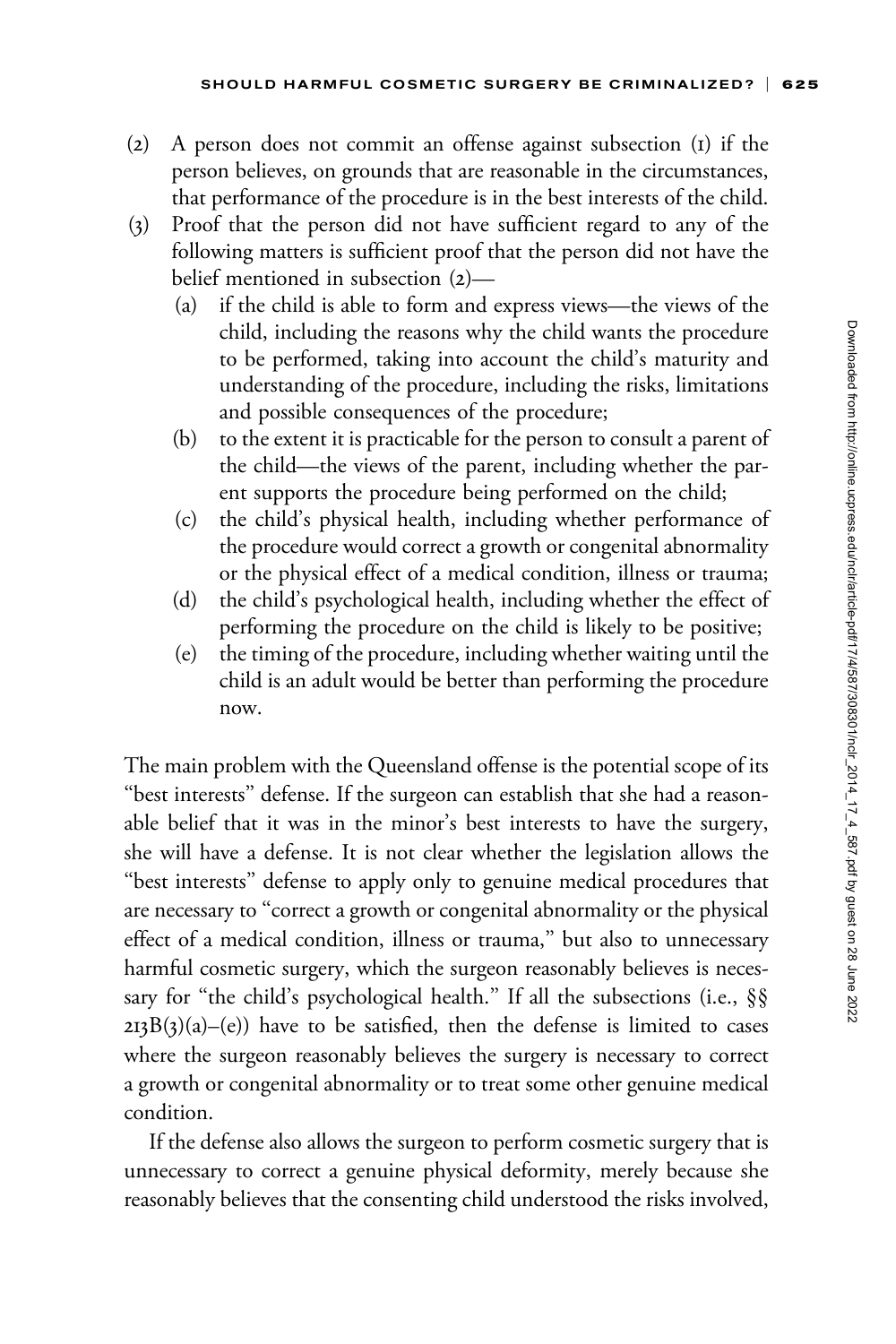(2) A person does not commit an offense against subsection (1) if the person believes, on grounds that are reasonable in the circumstances, that performance of the procedure is in the best interests of the child.

(3) Proof that the person did not have sufficient regard to any of the following matters is sufficient proof that the person did not have the belief mentioned in subsection (2)—

   (a) if the child is able to form and express views—the views of the child, including the reasons why the child wants the procedure to be performed, taking into account the child's maturity and understanding of the procedure, including the risks, limitations and possible consequences of the procedure;

   (b) to the extent it is practicable for the person to consult a parent of the child—the views of the parent, including whether the parent supports the procedure being performed on the child;

   (c) the child's physical health, including whether performance of the procedure would correct a growth or congenital abnormality or the physical effect of a medical condition, illness or trauma;

   (d) the child's psychological health, including whether the effect of performing the procedure on the child is likely to be positive;

   (e) the timing of the procedure, including whether waiting until the child is an adult would be better than performing the procedure now.

The main problem with the Queensland offense is the potential scope of its "best interests" defense. If the surgeon can establish that she had a reasonable belief that it was in the minor's best interests to have the surgery, she will have a defense. It is not clear whether the legislation allows the "best interests" defense to apply only to genuine medical procedures that are necessary to "correct a growth or congenital abnormality or the physical effect of a medical condition, illness or trauma," but also to unnecessary harmful cosmetic surgery, which the surgeon reasonably believes is necessary for "the child's psychological health." If all the subsections (i.e., §§ 213B(3)(a)–(e)) have to be satisfied, then the defense is limited to cases where the surgeon reasonably believes the surgery is necessary to correct a growth or congenital abnormality or to treat some other genuine medical condition.

If the defense also allows the surgeon to perform cosmetic surgery that is unnecessary to correct a genuine physical deformity, merely because she reasonably believes that the consenting child understood the risks involved,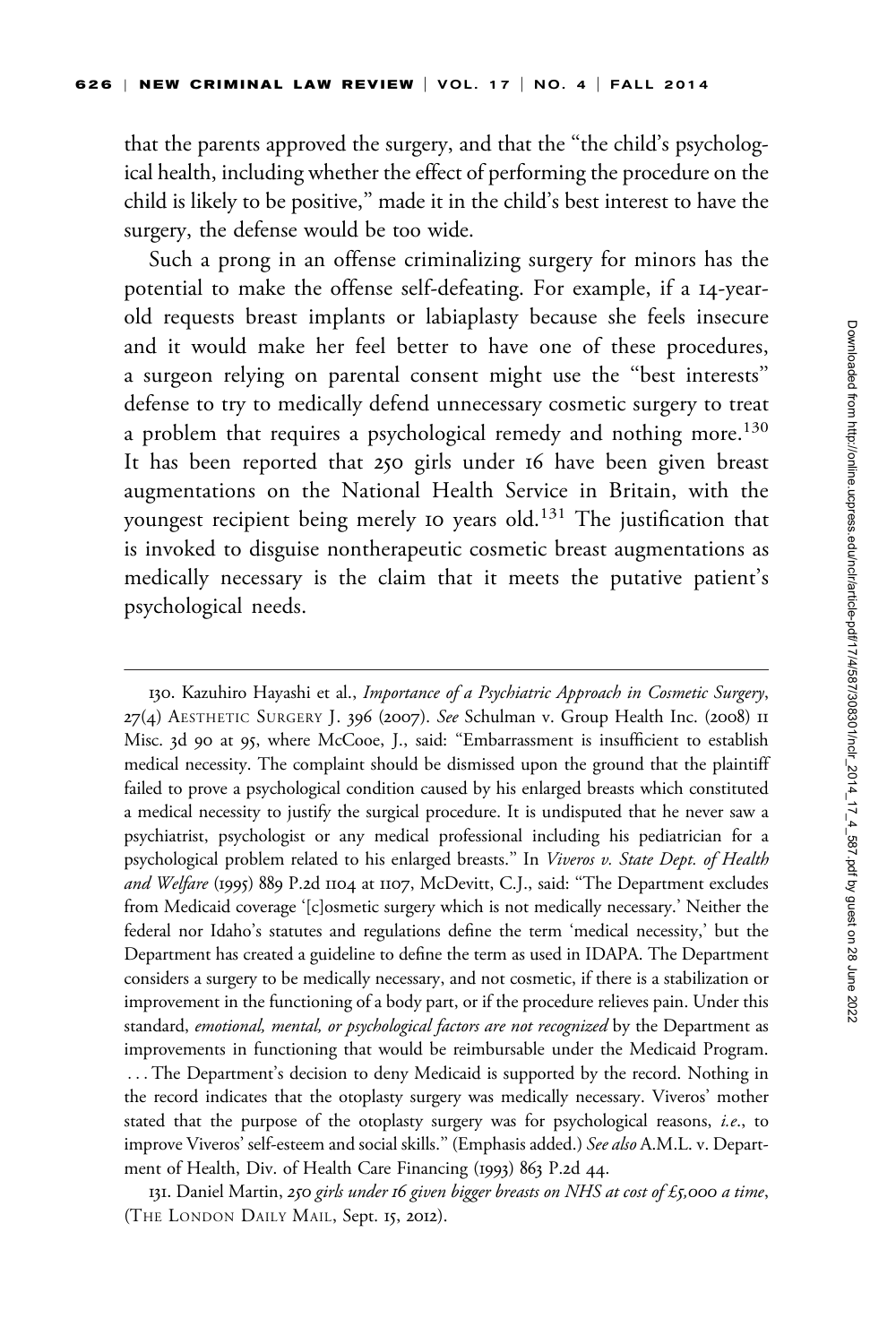that the parents approved the surgery, and that the "the child's psychological health, including whether the effect of performing the procedure on the child is likely to be positive," made it in the child's best interest to have the surgery, the defense would be too wide.

Such a prong in an offense criminalizing surgery for minors has the potential to make the offense self-defeating. For example, if a 14-year-old requests breast implants or labiaplasty because she feels insecure and it would make her feel better to have one of these procedures, a surgeon relying on parental consent might use the "best interests" defense to try to medically defend unnecessary cosmetic surgery to treat a problem that requires a psychological remedy and nothing more.[130] It has been reported that 250 girls under 16 have been given breast augmentations on the National Health Service in Britain, with the youngest recipient being merely 10 years old.[131] The justification that is invoked to disguise nontherapeutic cosmetic breast augmentations as medically necessary is the claim that it meets the putative patient's psychological needs.

---

130. Kazuhiro Hayashi et al., *Importance of a Psychiatric Approach in Cosmetic Surgery*, 27(4) AESTHETIC SURGERY J. 396 (2007). *See* Schulman v. Group Health Inc. (2008) 11 Misc. 3d 90 at 95, where McCooe, J., said: "Embarrassment is insufficient to establish medical necessity. The complaint should be dismissed upon the ground that the plaintiff failed to prove a psychological condition caused by his enlarged breasts which constituted a medical necessity to justify the surgical procedure. It is undisputed that he never saw a psychiatrist, psychologist or any medical professional including his pediatrician for a psychological problem related to his enlarged breasts." In *Viveros v. State Dept. of Health and Welfare* (1995) 889 P.2d 1104 at 1107, McDevitt, C.J., said: "The Department excludes from Medicaid coverage '[c]osmetic surgery which is not medically necessary.' Neither the federal nor Idaho's statutes and regulations define the term 'medical necessity,' but the Department has created a guideline to define the term as used in IDAPA. The Department considers a surgery to be medically necessary, and not cosmetic, if there is a stabilization or improvement in the functioning of a body part, or if the procedure relieves pain. Under this standard, *emotional, mental, or psychological factors are not recognized* by the Department as improvements in functioning that would be reimbursable under the Medicaid Program. . . . The Department's decision to deny Medicaid is supported by the record. Nothing in the record indicates that the otoplasty surgery was medically necessary. Viveros' mother stated that the purpose of the otoplasty surgery was for psychological reasons, *i.e.*, to improve Viveros' self-esteem and social skills." (Emphasis added.) *See also* A.M.L. v. Department of Health, Div. of Health Care Financing (1993) 863 P.2d 44.

131. Daniel Martin, *250 girls under 16 given bigger breasts on NHS at cost of £5,000 a time*, (THE LONDON DAILY MAIL, Sept. 15, 2012).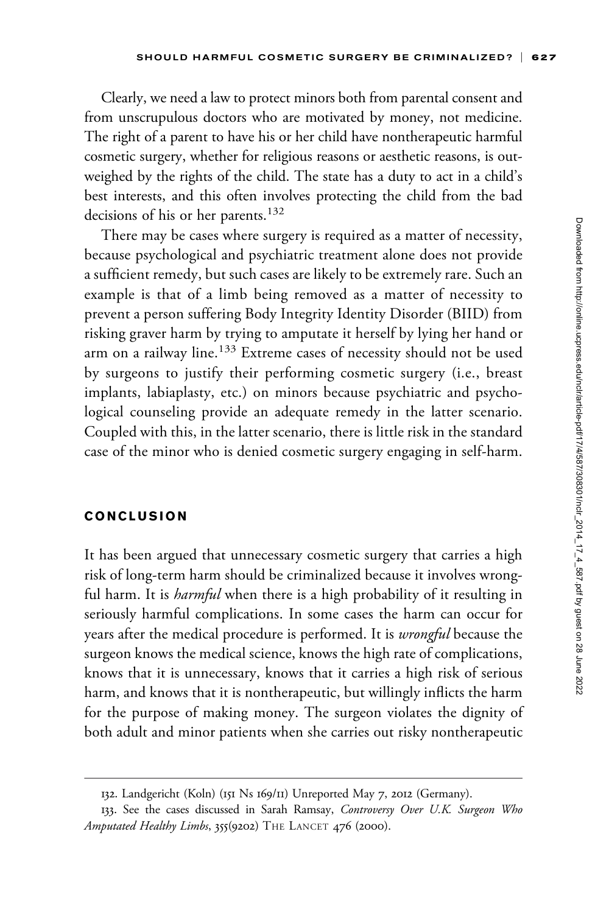Clearly, we need a law to protect minors both from parental consent and from unscrupulous doctors who are motivated by money, not medicine. The right of a parent to have his or her child have nontherapeutic harmful cosmetic surgery, whether for religious reasons or aesthetic reasons, is outweighed by the rights of the child. The state has a duty to act in a child's best interests, and this often involves protecting the child from the bad decisions of his or her parents.[132]

There may be cases where surgery is required as a matter of necessity, because psychological and psychiatric treatment alone does not provide a sufficient remedy, but such cases are likely to be extremely rare. Such an example is that of a limb being removed as a matter of necessity to prevent a person suffering Body Integrity Identity Disorder (BIID) from risking graver harm by trying to amputate it herself by lying her hand or arm on a railway line.[133] Extreme cases of necessity should not be used by surgeons to justify their performing cosmetic surgery (i.e., breast implants, labiaplasty, etc.) on minors because psychiatric and psychological counseling provide an adequate remedy in the latter scenario. Coupled with this, in the latter scenario, there is little risk in the standard case of the minor who is denied cosmetic surgery engaging in self-harm.

## CONCLUSION

It has been argued that unnecessary cosmetic surgery that carries a high risk of long-term harm should be criminalized because it involves wrongful harm. It is *harmful* when there is a high probability of it resulting in seriously harmful complications. In some cases the harm can occur for years after the medical procedure is performed. It is *wrongful* because the surgeon knows the medical science, knows the high rate of complications, knows that it is unnecessary, knows that it carries a high risk of serious harm, and knows that it is nontherapeutic, but willingly inflicts the harm for the purpose of making money. The surgeon violates the dignity of both adult and minor patients when she carries out risky nontherapeutic

132. Landgericht (Koln) (151 Ns 169/11) Unreported May 7, 2012 (Germany).

133. See the cases discussed in Sarah Ramsay, *Controversy Over U.K. Surgeon Who Amputated Healthy Limbs*, 355(9202) The Lancet 476 (2000).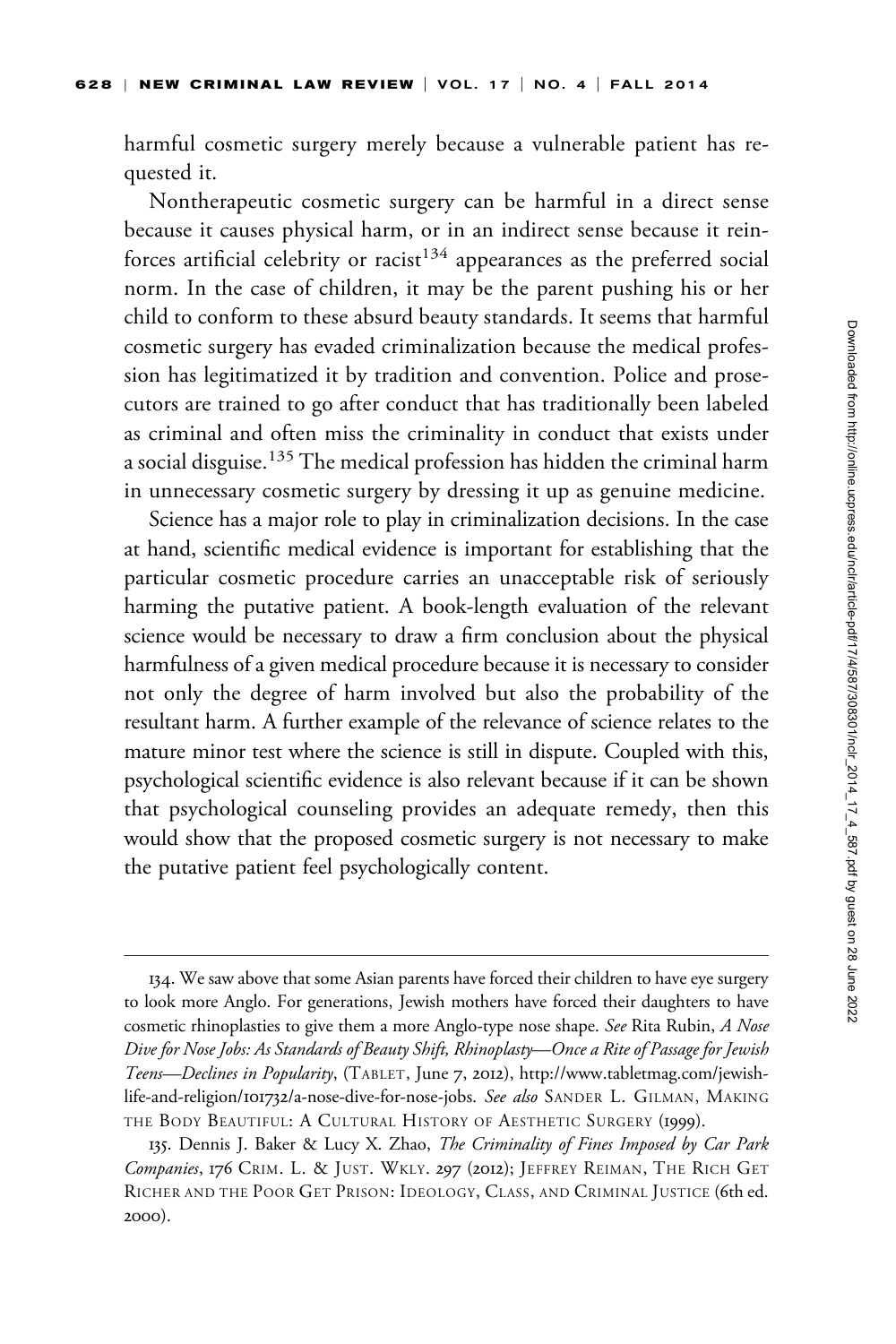harmful cosmetic surgery merely because a vulnerable patient has requested it.

Nontherapeutic cosmetic surgery can be harmful in a direct sense because it causes physical harm, or in an indirect sense because it reinforces artificial celebrity or racist[134] appearances as the preferred social norm. In the case of children, it may be the parent pushing his or her child to conform to these absurd beauty standards. It seems that harmful cosmetic surgery has evaded criminalization because the medical profession has legitimatized it by tradition and convention. Police and prosecutors are trained to go after conduct that has traditionally been labeled as criminal and often miss the criminality in conduct that exists under a social disguise.[135] The medical profession has hidden the criminal harm in unnecessary cosmetic surgery by dressing it up as genuine medicine.

Science has a major role to play in criminalization decisions. In the case at hand, scientific medical evidence is important for establishing that the particular cosmetic procedure carries an unacceptable risk of seriously harming the putative patient. A book-length evaluation of the relevant science would be necessary to draw a firm conclusion about the physical harmfulness of a given medical procedure because it is necessary to consider not only the degree of harm involved but also the probability of the resultant harm. A further example of the relevance of science relates to the mature minor test where the science is still in dispute. Coupled with this, psychological scientific evidence is also relevant because if it can be shown that psychological counseling provides an adequate remedy, then this would show that the proposed cosmetic surgery is not necessary to make the putative patient feel psychologically content.

---

134. We saw above that some Asian parents have forced their children to have eye surgery to look more Anglo. For generations, Jewish mothers have forced their daughters to have cosmetic rhinoplasties to give them a more Anglo-type nose shape. *See* Rita Rubin, *A Nose Dive for Nose Jobs: As Standards of Beauty Shift, Rhinoplasty—Once a Rite of Passage for Jewish Teens—Declines in Popularity*, (TABLET, June 7, 2012), http://www.tabletmag.com/jewish-life-and-religion/101732/a-nose-dive-for-nose-jobs. *See also* SANDER L. GILMAN, MAKING THE BODY BEAUTIFUL: A CULTURAL HISTORY OF AESTHETIC SURGERY (1999).

135. Dennis J. Baker & Lucy X. Zhao, *The Criminality of Fines Imposed by Car Park Companies*, 176 CRIM. L. & JUST. WKLY. 297 (2012); JEFFREY REIMAN, THE RICH GET RICHER AND THE POOR GET PRISON: IDEOLOGY, CLASS, AND CRIMINAL JUSTICE (6th ed. 2000).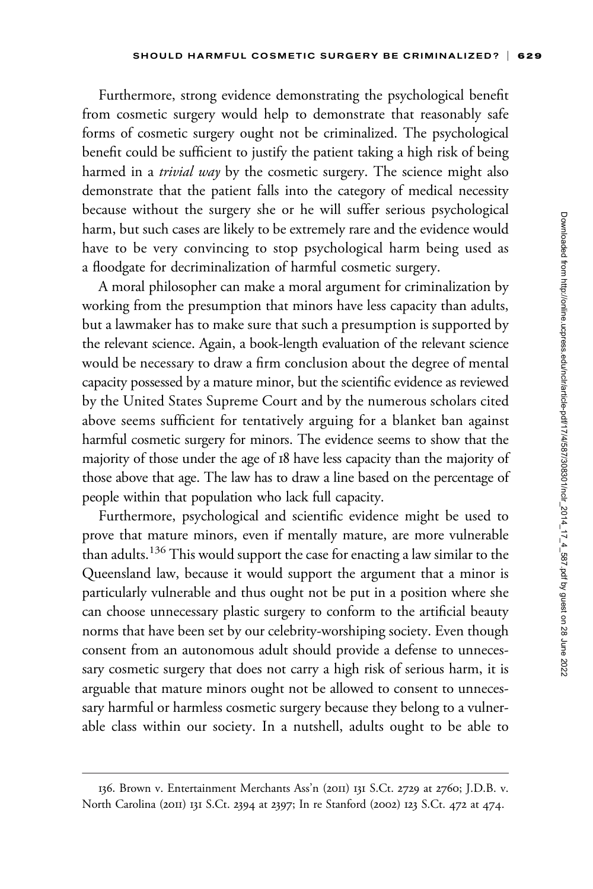Furthermore, strong evidence demonstrating the psychological benefit from cosmetic surgery would help to demonstrate that reasonably safe forms of cosmetic surgery ought not be criminalized. The psychological benefit could be sufficient to justify the patient taking a high risk of being harmed in a *trivial way* by the cosmetic surgery. The science might also demonstrate that the patient falls into the category of medical necessity because without the surgery she or he will suffer serious psychological harm, but such cases are likely to be extremely rare and the evidence would have to be very convincing to stop psychological harm being used as a floodgate for decriminalization of harmful cosmetic surgery.

A moral philosopher can make a moral argument for criminalization by working from the presumption that minors have less capacity than adults, but a lawmaker has to make sure that such a presumption is supported by the relevant science. Again, a book-length evaluation of the relevant science would be necessary to draw a firm conclusion about the degree of mental capacity possessed by a mature minor, but the scientific evidence as reviewed by the United States Supreme Court and by the numerous scholars cited above seems sufficient for tentatively arguing for a blanket ban against harmful cosmetic surgery for minors. The evidence seems to show that the majority of those under the age of 18 have less capacity than the majority of those above that age. The law has to draw a line based on the percentage of people within that population who lack full capacity.

Furthermore, psychological and scientific evidence might be used to prove that mature minors, even if mentally mature, are more vulnerable than adults.[136] This would support the case for enacting a law similar to the Queensland law, because it would support the argument that a minor is particularly vulnerable and thus ought not be put in a position where she can choose unnecessary plastic surgery to conform to the artificial beauty norms that have been set by our celebrity-worshiping society. Even though consent from an autonomous adult should provide a defense to unnecessary cosmetic surgery that does not carry a high risk of serious harm, it is arguable that mature minors ought not be allowed to consent to unnecessary harmful or harmless cosmetic surgery because they belong to a vulnerable class within our society. In a nutshell, adults ought to be able to

136. Brown v. Entertainment Merchants Ass'n (2011) 131 S.Ct. 2729 at 2760; J.D.B. v. North Carolina (2011) 131 S.Ct. 2394 at 2397; In re Stanford (2002) 123 S.Ct. 472 at 474.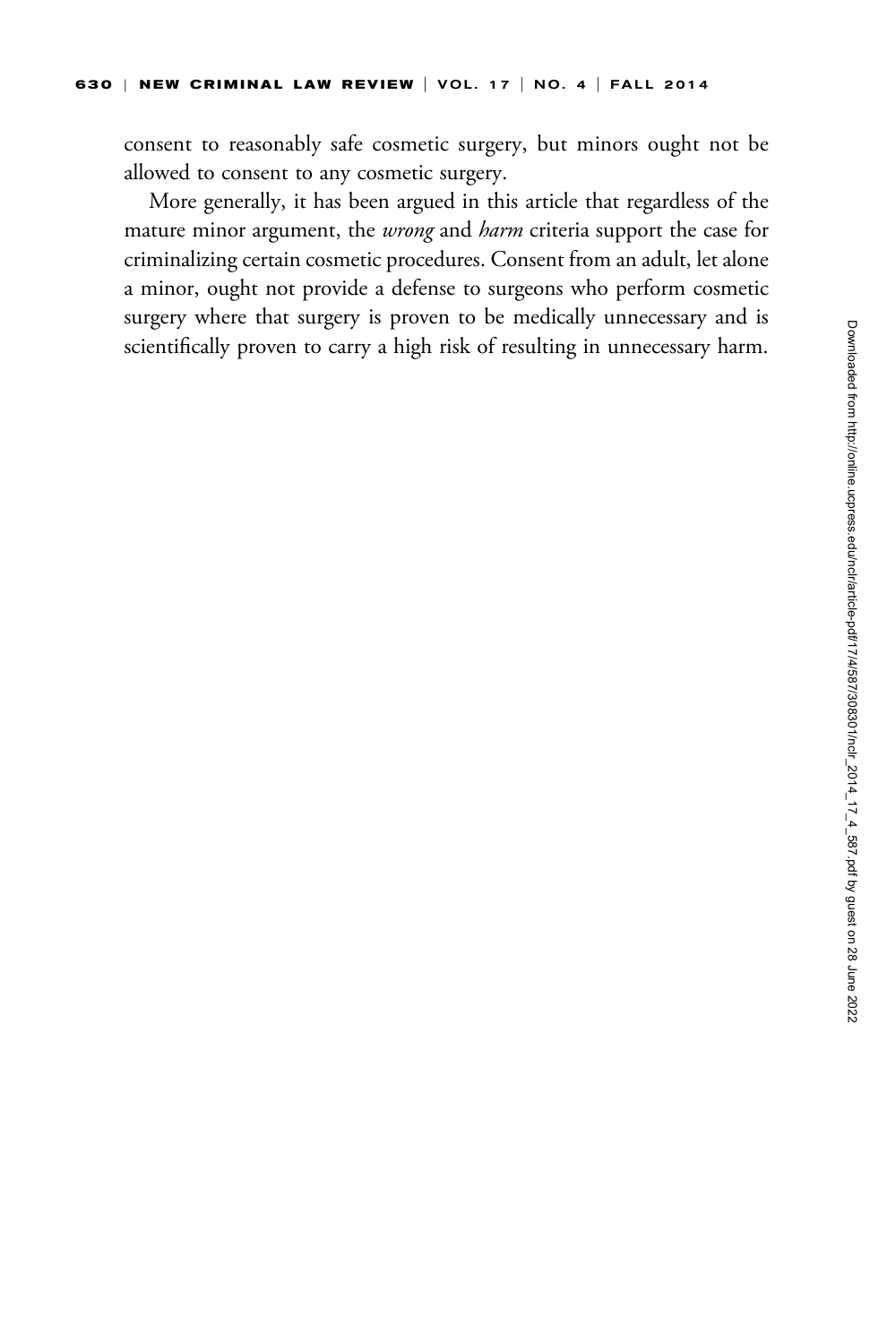consent to reasonably safe cosmetic surgery, but minors ought not be allowed to consent to any cosmetic surgery.

More generally, it has been argued in this article that regardless of the mature minor argument, the *wrong* and *harm* criteria support the case for criminalizing certain cosmetic procedures. Consent from an adult, let alone a minor, ought not provide a defense to surgeons who perform cosmetic surgery where that surgery is proven to be medically unnecessary and is scientifically proven to carry a high risk of resulting in unnecessary harm.